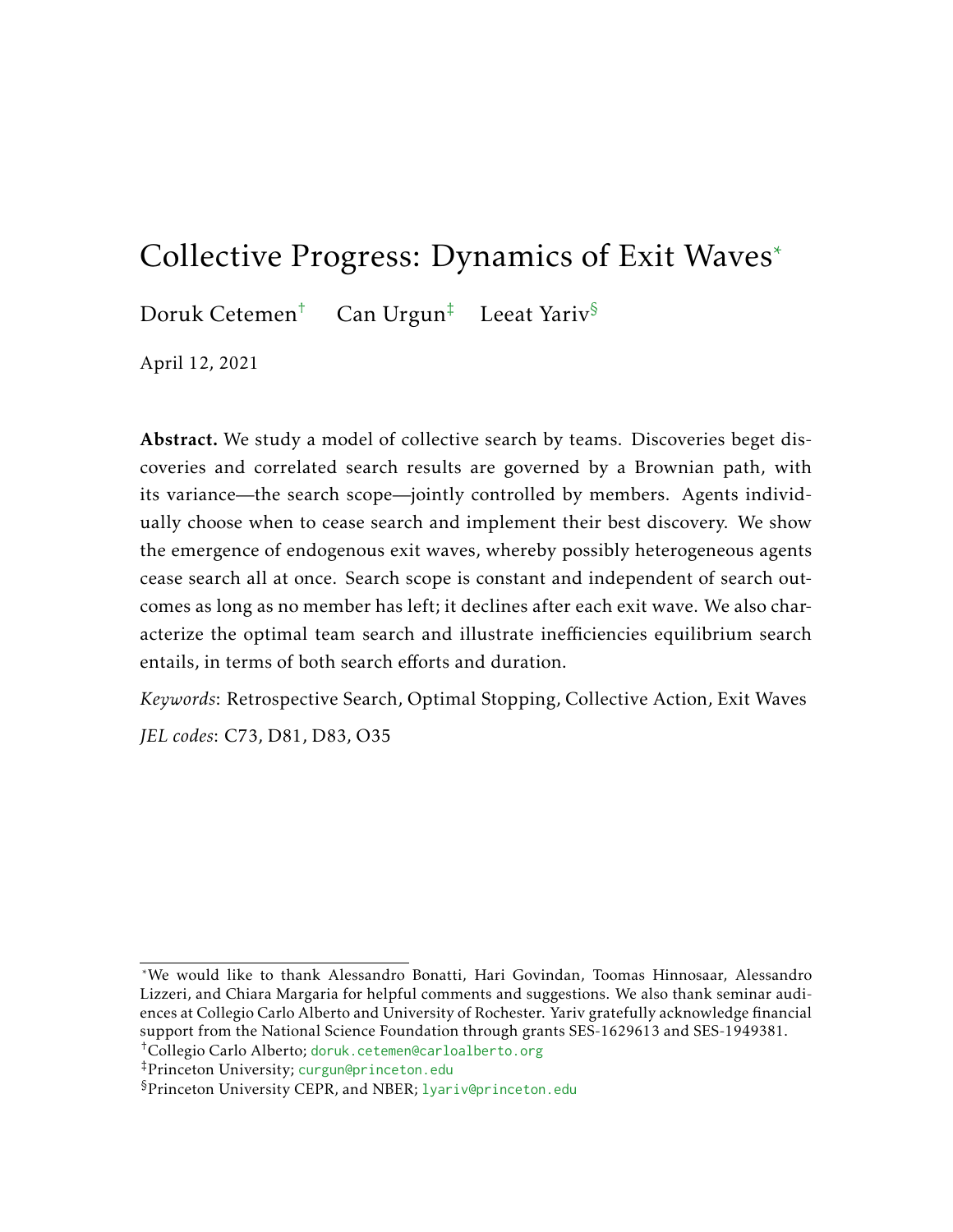# Collective Progress: Dynamics of Exit Waves*

Doruk Cetemen† Can Urgun‡ Leeat Yariv§

April 12, 2021

**Abstract.** We study a model of collective search by teams. Discoveries beget discoveries and correlated search results are governed by a Brownian path, with its variance—the search scope—jointly controlled by members. Agents individually choose when to cease search and implement their best discovery. We show the emergence of endogenous exit waves, whereby possibly heterogeneous agents cease search all at once. Search scope is constant and independent of search outcomes as long as no member has left; it declines after each exit wave. We also characterize the optimal team search and illustrate inefficiencies equilibrium search entails, in terms of both search efforts and duration.

*Keywords*: Retrospective Search, Optimal Stopping, Collective Action, Exit Waves

*JEL codes*: C73, D81, D83, O35

---

*We would like to thank Alessandro Bonatti, Hari Govindan, Toomas Hinnosaar, Alessandro Lizzeri, and Chiara Margaria for helpful comments and suggestions. We also thank seminar audiences at Collegio Carlo Alberto and University of Rochester. Yariv gratefully acknowledge financial support from the National Science Foundation through grants SES-1629613 and SES-1949381.

†Collegio Carlo Alberto; doruk.cetemen@carloalberto.org

‡Princeton University; curgun@princeton.edu

§Princeton University CEPR, and NBER; lyariv@princeton.edu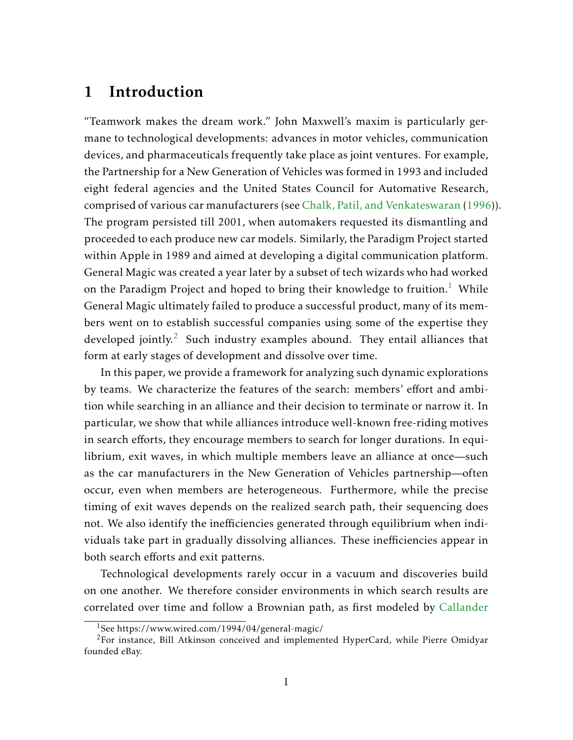# 1 Introduction

"Teamwork makes the dream work." John Maxwell's maxim is particularly germane to technological developments: advances in motor vehicles, communication devices, and pharmaceuticals frequently take place as joint ventures. For example, the Partnership for a New Generation of Vehicles was formed in 1993 and included eight federal agencies and the United States Council for Automative Research, comprised of various car manufacturers (see Chalk, Patil, and Venkateswaran (1996)). The program persisted till 2001, when automakers requested its dismantling and proceeded to each produce new car models. Similarly, the Paradigm Project started within Apple in 1989 and aimed at developing a digital communication platform. General Magic was created a year later by a subset of tech wizards who had worked on the Paradigm Project and hoped to bring their knowledge to fruition.[1] While General Magic ultimately failed to produce a successful product, many of its members went on to establish successful companies using some of the expertise they developed jointly.[2] Such industry examples abound. They entail alliances that form at early stages of development and dissolve over time.

In this paper, we provide a framework for analyzing such dynamic explorations by teams. We characterize the features of the search: members' effort and ambition while searching in an alliance and their decision to terminate or narrow it. In particular, we show that while alliances introduce well-known free-riding motives in search efforts, they encourage members to search for longer durations. In equilibrium, exit waves, in which multiple members leave an alliance at once—such as the car manufacturers in the New Generation of Vehicles partnership—often occur, even when members are heterogeneous. Furthermore, while the precise timing of exit waves depends on the realized search path, their sequencing does not. We also identify the inefficiencies generated through equilibrium when individuals take part in gradually dissolving alliances. These inefficiencies appear in both search efforts and exit patterns.

Technological developments rarely occur in a vacuum and discoveries build on one another. We therefore consider environments in which search results are correlated over time and follow a Brownian path, as first modeled by Callander

[1] See https://www.wired.com/1994/04/general-magic/

[2] For instance, Bill Atkinson conceived and implemented HyperCard, while Pierre Omidyar founded eBay.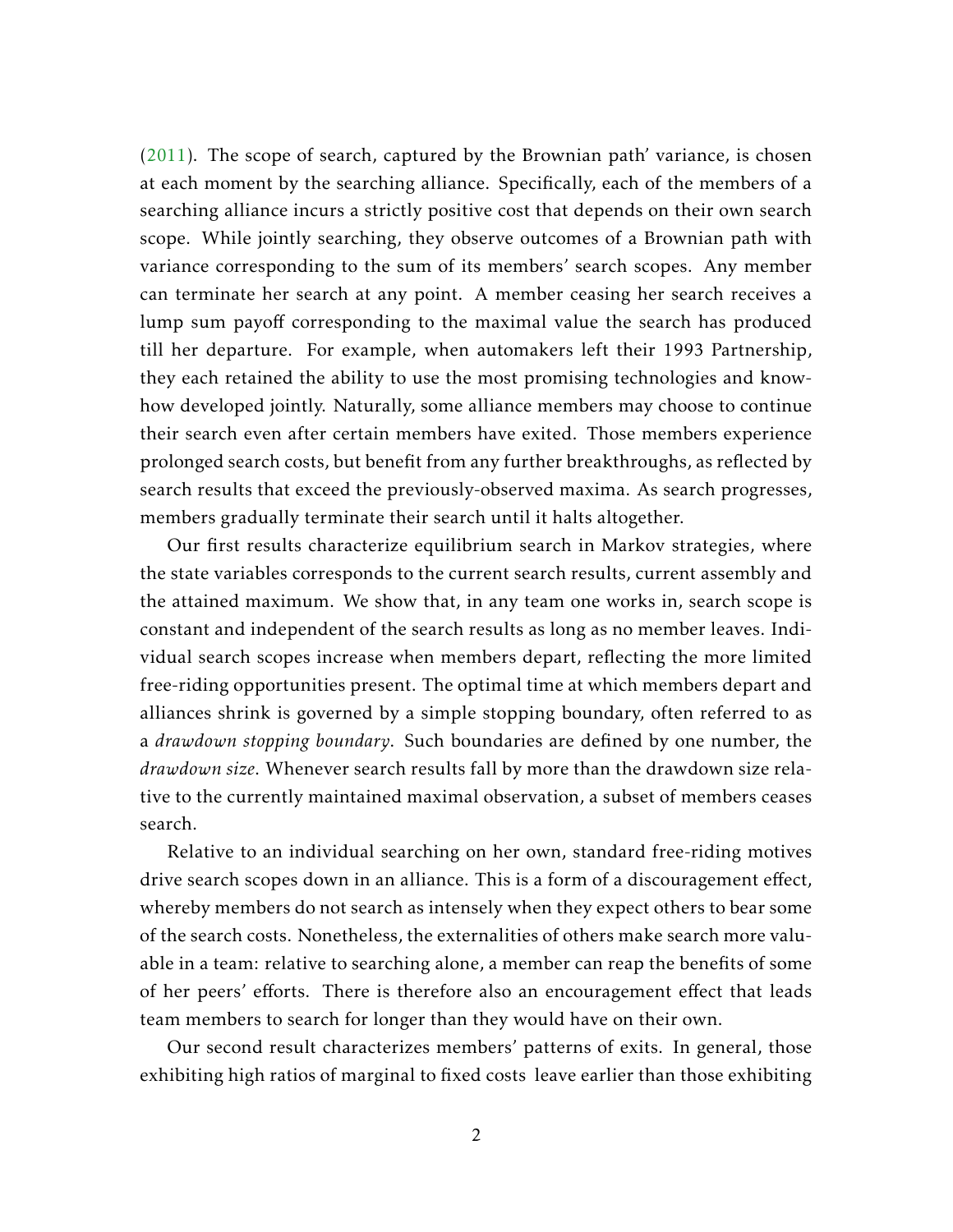(2011). The scope of search, captured by the Brownian path' variance, is chosen at each moment by the searching alliance. Specifically, each of the members of a searching alliance incurs a strictly positive cost that depends on their own search scope. While jointly searching, they observe outcomes of a Brownian path with variance corresponding to the sum of its members' search scopes. Any member can terminate her search at any point. A member ceasing her search receives a lump sum payoff corresponding to the maximal value the search has produced till her departure. For example, when automakers left their 1993 Partnership, they each retained the ability to use the most promising technologies and know-how developed jointly. Naturally, some alliance members may choose to continue their search even after certain members have exited. Those members experience prolonged search costs, but benefit from any further breakthroughs, as reflected by search results that exceed the previously-observed maxima. As search progresses, members gradually terminate their search until it halts altogether.

Our first results characterize equilibrium search in Markov strategies, where the state variables corresponds to the current search results, current assembly and the attained maximum. We show that, in any team one works in, search scope is constant and independent of the search results as long as no member leaves. Individual search scopes increase when members depart, reflecting the more limited free-riding opportunities present. The optimal time at which members depart and alliances shrink is governed by a simple stopping boundary, often referred to as a *drawdown stopping boundary*. Such boundaries are defined by one number, the *drawdown size*. Whenever search results fall by more than the drawdown size relative to the currently maintained maximal observation, a subset of members ceases search.

Relative to an individual searching on her own, standard free-riding motives drive search scopes down in an alliance. This is a form of a discouragement effect, whereby members do not search as intensely when they expect others to bear some of the search costs. Nonetheless, the externalities of others make search more valuable in a team: relative to searching alone, a member can reap the benefits of some of her peers' efforts. There is therefore also an encouragement effect that leads team members to search for longer than they would have on their own.

Our second result characterizes members' patterns of exits. In general, those exhibiting high ratios of marginal to fixed costs leave earlier than those exhibiting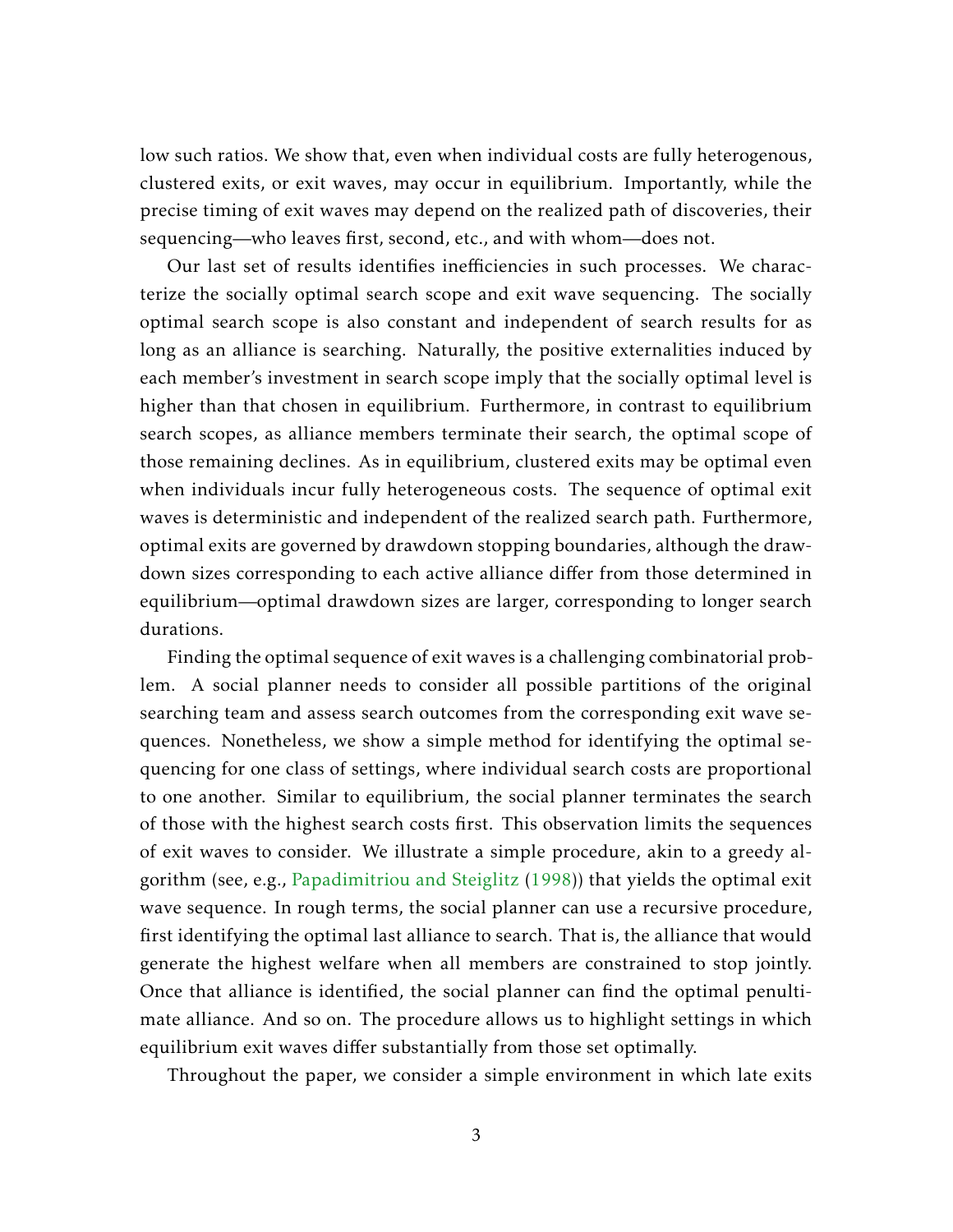low such ratios. We show that, even when individual costs are fully heterogenous, clustered exits, or exit waves, may occur in equilibrium. Importantly, while the precise timing of exit waves may depend on the realized path of discoveries, their sequencing—who leaves first, second, etc., and with whom—does not.

Our last set of results identifies inefficiencies in such processes. We characterize the socially optimal search scope and exit wave sequencing. The socially optimal search scope is also constant and independent of search results for as long as an alliance is searching. Naturally, the positive externalities induced by each member's investment in search scope imply that the socially optimal level is higher than that chosen in equilibrium. Furthermore, in contrast to equilibrium search scopes, as alliance members terminate their search, the optimal scope of those remaining declines. As in equilibrium, clustered exits may be optimal even when individuals incur fully heterogeneous costs. The sequence of optimal exit waves is deterministic and independent of the realized search path. Furthermore, optimal exits are governed by drawdown stopping boundaries, although the drawdown sizes corresponding to each active alliance differ from those determined in equilibrium—optimal drawdown sizes are larger, corresponding to longer search durations.

Finding the optimal sequence of exit waves is a challenging combinatorial problem. A social planner needs to consider all possible partitions of the original searching team and assess search outcomes from the corresponding exit wave sequences. Nonetheless, we show a simple method for identifying the optimal sequencing for one class of settings, where individual search costs are proportional to one another. Similar to equilibrium, the social planner terminates the search of those with the highest search costs first. This observation limits the sequences of exit waves to consider. We illustrate a simple procedure, akin to a greedy algorithm (see, e.g., Papadimitriou and Steiglitz (1998)) that yields the optimal exit wave sequence. In rough terms, the social planner can use a recursive procedure, first identifying the optimal last alliance to search. That is, the alliance that would generate the highest welfare when all members are constrained to stop jointly. Once that alliance is identified, the social planner can find the optimal penultimate alliance. And so on. The procedure allows us to highlight settings in which equilibrium exit waves differ substantially from those set optimally.

Throughout the paper, we consider a simple environment in which late exits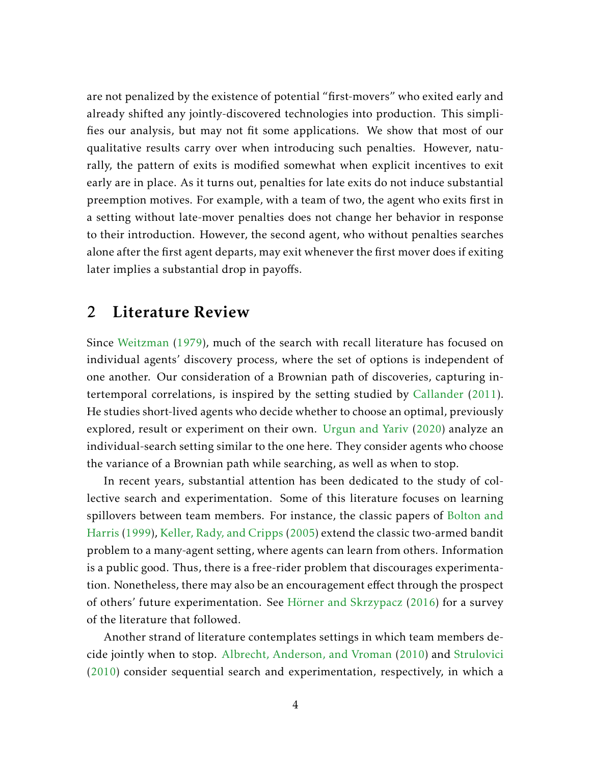are not penalized by the existence of potential "first-movers" who exited early and already shifted any jointly-discovered technologies into production. This simplifies our analysis, but may not fit some applications. We show that most of our qualitative results carry over when introducing such penalties. However, naturally, the pattern of exits is modified somewhat when explicit incentives to exit early are in place. As it turns out, penalties for late exits do not induce substantial preemption motives. For example, with a team of two, the agent who exits first in a setting without late-mover penalties does not change her behavior in response to their introduction. However, the second agent, who without penalties searches alone after the first agent departs, may exit whenever the first mover does if exiting later implies a substantial drop in payoffs.

## 2 Literature Review

Since Weitzman (1979), much of the search with recall literature has focused on individual agents' discovery process, where the set of options is independent of one another. Our consideration of a Brownian path of discoveries, capturing intertemporal correlations, is inspired by the setting studied by Callander (2011). He studies short-lived agents who decide whether to choose an optimal, previously explored, result or experiment on their own. Urgun and Yariv (2020) analyze an individual-search setting similar to the one here. They consider agents who choose the variance of a Brownian path while searching, as well as when to stop.

In recent years, substantial attention has been dedicated to the study of collective search and experimentation. Some of this literature focuses on learning spillovers between team members. For instance, the classic papers of Bolton and Harris (1999), Keller, Rady, and Cripps (2005) extend the classic two-armed bandit problem to a many-agent setting, where agents can learn from others. Information is a public good. Thus, there is a free-rider problem that discourages experimentation. Nonetheless, there may also be an encouragement effect through the prospect of others' future experimentation. See Hörner and Skrzypacz (2016) for a survey of the literature that followed.

Another strand of literature contemplates settings in which team members decide jointly when to stop. Albrecht, Anderson, and Vroman (2010) and Strulovici (2010) consider sequential search and experimentation, respectively, in which a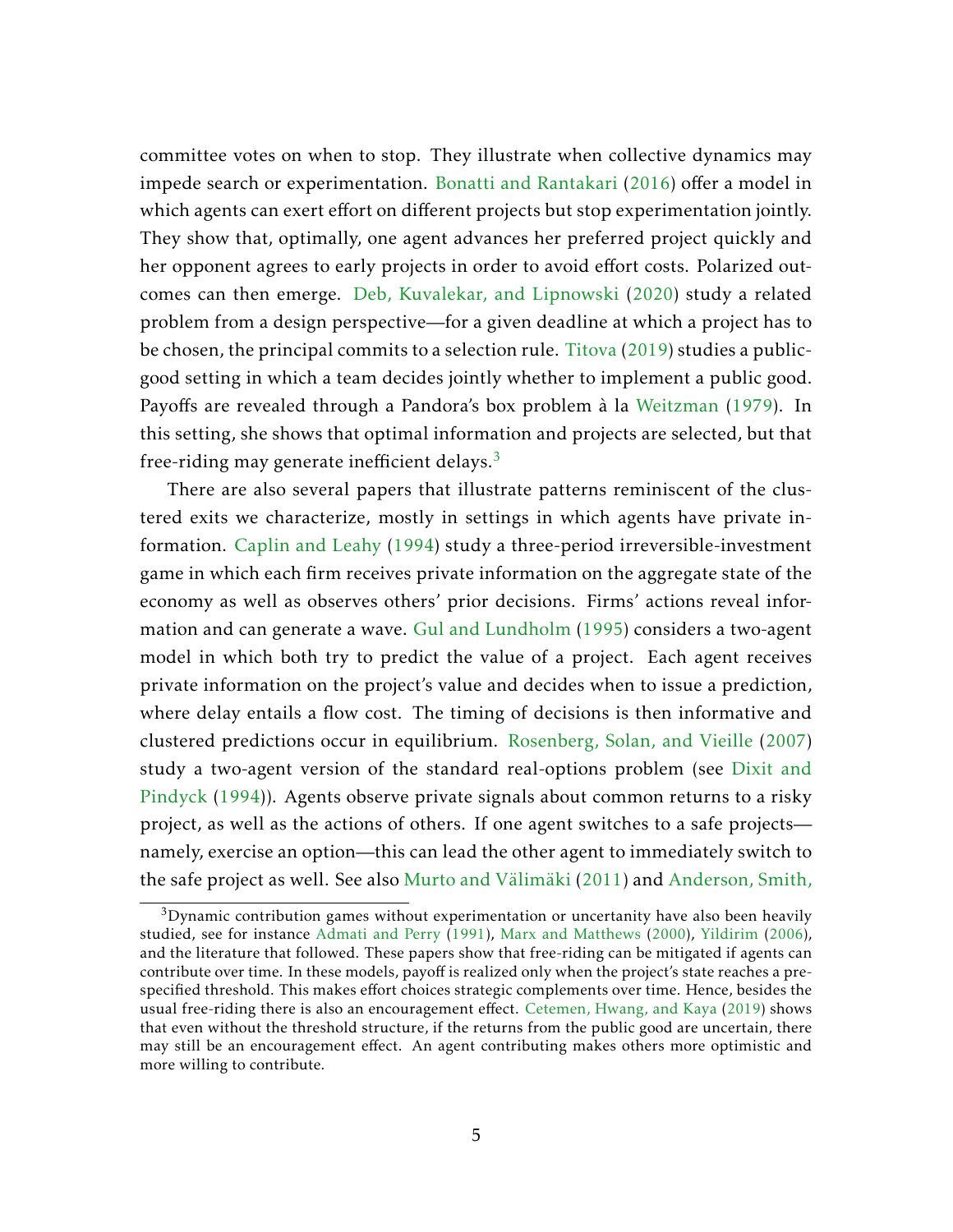committee votes on when to stop. They illustrate when collective dynamics may impede search or experimentation. Bonatti and Rantakari (2016) offer a model in which agents can exert effort on different projects but stop experimentation jointly. They show that, optimally, one agent advances her preferred project quickly and her opponent agrees to early projects in order to avoid effort costs. Polarized outcomes can then emerge. Deb, Kuvalekar, and Lipnowski (2020) study a related problem from a design perspective—for a given deadline at which a project has to be chosen, the principal commits to a selection rule. Titova (2019) studies a public-good setting in which a team decides jointly whether to implement a public good. Payoffs are revealed through a Pandora's box problem à la Weitzman (1979). In this setting, she shows that optimal information and projects are selected, but that free-riding may generate inefficient delays.[3]

There are also several papers that illustrate patterns reminiscent of the clustered exits we characterize, mostly in settings in which agents have private information. Caplin and Leahy (1994) study a three-period irreversible-investment game in which each firm receives private information on the aggregate state of the economy as well as observes others' prior decisions. Firms' actions reveal information and can generate a wave. Gul and Lundholm (1995) considers a two-agent model in which both try to predict the value of a project. Each agent receives private information on the project's value and decides when to issue a prediction, where delay entails a flow cost. The timing of decisions is then informative and clustered predictions occur in equilibrium. Rosenberg, Solan, and Vieille (2007) study a two-agent version of the standard real-options problem (see Dixit and Pindyck (1994)). Agents observe private signals about common returns to a risky project, as well as the actions of others. If one agent switches to a safe projects—namely, exercise an option—this can lead the other agent to immediately switch to the safe project as well. See also Murto and Välimäki (2011) and Anderson, Smith,

[3] Dynamic contribution games without experimentation or uncertainty have also been heavily studied, see for instance Admati and Perry (1991), Marx and Matthews (2000), Yildirim (2006), and the literature that followed. These papers show that free-riding can be mitigated if agents can contribute over time. In these models, payoff is realized only when the project's state reaches a pre-specified threshold. This makes effort choices strategic complements over time. Hence, besides the usual free-riding there is also an encouragement effect. Cetemen, Hwang, and Kaya (2019) shows that even without the threshold structure, if the returns from the public good are uncertain, there may still be an encouragement effect. An agent contributing makes others more optimistic and more willing to contribute.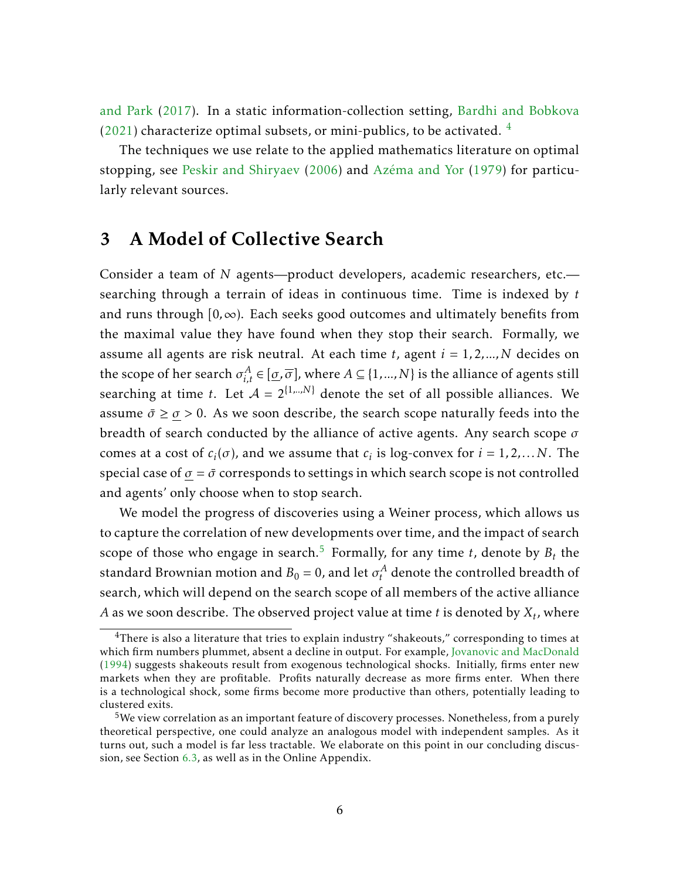and Park (2017). In a static information-collection setting, Bardhi and Bobkova (2021) characterize optimal subsets, or mini-publics, to be activated. [4]

The techniques we use relate to the applied mathematics literature on optimal stopping, see Peskir and Shiryaev (2006) and Azéma and Yor (1979) for particularly relevant sources.

## 3 A Model of Collective Search

Consider a team of $N$ agents—product developers, academic researchers, etc.—searching through a terrain of ideas in continuous time. Time is indexed by $t$ and runs through $[0,\infty)$. Each seeks good outcomes and ultimately benefits from the maximal value they have found when they stop their search. Formally, we assume all agents are risk neutral. At each time $t$, agent $i = 1,2,...,N$ decides on the scope of her search $\sigma_{i,t}^{A} \in [\underline{\sigma}, \overline{\sigma}]$, where $A \subseteq \{1,...,N\}$ is the alliance of agents still searching at time $t$. Let $\mathcal{A} = 2^{\{1,..,N\}}$ denote the set of all possible alliances. We assume $\bar{\sigma} \geq \underline{\sigma} > 0$. As we soon describe, the search scope naturally feeds into the breadth of search conducted by the alliance of active agents. Any search scope $\sigma$ comes at a cost of $c_i(\sigma)$, and we assume that $c_i$ is log-convex for $i = 1,2,\dots N$. The special case of $\underline{\sigma} = \bar{\sigma}$ corresponds to settings in which search scope is not controlled and agents' only choose when to stop search.

We model the progress of discoveries using a Weiner process, which allows us to capture the correlation of new developments over time, and the impact of search scope of those who engage in search.[5] Formally, for any time $t$, denote by $B_t$ the standard Brownian motion and $B_0 = 0$, and let $\sigma_t^{A}$ denote the controlled breadth of search, which will depend on the search scope of all members of the active alliance $A$ as we soon describe. The observed project value at time $t$ is denoted by $X_t$, where

[4] There is also a literature that tries to explain industry "shakeouts," corresponding to times at which firm numbers plummet, absent a decline in output. For example, Jovanovic and MacDonald (1994) suggests shakeouts result from exogenous technological shocks. Initially, firms enter new markets when they are profitable. Profits naturally decrease as more firms enter. When there is a technological shock, some firms become more productive than others, potentially leading to clustered exits.

[5] We view correlation as an important feature of discovery processes. Nonetheless, from a purely theoretical perspective, one could analyze an analogous model with independent samples. As it turns out, such a model is far less tractable. We elaborate on this point in our concluding discussion, see Section 6.3, as well as in the Online Appendix.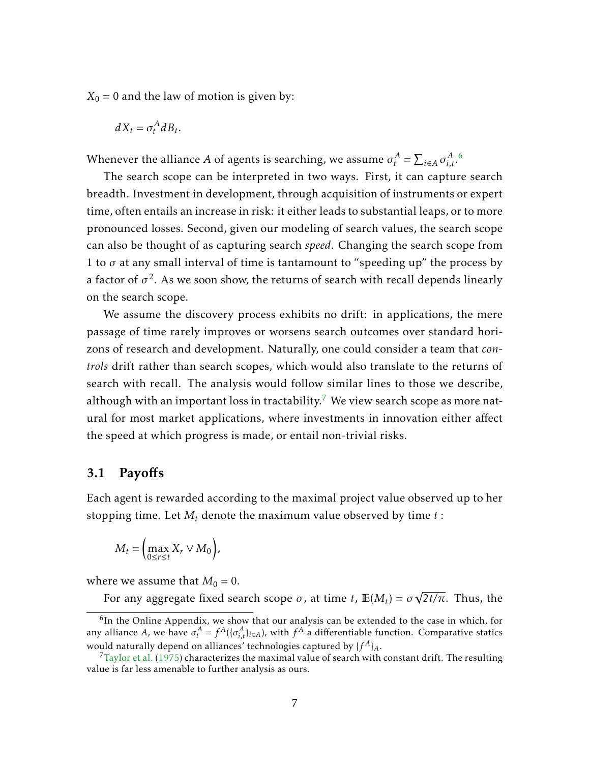$X_0 = 0$ and the law of motion is given by:

$$dX_t = \sigma_t^A dB_t.$$

Whenever the alliance $A$ of agents is searching, we assume $\sigma_t^A = \sum_{i \in A} \sigma_{i,t}^A$.[6]

The search scope can be interpreted in two ways. First, it can capture search breadth. Investment in development, through acquisition of instruments or expert time, often entails an increase in risk: it either leads to substantial leaps, or to more pronounced losses. Second, given our modeling of search values, the search scope can also be thought of as capturing search *speed*. Changing the search scope from 1 to $\sigma$ at any small interval of time is tantamount to "speeding up" the process by a factor of $\sigma^2$. As we soon show, the returns of search with recall depends linearly on the search scope.

We assume the discovery process exhibits no drift: in applications, the mere passage of time rarely improves or worsens search outcomes over standard horizons of research and development. Naturally, one could consider a team that *controls* drift rather than search scopes, which would also translate to the returns of search with recall. The analysis would follow similar lines to those we describe, although with an important loss in tractability.[7] We view search scope as more natural for most market applications, where investments in innovation either affect the speed at which progress is made, or entail non-trivial risks.

### 3.1 Payoffs

Each agent is rewarded according to the maximal project value observed up to her stopping time. Let $M_t$ denote the maximum value observed by time $t$ :

$$M_t = \left( \max_{0 \le r \le t} X_r \vee M_0 \right),$$

where we assume that $M_0 = 0$.

For any aggregate fixed search scope $\sigma$, at time $t$, $\mathbb{E}(M_t) = \sigma\sqrt{2t/\pi}$. Thus, the

---

[6] In the Online Appendix, we show that our analysis can be extended to the case in which, for any alliance $A$, we have $\sigma_t^A = f^A(\{\sigma_{i,t}^A\}_{i \in A})$, with $f^A$ a differentiable function. Comparative statics would naturally depend on alliances' technologies captured by $\{f^A\}_A$.

[7] Taylor et al. (1975) characterizes the maximal value of search with constant drift. The resulting value is far less amenable to further analysis as ours.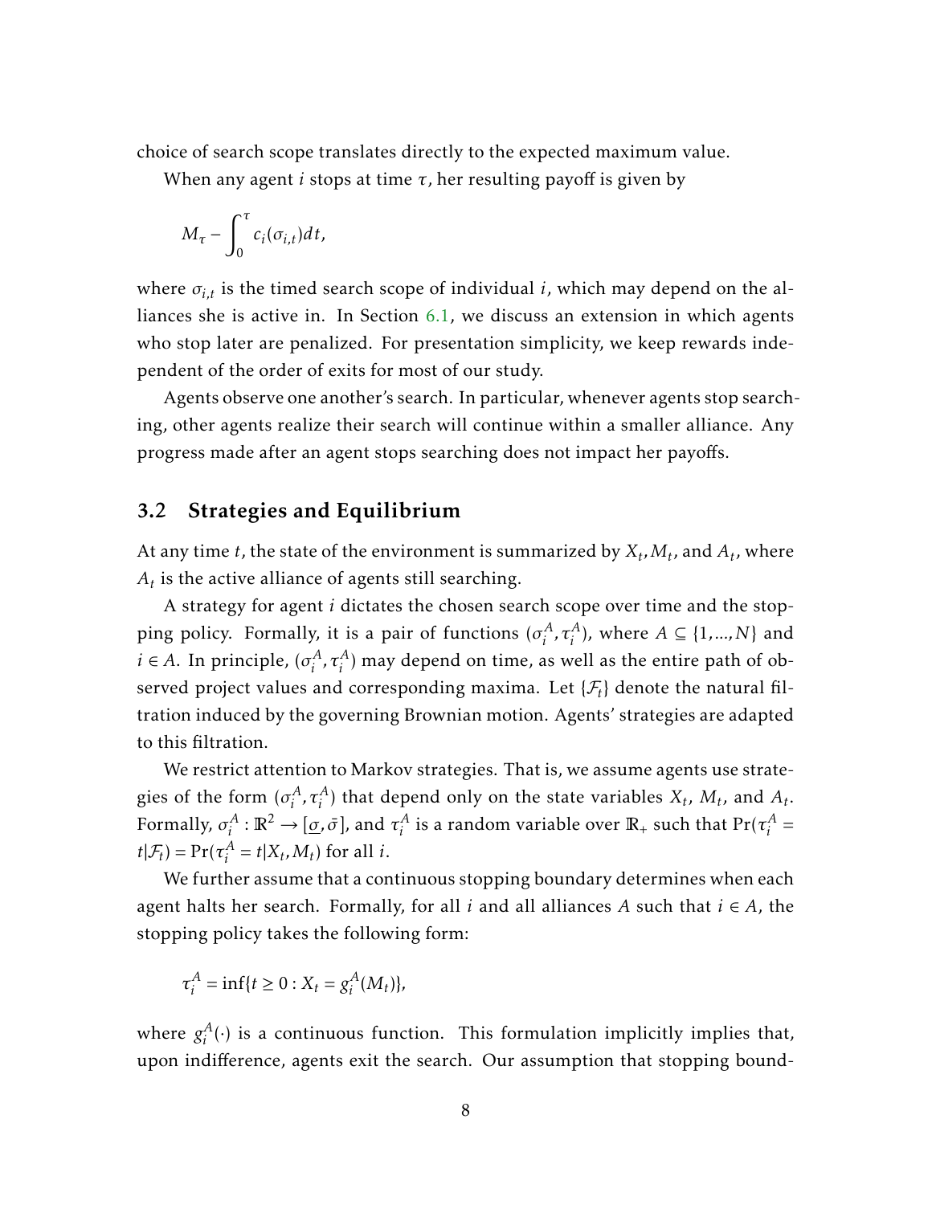choice of search scope translates directly to the expected maximum value.

When any agent $i$ stops at time $\tau$, her resulting payoff is given by

$$M_\tau - \int_0^\tau c_i(\sigma_{i,t})dt,$$

where $\sigma_{i,t}$ is the timed search scope of individual $i$, which may depend on the alliances she is active in. In Section 6.1, we discuss an extension in which agents who stop later are penalized. For presentation simplicity, we keep rewards independent of the order of exits for most of our study.

Agents observe one another's search. In particular, whenever agents stop searching, other agents realize their search will continue within a smaller alliance. Any progress made after an agent stops searching does not impact her payoffs.

## 3.2 Strategies and Equilibrium

At any time $t$, the state of the environment is summarized by $X_t, M_t$, and $A_t$, where $A_t$ is the active alliance of agents still searching.

A strategy for agent $i$ dictates the chosen search scope over time and the stopping policy. Formally, it is a pair of functions $(\sigma_i^A, \tau_i^A)$, where $A \subseteq \{1,...,N\}$ and $i \in A$. In principle, $(\sigma_i^A, \tau_i^A)$ may depend on time, as well as the entire path of observed project values and corresponding maxima. Let $\{\mathcal{F}_t\}$ denote the natural filtration induced by the governing Brownian motion. Agents' strategies are adapted to this filtration.

We restrict attention to Markov strategies. That is, we assume agents use strategies of the form $(\sigma_i^A, \tau_i^A)$ that depend only on the state variables $X_t$, $M_t$, and $A_t$. Formally, $\sigma_i^A : \mathbb{R}^2 \to [\underline{\sigma}, \bar{\sigma}]$, and $\tau_i^A$ is a random variable over $\mathbb{R}_+$ such that $\Pr(\tau_i^A = t|\mathcal{F}_t) = \Pr(\tau_i^A = t|X_t, M_t)$ for all $i$.

We further assume that a continuous stopping boundary determines when each agent halts her search. Formally, for all $i$ and all alliances $A$ such that $i \in A$, the stopping policy takes the following form:

$$\tau_i^A = \inf\{t \geq 0 : X_t = g_i^A(M_t)\},$$

where $g_i^A(\cdot)$ is a continuous function. This formulation implicitly implies that, upon indifference, agents exit the search. Our assumption that stopping bound-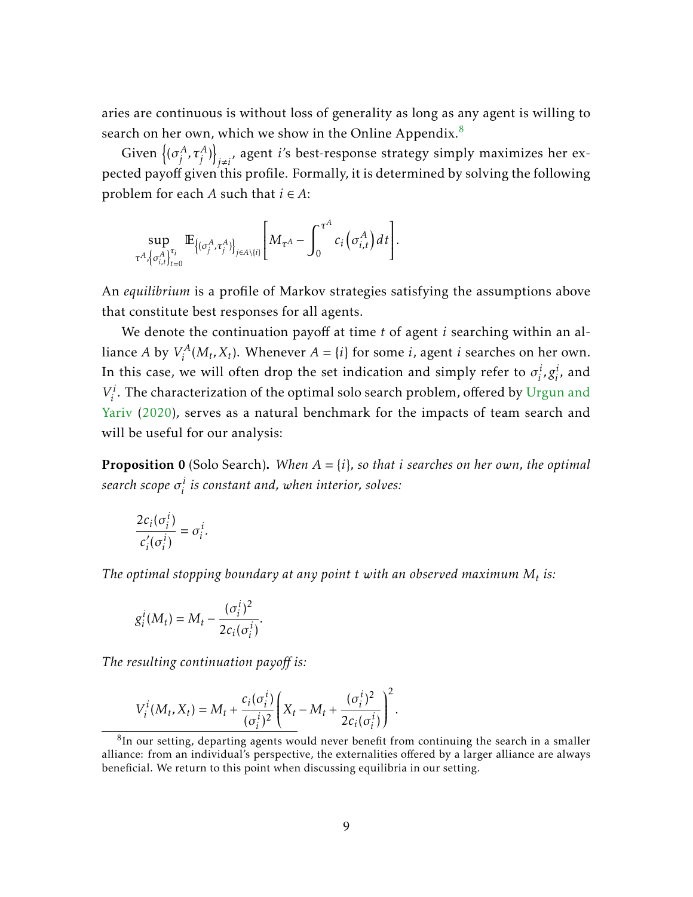aries are continuous is without loss of generality as long as any agent is willing to search on her own, which we show in the Online Appendix.[8]

Given $\left\{(\sigma_j^A, \tau_j^A)\right\}_{j \neq i}$, agent $i$'s best-response strategy simply maximizes her expected payoff given this profile. Formally, it is determined by solving the following problem for each $A$ such that $i \in A$:

$$\sup_{\tau^A, \left\{\sigma_{i,t}^A\right\}_{t=0}^{\tau_i}} \mathbb{E}_{\left\{(\sigma_j^A, \tau_j^A)\right\}_{j \in A \setminus \{i\}}} \left[ M_{\tau^A} - \int_0^{\tau^A} c_i\left(\sigma_{i,t}^A\right) dt \right].$$

An *equilibrium* is a profile of Markov strategies satisfying the assumptions above that constitute best responses for all agents.

We denote the continuation payoff at time $t$ of agent $i$ searching within an alliance $A$ by $V_i^A(M_t, X_t)$. Whenever $A = \{i\}$ for some $i$, agent $i$ searches on her own. In this case, we will often drop the set indication and simply refer to $\sigma_i^i, g_i^i$, and $V_i^i$. The characterization of the optimal solo search problem, offered by Urgun and Yariv (2020), serves as a natural benchmark for the impacts of team search and will be useful for our analysis:

**Proposition 0** (Solo Search)**.** *When $A = \{i\}$, so that $i$ searches on her own, the optimal search scope $\sigma_i^i$ is constant and, when interior, solves:*

$$\frac{2c_i(\sigma_i^i)}{c_i'(\sigma_i^i)} = \sigma_i^i.$$

*The optimal stopping boundary at any point $t$ with an observed maximum $M_t$ is:*

$$g_i^i(M_t) = M_t - \frac{(\sigma_i^i)^2}{2c_i(\sigma_i^i)}.$$

*The resulting continuation payoff is:*

$$V_i^i(M_t, X_t) = M_t + \frac{c_i(\sigma_i^i)}{(\sigma_i^i)^2}\left(X_t - M_t + \frac{(\sigma_i^i)^2}{2c_i(\sigma_i^i)}\right)^2.$$

[8] In our setting, departing agents would never benefit from continuing the search in a smaller alliance: from an individual's perspective, the externalities offered by a larger alliance are always beneficial. We return to this point when discussing equilibria in our setting.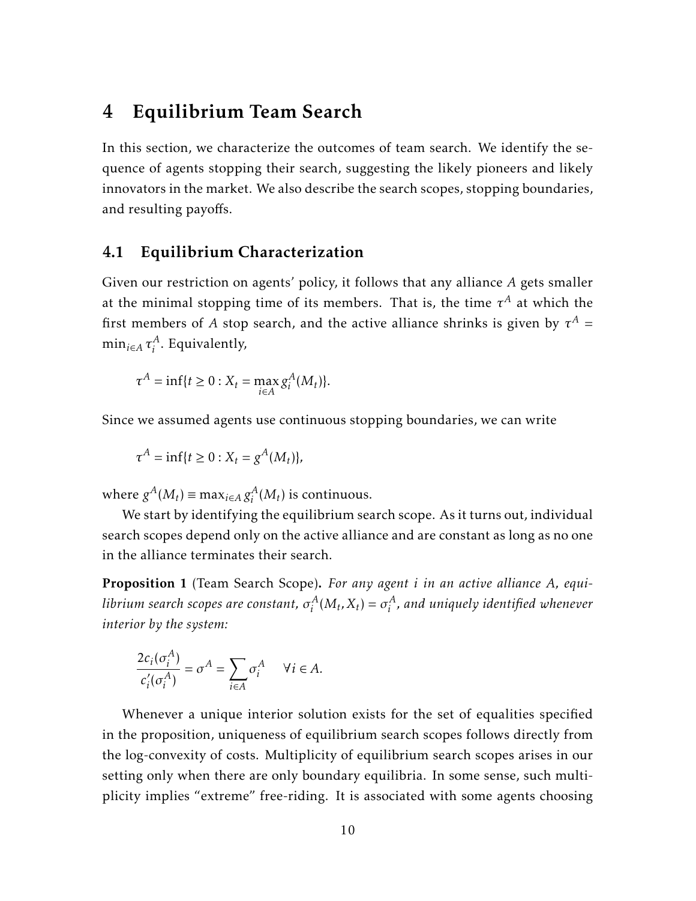# 4 Equilibrium Team Search

In this section, we characterize the outcomes of team search. We identify the sequence of agents stopping their search, suggesting the likely pioneers and likely innovators in the market. We also describe the search scopes, stopping boundaries, and resulting payoffs.

## 4.1 Equilibrium Characterization

Given our restriction on agents' policy, it follows that any alliance $A$ gets smaller at the minimal stopping time of its members. That is, the time $\tau^A$ at which the first members of $A$ stop search, and the active alliance shrinks is given by $\tau^A = \min_{i \in A} \tau_i^A$. Equivalently,

$$\tau^A = \inf\{t \geq 0 : X_t = \max_{i \in A} g_i^A(M_t)\}.$$

Since we assumed agents use continuous stopping boundaries, we can write

$$\tau^A = \inf\{t \geq 0 : X_t = g^A(M_t)\},$$

where $g^A(M_t) \equiv \max_{i \in A} g_i^A(M_t)$ is continuous.

We start by identifying the equilibrium search scope. As it turns out, individual search scopes depend only on the active alliance and are constant as long as no one in the alliance terminates their search.

**Proposition 1** (Team Search Scope)**.** *For any agent $i$ in an active alliance $A$, equilibrium search scopes are constant, $\sigma_i^A(M_t, X_t) = \sigma_i^A$, and uniquely identified whenever interior by the system:*

$$\frac{2c_i(\sigma_i^A)}{c_i'(\sigma_i^A)} = \sigma^A = \sum_{i \in A} \sigma_i^A \quad \forall i \in A.$$

Whenever a unique interior solution exists for the set of equalities specified in the proposition, uniqueness of equilibrium search scopes follows directly from the log-convexity of costs. Multiplicity of equilibrium search scopes arises in our setting only when there are only boundary equilibria. In some sense, such multiplicity implies "extreme" free-riding. It is associated with some agents choosing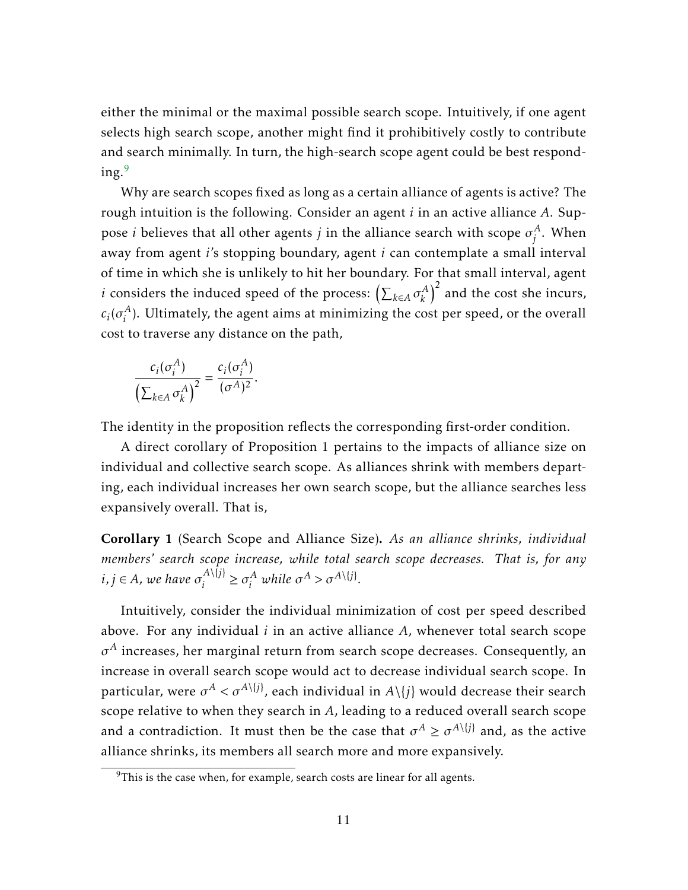either the minimal or the maximal possible search scope. Intuitively, if one agent selects high search scope, another might find it prohibitively costly to contribute and search minimally. In turn, the high-search scope agent could be best responding.[9]

Why are search scopes fixed as long as a certain alliance of agents is active? The rough intuition is the following. Consider an agent $i$ in an active alliance $A$. Suppose $i$ believes that all other agents $j$ in the alliance search with scope $\sigma_j^A$. When away from agent $i$'s stopping boundary, agent $i$ can contemplate a small interval of time in which she is unlikely to hit her boundary. For that small interval, agent $i$ considers the induced speed of the process: $\left(\sum_{k\in A}\sigma_k^A\right)^2$ and the cost she incurs, $c_i(\sigma_i^A)$. Ultimately, the agent aims at minimizing the cost per speed, or the overall cost to traverse any distance on the path,

$$\frac{c_i(\sigma_i^A)}{\left(\sum_{k\in A}\sigma_k^A\right)^2} = \frac{c_i(\sigma_i^A)}{(\sigma^A)^2}.$$

The identity in the proposition reflects the corresponding first-order condition.

A direct corollary of Proposition 1 pertains to the impacts of alliance size on individual and collective search scope. As alliances shrink with members departing, each individual increases her own search scope, but the alliance searches less expansively overall. That is,

**Corollary 1** (Search Scope and Alliance Size)**.** *As an alliance shrinks, individual members' search scope increase, while total search scope decreases. That is, for any $i, j \in A$, we have $\sigma_i^{A\setminus\{j\}} \geq \sigma_i^A$ while $\sigma^A > \sigma^{A\setminus\{j\}}$.*

Intuitively, consider the individual minimization of cost per speed described above. For any individual $i$ in an active alliance $A$, whenever total search scope $\sigma^A$ increases, her marginal return from search scope decreases. Consequently, an increase in overall search scope would act to decrease individual search scope. In particular, were $\sigma^A < \sigma^{A\setminus\{j\}}$, each individual in $A\setminus\{j\}$ would decrease their search scope relative to when they search in $A$, leading to a reduced overall search scope and a contradiction. It must then be the case that $\sigma^A \geq \sigma^{A\setminus\{j\}}$ and, as the active alliance shrinks, its members all search more and more expansively.

[9] This is the case when, for example, search costs are linear for all agents.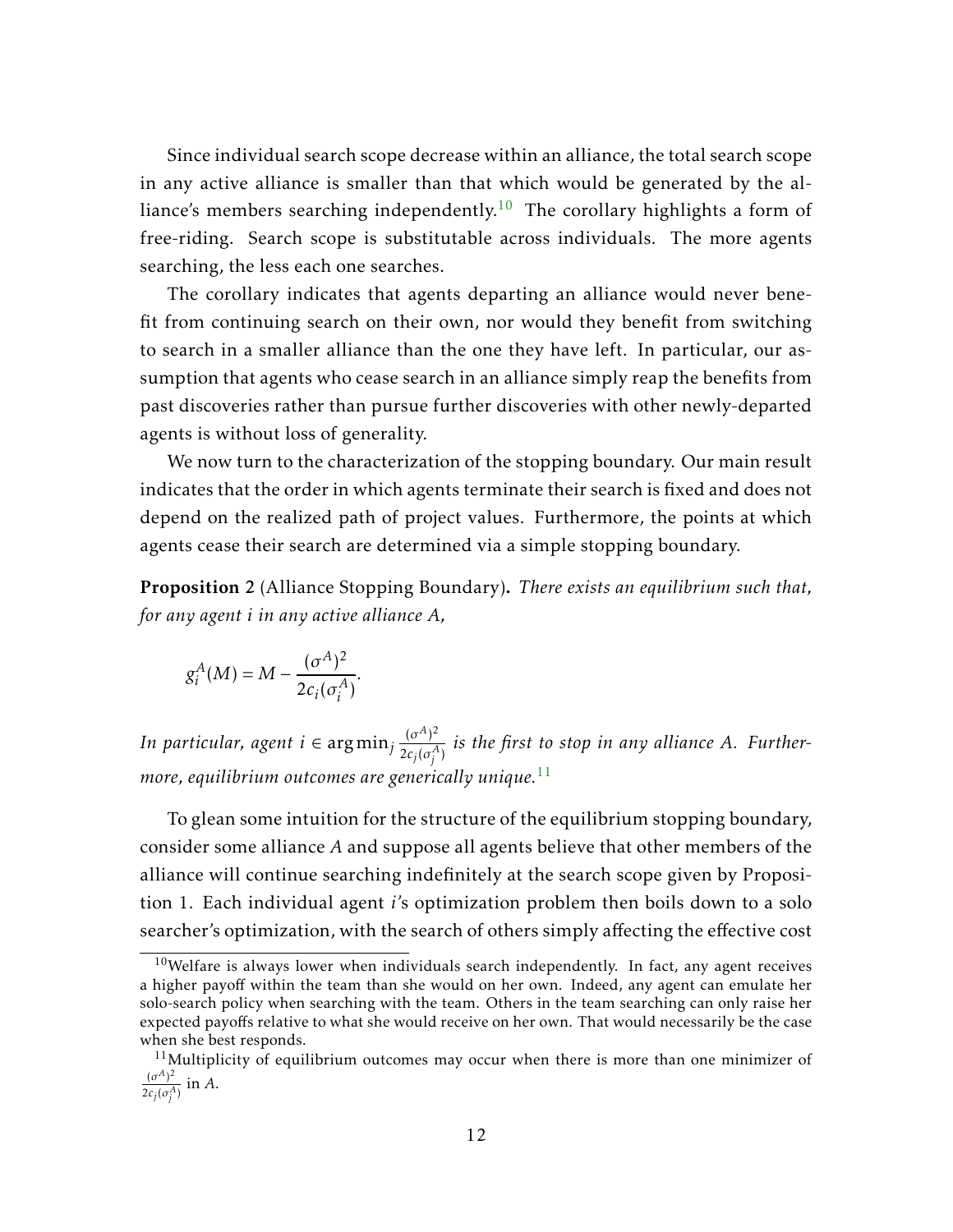Since individual search scope decrease within an alliance, the total search scope in any active alliance is smaller than that which would be generated by the alliance's members searching independently.[10] The corollary highlights a form of free-riding. Search scope is substitutable across individuals. The more agents searching, the less each one searches.

The corollary indicates that agents departing an alliance would never benefit from continuing search on their own, nor would they benefit from switching to search in a smaller alliance than the one they have left. In particular, our assumption that agents who cease search in an alliance simply reap the benefits from past discoveries rather than pursue further discoveries with other newly-departed agents is without loss of generality.

We now turn to the characterization of the stopping boundary. Our main result indicates that the order in which agents terminate their search is fixed and does not depend on the realized path of project values. Furthermore, the points at which agents cease their search are determined via a simple stopping boundary.

**Proposition 2** (Alliance Stopping Boundary)**.** *There exists an equilibrium such that, for any agent $i$ in any active alliance $A$,*

$$g_i^A(M) = M - \frac{(\sigma^A)^2}{2c_i(\sigma_i^A)}.$$

*In particular, agent $i \in \arg\min_j \frac{(\sigma^A)^2}{2c_j(\sigma_j^A)}$ is the first to stop in any alliance $A$. Furthermore, equilibrium outcomes are generically unique.*[11]

To glean some intuition for the structure of the equilibrium stopping boundary, consider some alliance $A$ and suppose all agents believe that other members of the alliance will continue searching indefinitely at the search scope given by Proposition 1. Each individual agent $i$'s optimization problem then boils down to a solo searcher's optimization, with the search of others simply affecting the effective cost

[10] Welfare is always lower when individuals search independently. In fact, any agent receives a higher payoff within the team than she would on her own. Indeed, any agent can emulate her solo-search policy when searching with the team. Others in the team searching can only raise her expected payoffs relative to what she would receive on her own. That would necessarily be the case when she best responds.

[11] Multiplicity of equilibrium outcomes may occur when there is more than one minimizer of $\frac{(\sigma^A)^2}{2c_j(\sigma_j^A)}$ in $A$.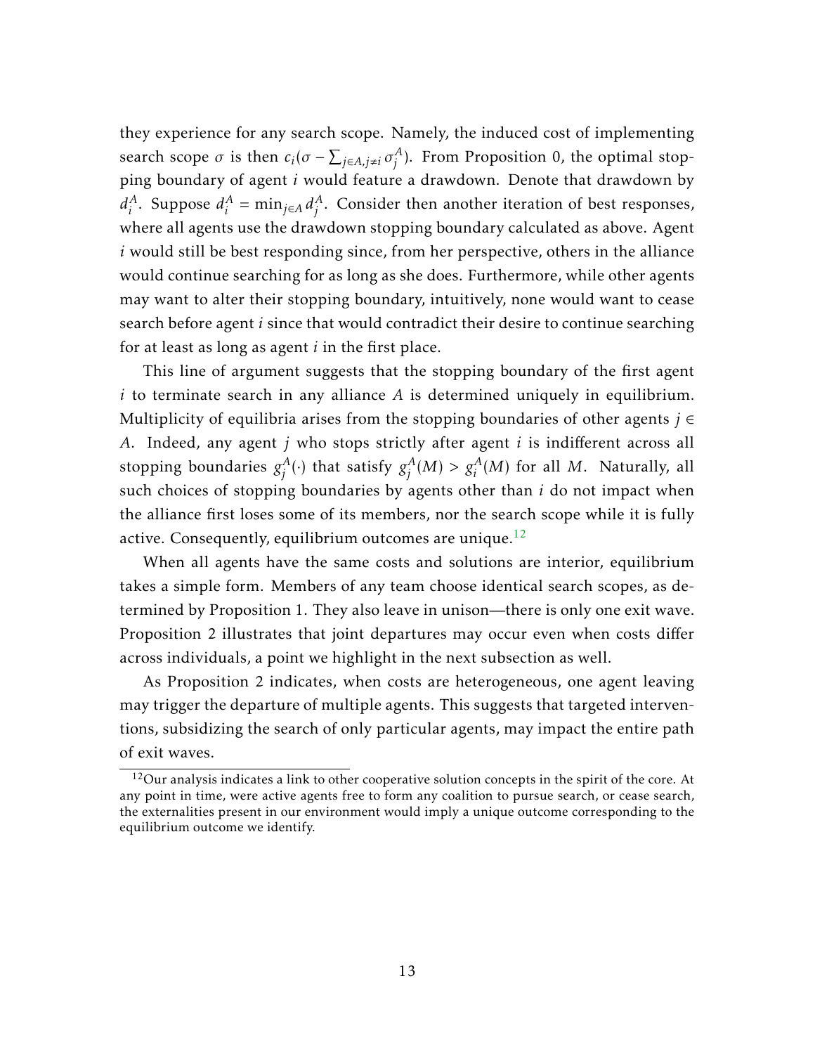they experience for any search scope. Namely, the induced cost of implementing search scope $\sigma$ is then $c_i(\sigma - \sum_{j\in A, j\neq i} \sigma_j^A)$. From Proposition 0, the optimal stopping boundary of agent $i$ would feature a drawdown. Denote that drawdown by $d_i^A$. Suppose $d_i^A = \min_{j\in A} d_j^A$. Consider then another iteration of best responses, where all agents use the drawdown stopping boundary calculated as above. Agent $i$ would still be best responding since, from her perspective, others in the alliance would continue searching for as long as she does. Furthermore, while other agents may want to alter their stopping boundary, intuitively, none would want to cease search before agent $i$ since that would contradict their desire to continue searching for at least as long as agent $i$ in the first place.

This line of argument suggests that the stopping boundary of the first agent $i$ to terminate search in any alliance $A$ is determined uniquely in equilibrium. Multiplicity of equilibria arises from the stopping boundaries of other agents $j \in A$. Indeed, any agent $j$ who stops strictly after agent $i$ is indifferent across all stopping boundaries $g_j^A(\cdot)$ that satisfy $g_j^A(M) > g_i^A(M)$ for all $M$. Naturally, all such choices of stopping boundaries by agents other than $i$ do not impact when the alliance first loses some of its members, nor the search scope while it is fully active. Consequently, equilibrium outcomes are unique.[12]

When all agents have the same costs and solutions are interior, equilibrium takes a simple form. Members of any team choose identical search scopes, as determined by Proposition 1. They also leave in unison—there is only one exit wave. Proposition 2 illustrates that joint departures may occur even when costs differ across individuals, a point we highlight in the next subsection as well.

As Proposition 2 indicates, when costs are heterogeneous, one agent leaving may trigger the departure of multiple agents. This suggests that targeted interventions, subsidizing the search of only particular agents, may impact the entire path of exit waves.

[12] Our analysis indicates a link to other cooperative solution concepts in the spirit of the core. At any point in time, were active agents free to form any coalition to pursue search, or cease search, the externalities present in our environment would imply a unique outcome corresponding to the equilibrium outcome we identify.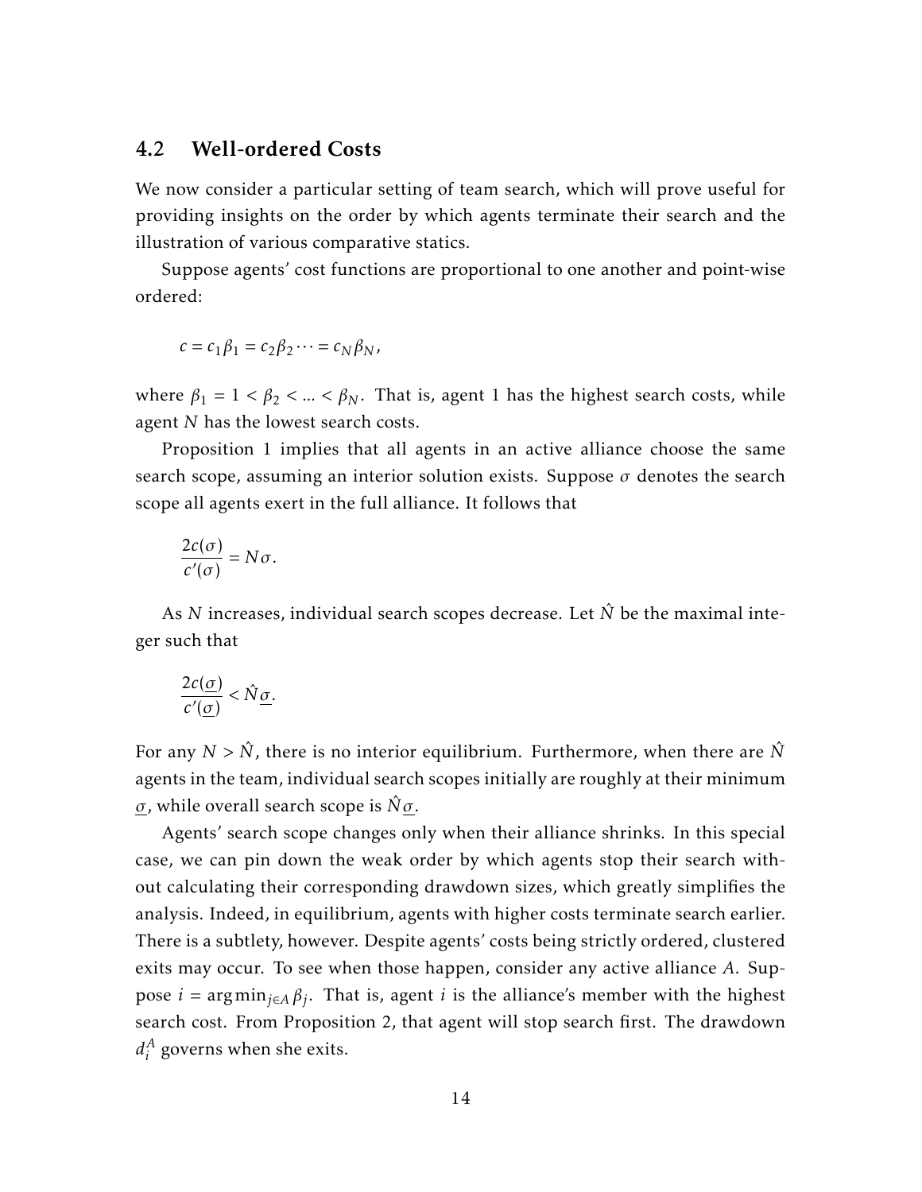### 4.2 Well-ordered Costs

We now consider a particular setting of team search, which will prove useful for providing insights on the order by which agents terminate their search and the illustration of various comparative statics.

Suppose agents' cost functions are proportional to one another and point-wise ordered:

$$c = c_1\beta_1 = c_2\beta_2 \cdots = c_N\beta_N,$$

where $\beta_1 = 1 < \beta_2 < \ldots < \beta_N$. That is, agent 1 has the highest search costs, while agent $N$ has the lowest search costs.

Proposition 1 implies that all agents in an active alliance choose the same search scope, assuming an interior solution exists. Suppose $\sigma$ denotes the search scope all agents exert in the full alliance. It follows that

$$\frac{2c(\sigma)}{c'(\sigma)} = N\sigma.$$

As $N$ increases, individual search scopes decrease. Let $\hat{N}$ be the maximal integer such that

$$\frac{2c(\underline{\sigma})}{c'(\underline{\sigma})} < \hat{N}\underline{\sigma}.$$

For any $N > \hat{N}$, there is no interior equilibrium. Furthermore, when there are $\hat{N}$ agents in the team, individual search scopes initially are roughly at their minimum $\underline{\sigma}$, while overall search scope is $\hat{N}\underline{\sigma}$.

Agents' search scope changes only when their alliance shrinks. In this special case, we can pin down the weak order by which agents stop their search without calculating their corresponding drawdown sizes, which greatly simplifies the analysis. Indeed, in equilibrium, agents with higher costs terminate search earlier. There is a subtlety, however. Despite agents' costs being strictly ordered, clustered exits may occur. To see when those happen, consider any active alliance $A$. Suppose $i = \arg\min_{j \in A} \beta_j$. That is, agent $i$ is the alliance's member with the highest search cost. From Proposition 2, that agent will stop search first. The drawdown $d_i^A$ governs when she exits.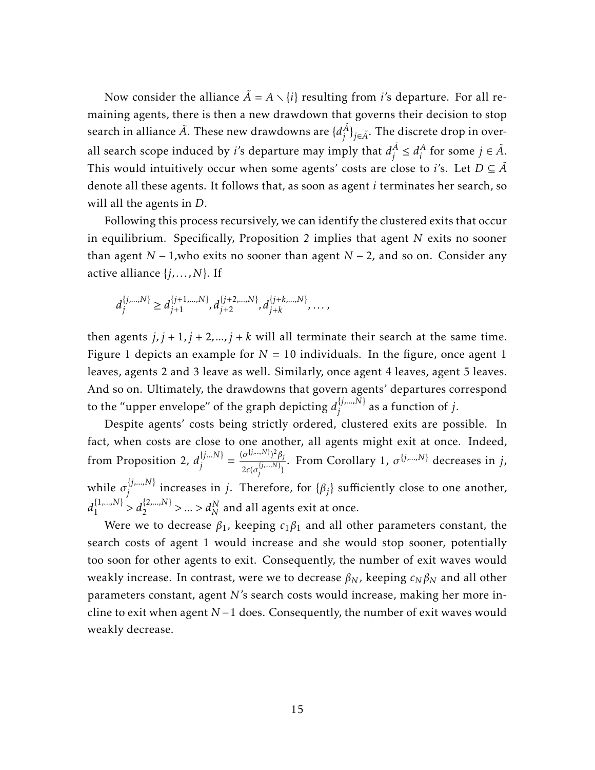Now consider the alliance $\tilde{A} = A \setminus \{i\}$ resulting from $i$'s departure. For all remaining agents, there is then a new drawdown that governs their decision to stop search in alliance $\tilde{A}$. These new drawdowns are $\{d_j^{\tilde{A}}\}_{j \in \tilde{A}}$. The discrete drop in overall search scope induced by $i$'s departure may imply that $d_j^{\tilde{A}} \leq d_i^A$ for some $j \in \tilde{A}$. This would intuitively occur when some agents' costs are close to $i$'s. Let $D \subseteq \tilde{A}$ denote all these agents. It follows that, as soon as agent $i$ terminates her search, so will all the agents in $D$.

Following this process recursively, we can identify the clustered exits that occur in equilibrium. Specifically, Proposition 2 implies that agent $N$ exits no sooner than agent $N-1$,who exits no sooner than agent $N-2$, and so on. Consider any active alliance $\{j, \ldots, N\}$. If

$$d_j^{\{j,\ldots,N\}} \geq d_{j+1}^{\{j+1,\ldots,N\}}, d_{j+2}^{\{j+2,\ldots,N\}}, d_{j+k}^{\{j+k,\ldots,N\}}, \ldots,$$

then agents $j, j+1, j+2, \ldots, j+k$ will all terminate their search at the same time. Figure 1 depicts an example for $N = 10$ individuals. In the figure, once agent 1 leaves, agents 2 and 3 leave as well. Similarly, once agent 4 leaves, agent 5 leaves. And so on. Ultimately, the drawdowns that govern agents' departures correspond to the "upper envelope" of the graph depicting $d_j^{\{j,\ldots,N\}}$ as a function of $j$.

Despite agents' costs being strictly ordered, clustered exits are possible. In fact, when costs are close to one another, all agents might exit at once. Indeed, from Proposition 2, $d_j^{\{j\ldots N\}} = \frac{(\sigma^{\{j,\ldots,N\}})^2 \beta_j}{2c(\sigma_j^{\{j,\ldots,N\}})}$. From Corollary 1, $\sigma^{\{j,\ldots,N\}}$ decreases in $j$, while $\sigma_j^{\{j,\ldots,N\}}$ increases in $j$. Therefore, for $\{\beta_j\}$ sufficiently close to one another, $d_1^{\{1,\ldots,N\}} > d_2^{\{2,\ldots,N\}} > \ldots > d_N^N$ and all agents exit at once.

Were we to decrease $\beta_1$, keeping $c_1\beta_1$ and all other parameters constant, the search costs of agent 1 would increase and she would stop sooner, potentially too soon for other agents to exit. Consequently, the number of exit waves would weakly increase. In contrast, were we to decrease $\beta_N$, keeping $c_N\beta_N$ and all other parameters constant, agent $N$'s search costs would increase, making her more incline to exit when agent $N-1$ does. Consequently, the number of exit waves would weakly decrease.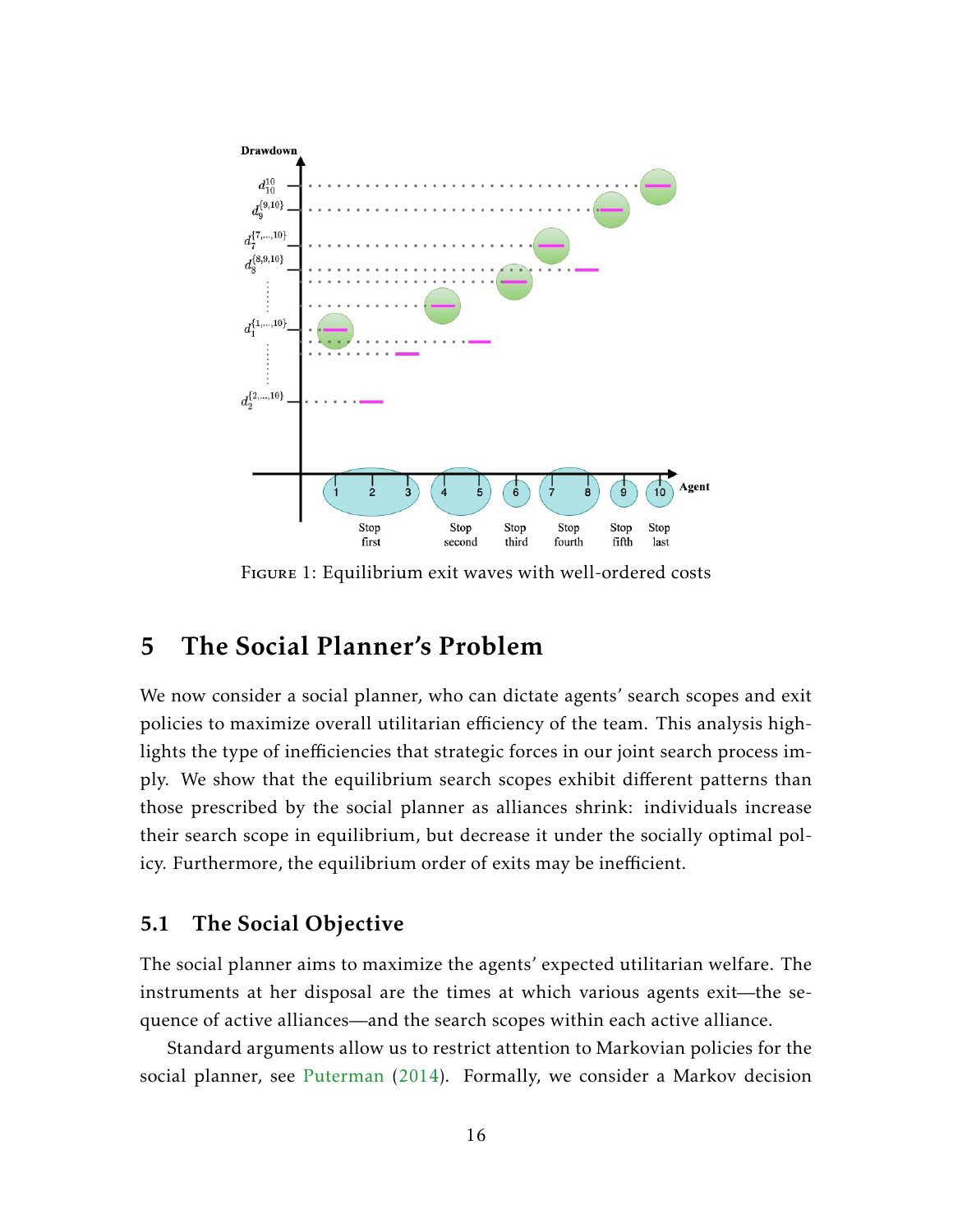FIGURE 1: Equilibrium exit waves with well-ordered costs

## 5 The Social Planner's Problem

We now consider a social planner, who can dictate agents' search scopes and exit policies to maximize overall utilitarian efficiency of the team. This analysis highlights the type of inefficiencies that strategic forces in our joint search process imply. We show that the equilibrium search scopes exhibit different patterns than those prescribed by the social planner as alliances shrink: individuals increase their search scope in equilibrium, but decrease it under the socially optimal policy. Furthermore, the equilibrium order of exits may be inefficient.

### 5.1 The Social Objective

The social planner aims to maximize the agents' expected utilitarian welfare. The instruments at her disposal are the times at which various agents exit—the sequence of active alliances—and the search scopes within each active alliance.

Standard arguments allow us to restrict attention to Markovian policies for the social planner, see Puterman (2014). Formally, we consider a Markov decision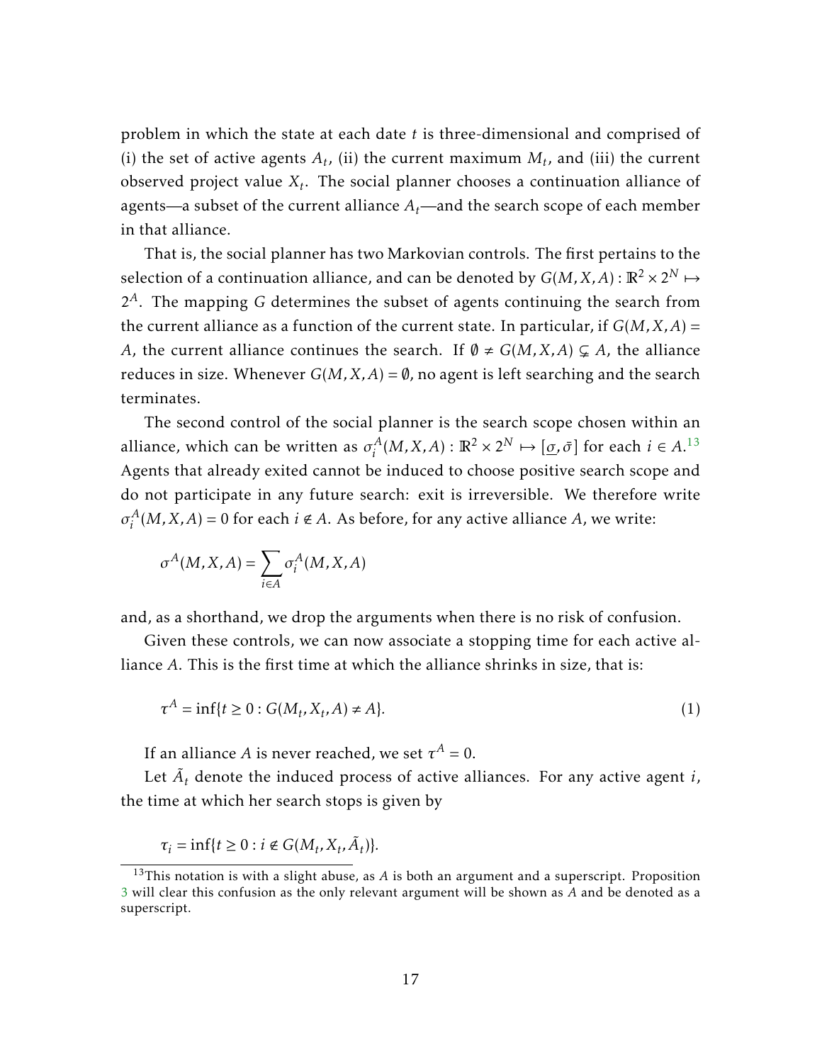problem in which the state at each date $t$ is three-dimensional and comprised of (i) the set of active agents $A_t$, (ii) the current maximum $M_t$, and (iii) the current observed project value $X_t$. The social planner chooses a continuation alliance of agents—a subset of the current alliance $A_t$—and the search scope of each member in that alliance.

That is, the social planner has two Markovian controls. The first pertains to the selection of a continuation alliance, and can be denoted by $G(M,X,A) : \mathbb{R}^2 \times 2^N \mapsto 2^A$. The mapping $G$ determines the subset of agents continuing the search from the current alliance as a function of the current state. In particular, if $G(M,X,A) = A$, the current alliance continues the search. If $\emptyset \neq G(M,X,A) \subsetneq A$, the alliance reduces in size. Whenever $G(M,X,A) = \emptyset$, no agent is left searching and the search terminates.

The second control of the social planner is the search scope chosen within an alliance, which can be written as $\sigma_i^A(M,X,A) : \mathbb{R}^2 \times 2^N \mapsto [\underline{\sigma}, \bar{\sigma}]$ for each $i \in A$.[13] Agents that already exited cannot be induced to choose positive search scope and do not participate in any future search: exit is irreversible. We therefore write $\sigma_i^A(M,X,A) = 0$ for each $i \notin A$. As before, for any active alliance $A$, we write:

$$\sigma^A(M,X,A) = \sum_{i \in A} \sigma_i^A(M,X,A)$$

and, as a shorthand, we drop the arguments when there is no risk of confusion.

Given these controls, we can now associate a stopping time for each active alliance $A$. This is the first time at which the alliance shrinks in size, that is:

$$\tau^A = \inf\{t \geq 0 : G(M_t, X_t, A) \neq A\}. \tag{1}$$

If an alliance $A$ is never reached, we set $\tau^A = 0$.

Let $\tilde{A}_t$ denote the induced process of active alliances. For any active agent $i$, the time at which her search stops is given by

$$\tau_i = \inf\{t \geq 0 : i \notin G(M_t, X_t, \tilde{A}_t)\}.$$

[13] This notation is with a slight abuse, as $A$ is both an argument and a superscript. Proposition 3 will clear this confusion as the only relevant argument will be shown as $A$ and be denoted as a superscript.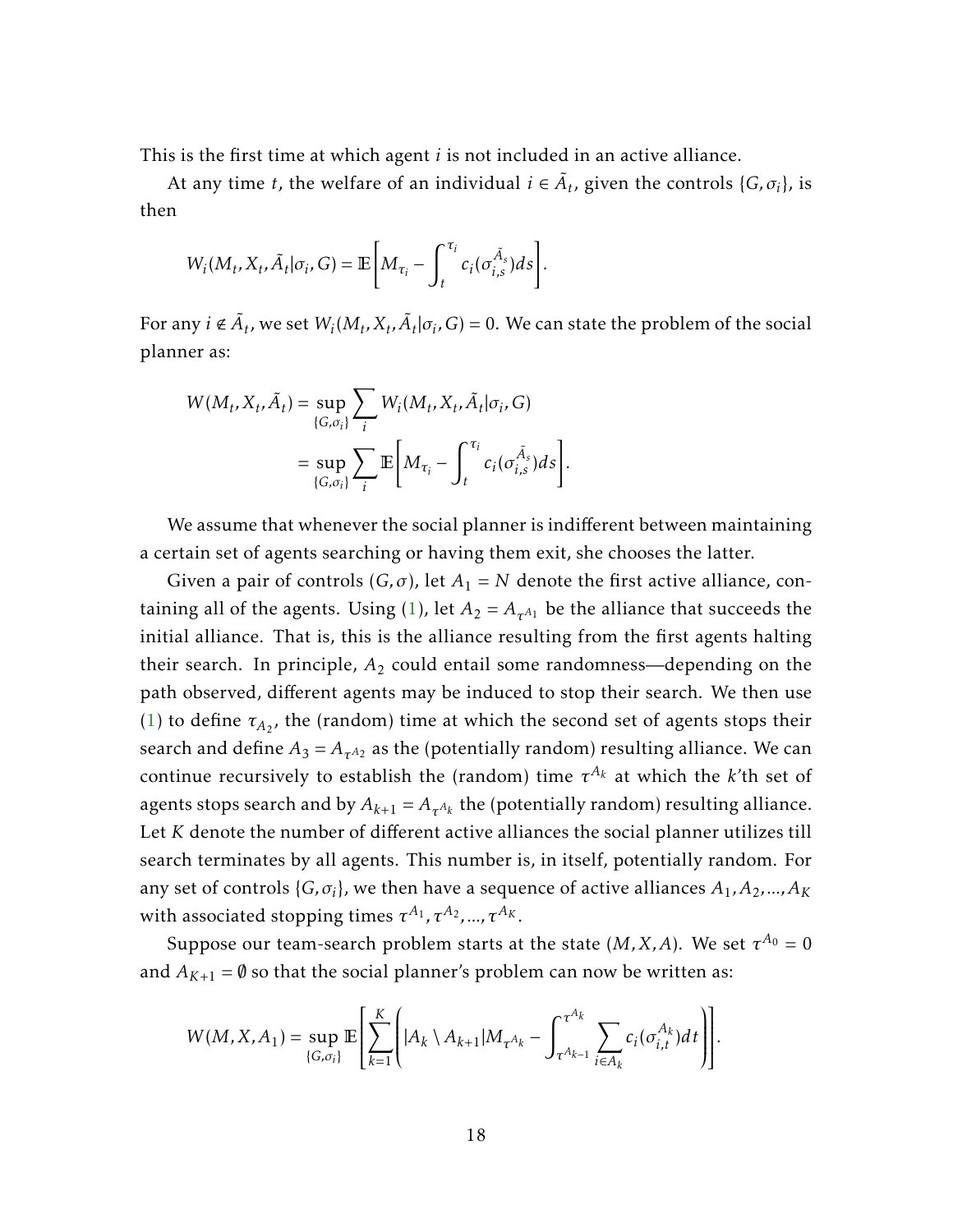This is the first time at which agent $i$ is not included in an active alliance.

At any time $t$, the welfare of an individual $i \in \tilde{A}_t$, given the controls $\{G, \sigma_i\}$, is then

$$W_i(M_t, X_t, \tilde{A}_t | \sigma_i, G) = \mathbb{E}\left[ M_{\tau_i} - \int_t^{\tau_i} c_i(\sigma_{i,s}^{\tilde{A}_s}) ds \right].$$

For any $i \notin \tilde{A}_t$, we set $W_i(M_t, X_t, \tilde{A}_t | \sigma_i, G) = 0$. We can state the problem of the social planner as:

$$\begin{aligned} W(M_t, X_t, \tilde{A}_t) &= \sup_{\{G, \sigma_i\}} \sum_i W_i(M_t, X_t, \tilde{A}_t | \sigma_i, G) \\ &= \sup_{\{G, \sigma_i\}} \sum_i \mathbb{E}\left[ M_{\tau_i} - \int_t^{\tau_i} c_i(\sigma_{i,s}^{\tilde{A}_s}) ds \right]. \end{aligned}$$

We assume that whenever the social planner is indifferent between maintaining a certain set of agents searching or having them exit, she chooses the latter.

Given a pair of controls $(G, \sigma)$, let $A_1 = N$ denote the first active alliance, containing all of the agents. Using (1), let $A_2 = A_{\tau^{A_1}}$ be the alliance that succeeds the initial alliance. That is, this is the alliance resulting from the first agents halting their search. In principle, $A_2$ could entail some randomness—depending on the path observed, different agents may be induced to stop their search. We then use (1) to define $\tau_{A_2}$, the (random) time at which the second set of agents stops their search and define $A_3 = A_{\tau^{A_2}}$ as the (potentially random) resulting alliance. We can continue recursively to establish the (random) time $\tau^{A_k}$ at which the $k$'th set of agents stops search and by $A_{k+1} = A_{\tau^{A_k}}$ the (potentially random) resulting alliance. Let $K$ denote the number of different active alliances the social planner utilizes till search terminates by all agents. This number is, in itself, potentially random. For any set of controls $\{G, \sigma_i\}$, we then have a sequence of active alliances $A_1, A_2, ..., A_K$ with associated stopping times $\tau^{A_1}, \tau^{A_2}, ..., \tau^{A_K}$.

Suppose our team-search problem starts at the state $(M, X, A)$. We set $\tau^{A_0} = 0$ and $A_{K+1} = \emptyset$ so that the social planner's problem can now be written as:

$$W(M, X, A_1) = \sup_{\{G, \sigma_i\}} \mathbb{E}\left[ \sum_{k=1}^{K} \left( |A_k \setminus A_{k+1}| M_{\tau^{A_k}} - \int_{\tau^{A_{k-1}}}^{\tau^{A_k}} \sum_{i \in A_k} c_i(\sigma_{i,t}^{A_k}) dt \right) \right].$$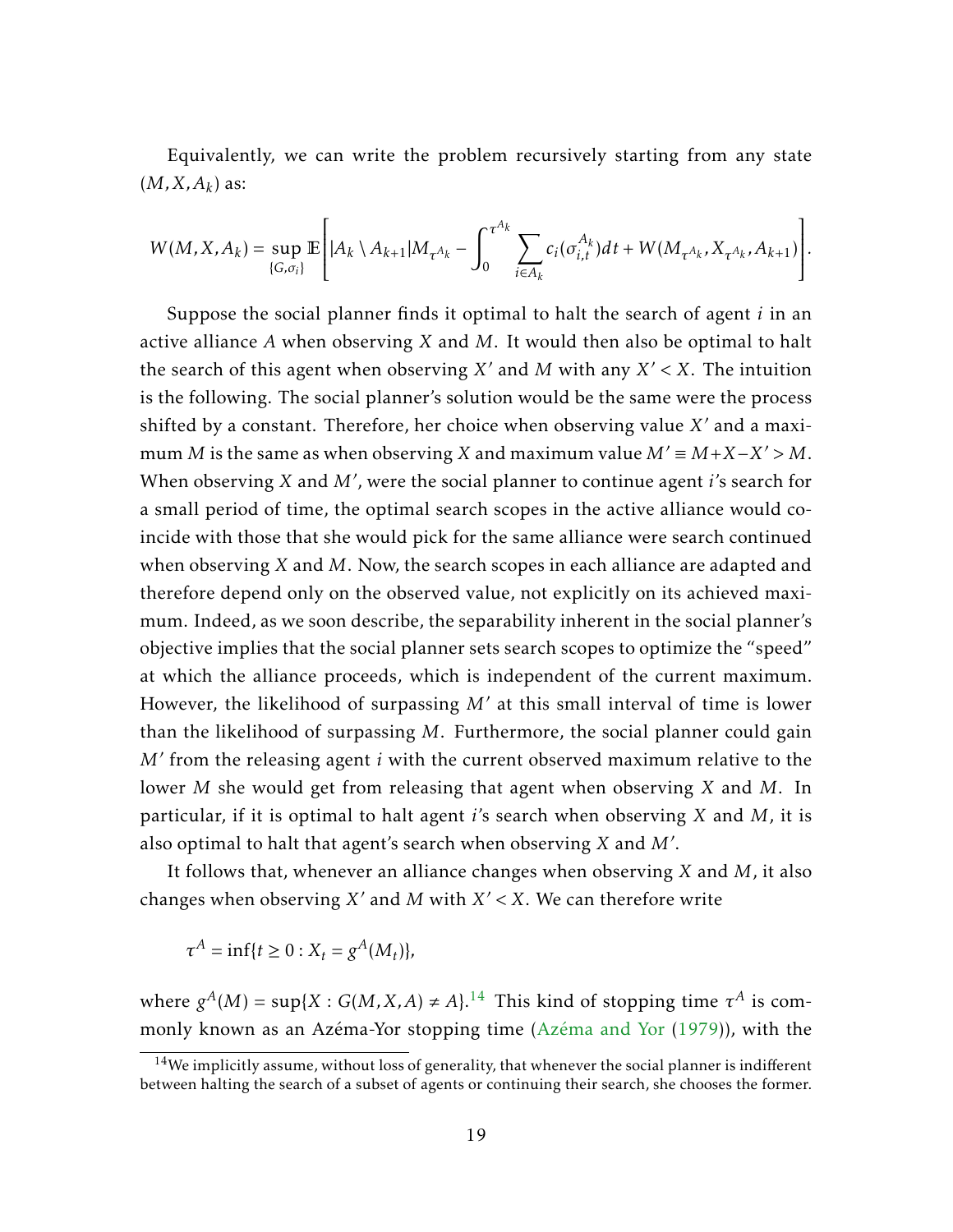Equivalently, we can write the problem recursively starting from any state $(M, X, A_k)$ as:

$$W(M, X, A_k) = \sup_{\{G, \sigma_i\}} \mathbb{E}\left[ |A_k \setminus A_{k+1}| M_{\tau^{A_k}} - \int_0^{\tau^{A_k}} \sum_{i \in A_k} c_i(\sigma_{i,t}^{A_k}) dt + W(M_{\tau^{A_k}}, X_{\tau^{A_k}}, A_{k+1}) \right].$$

Suppose the social planner finds it optimal to halt the search of agent $i$ in an active alliance $A$ when observing $X$ and $M$. It would then also be optimal to halt the search of this agent when observing $X'$ and $M$ with any $X' < X$. The intuition is the following. The social planner's solution would be the same were the process shifted by a constant. Therefore, her choice when observing value $X'$ and a maximum $M$ is the same as when observing $X$ and maximum value $M' \equiv M + X - X' > M$. When observing $X$ and $M'$, were the social planner to continue agent $i$'s search for a small period of time, the optimal search scopes in the active alliance would coincide with those that she would pick for the same alliance were search continued when observing $X$ and $M$. Now, the search scopes in each alliance are adapted and therefore depend only on the observed value, not explicitly on its achieved maximum. Indeed, as we soon describe, the separability inherent in the social planner's objective implies that the social planner sets search scopes to optimize the "speed" at which the alliance proceeds, which is independent of the current maximum. However, the likelihood of surpassing $M'$ at this small interval of time is lower than the likelihood of surpassing $M$. Furthermore, the social planner could gain $M'$ from the releasing agent $i$ with the current observed maximum relative to the lower $M$ she would get from releasing that agent when observing $X$ and $M$. In particular, if it is optimal to halt agent $i$'s search when observing $X$ and $M$, it is also optimal to halt that agent's search when observing $X$ and $M'$.

It follows that, whenever an alliance changes when observing $X$ and $M$, it also changes when observing $X'$ and $M$ with $X' < X$. We can therefore write

$$\tau^A = \inf\{t \geq 0 : X_t = g^A(M_t)\},$$

where $g^A(M) = \sup\{X : G(M, X, A) \neq A\}$.[14] This kind of stopping time $\tau^A$ is commonly known as an Azéma-Yor stopping time (Azéma and Yor (1979)), with the

[14] We implicitly assume, without loss of generality, that whenever the social planner is indifferent between halting the search of a subset of agents or continuing their search, she chooses the former.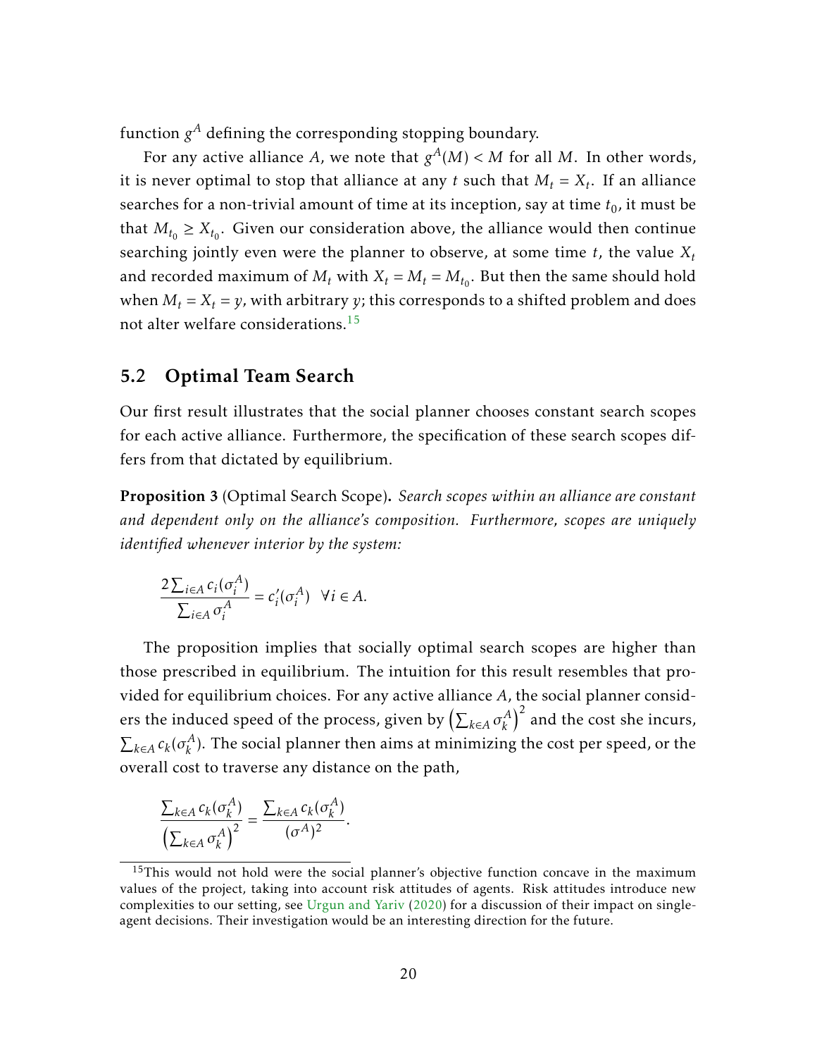function $g^A$ defining the corresponding stopping boundary.

For any active alliance $A$, we note that $g^A(M) < M$ for all $M$. In other words, it is never optimal to stop that alliance at any $t$ such that $M_t = X_t$. If an alliance searches for a non-trivial amount of time at its inception, say at time $t_0$, it must be that $M_{t_0} \geq X_{t_0}$. Given our consideration above, the alliance would then continue searching jointly even were the planner to observe, at some time $t$, the value $X_t$ and recorded maximum of $M_t$ with $X_t = M_t = M_{t_0}$. But then the same should hold when $M_t = X_t = y$, with arbitrary $y$; this corresponds to a shifted problem and does not alter welfare considerations.[15]

## 5.2 Optimal Team Search

Our first result illustrates that the social planner chooses constant search scopes for each active alliance. Furthermore, the specification of these search scopes differs from that dictated by equilibrium.

**Proposition 3** (Optimal Search Scope)**.** *Search scopes within an alliance are constant and dependent only on the alliance's composition. Furthermore, scopes are uniquely identified whenever interior by the system:*

$$\frac{2\sum_{i\in A} c_i(\sigma_i^A)}{\sum_{i\in A} \sigma_i^A} = c_i'(\sigma_i^A) \quad \forall i \in A.$$

The proposition implies that socially optimal search scopes are higher than those prescribed in equilibrium. The intuition for this result resembles that provided for equilibrium choices. For any active alliance $A$, the social planner considers the induced speed of the process, given by $\left(\sum_{k\in A} \sigma_k^A\right)^2$ and the cost she incurs, $\sum_{k\in A} c_k(\sigma_k^A)$. The social planner then aims at minimizing the cost per speed, or the overall cost to traverse any distance on the path,

$$\frac{\sum_{k\in A} c_k(\sigma_k^A)}{\left(\sum_{k\in A} \sigma_k^A\right)^2} = \frac{\sum_{k\in A} c_k(\sigma_k^A)}{(\sigma^A)^2}.$$

[15] This would not hold were the social planner's objective function concave in the maximum values of the project, taking into account risk attitudes of agents. Risk attitudes introduce new complexities to our setting, see Urgun and Yariv (2020) for a discussion of their impact on single-agent decisions. Their investigation would be an interesting direction for the future.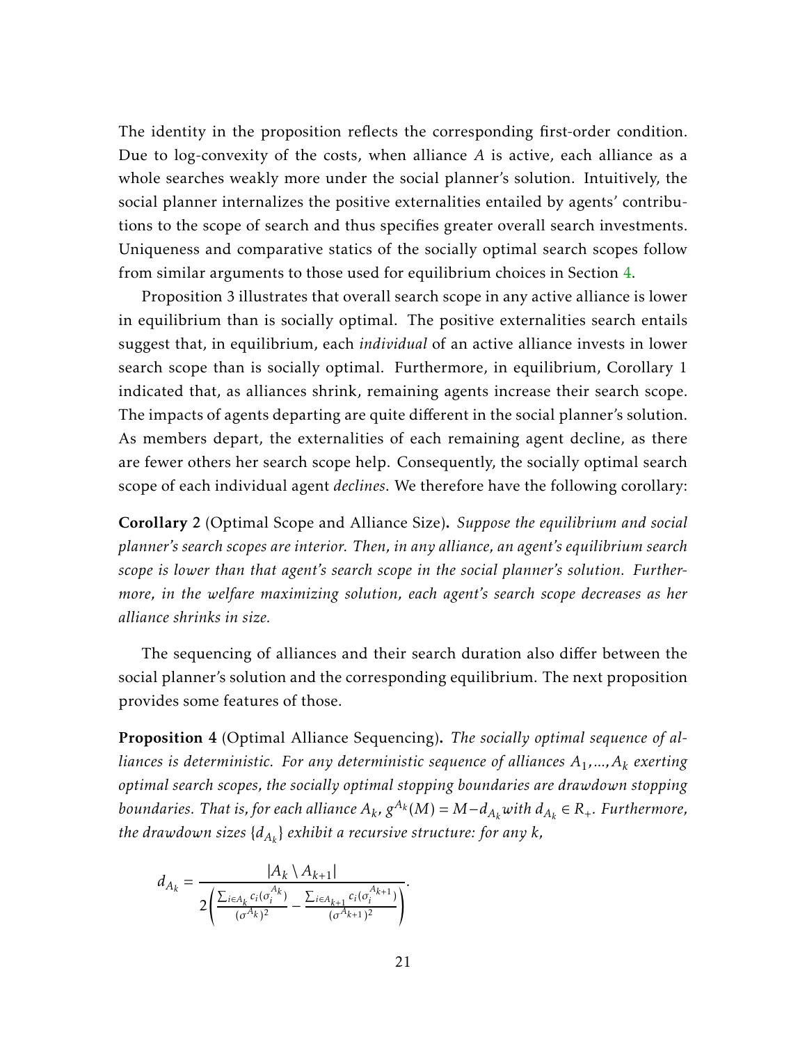The identity in the proposition reflects the corresponding first-order condition. Due to log-convexity of the costs, when alliance $A$ is active, each alliance as a whole searches weakly more under the social planner's solution. Intuitively, the social planner internalizes the positive externalities entailed by agents' contributions to the scope of search and thus specifies greater overall search investments. Uniqueness and comparative statics of the socially optimal search scopes follow from similar arguments to those used for equilibrium choices in Section 4.

Proposition 3 illustrates that overall search scope in any active alliance is lower in equilibrium than is socially optimal. The positive externalities search entails suggest that, in equilibrium, each *individual* of an active alliance invests in lower search scope than is socially optimal. Furthermore, in equilibrium, Corollary 1 indicated that, as alliances shrink, remaining agents increase their search scope. The impacts of agents departing are quite different in the social planner's solution. As members depart, the externalities of each remaining agent decline, as there are fewer others her search scope help. Consequently, the socially optimal search scope of each individual agent *declines*. We therefore have the following corollary:

**Corollary 2** (Optimal Scope and Alliance Size)**.** *Suppose the equilibrium and social planner's search scopes are interior. Then, in any alliance, an agent's equilibrium search scope is lower than that agent's search scope in the social planner's solution. Furthermore, in the welfare maximizing solution, each agent's search scope decreases as her alliance shrinks in size.*

The sequencing of alliances and their search duration also differ between the social planner's solution and the corresponding equilibrium. The next proposition provides some features of those.

**Proposition 4** (Optimal Alliance Sequencing)**.** *The socially optimal sequence of alliances is deterministic. For any deterministic sequence of alliances $A_1, ..., A_k$ exerting optimal search scopes, the socially optimal stopping boundaries are drawdown stopping boundaries. That is, for each alliance $A_k$, $g^{A_k}(M) = M - d_{A_k}$ with $d_{A_k} \in R_+$. Furthermore, the drawdown sizes $\{d_{A_k}\}$ exhibit a recursive structure: for any $k$,*

$$d_{A_k} = \frac{|A_k \setminus A_{k+1}|}{2\left(\frac{\sum_{i \in A_k} c_i(\sigma_i^{A_k})}{(\sigma^{A_k})^2} - \frac{\sum_{i \in A_{k+1}} c_i(\sigma_i^{A_{k+1}})}{(\sigma^{A_{k+1}})^2}\right)}.$$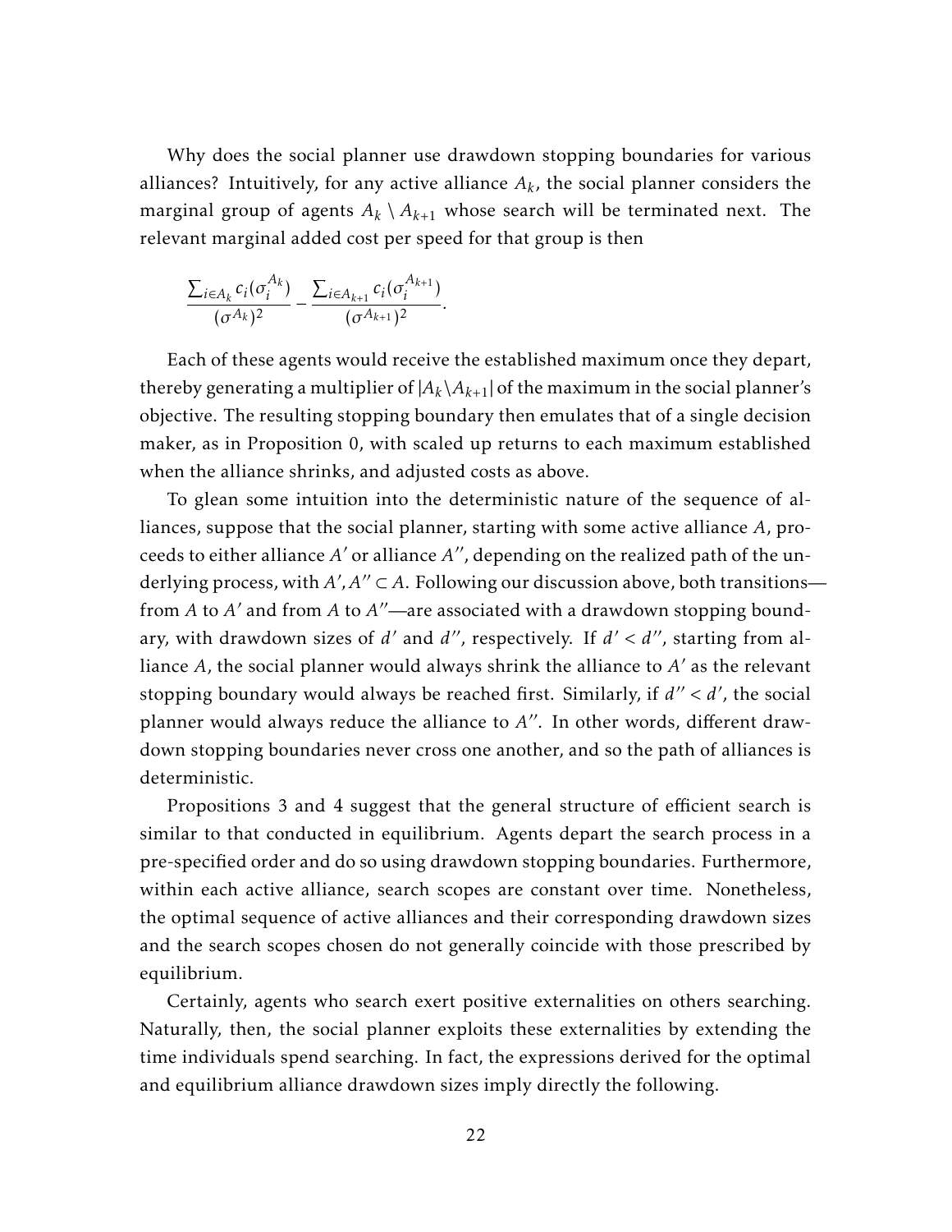Why does the social planner use drawdown stopping boundaries for various alliances? Intuitively, for any active alliance $A_k$, the social planner considers the marginal group of agents $A_k \setminus A_{k+1}$ whose search will be terminated next. The relevant marginal added cost per speed for that group is then

$$\frac{\sum_{i \in A_k} c_i(\sigma_i^{A_k})}{(\sigma^{A_k})^2} - \frac{\sum_{i \in A_{k+1}} c_i(\sigma_i^{A_{k+1}})}{(\sigma^{A_{k+1}})^2}.$$

Each of these agents would receive the established maximum once they depart, thereby generating a multiplier of $|A_k \setminus A_{k+1}|$ of the maximum in the social planner's objective. The resulting stopping boundary then emulates that of a single decision maker, as in Proposition 0, with scaled up returns to each maximum established when the alliance shrinks, and adjusted costs as above.

To glean some intuition into the deterministic nature of the sequence of alliances, suppose that the social planner, starting with some active alliance $A$, proceeds to either alliance $A'$ or alliance $A''$, depending on the realized path of the underlying process, with $A', A'' \subset A$. Following our discussion above, both transitions—from $A$ to $A'$ and from $A$ to $A''$—are associated with a drawdown stopping boundary, with drawdown sizes of $d'$ and $d''$, respectively. If $d' < d''$, starting from alliance $A$, the social planner would always shrink the alliance to $A'$ as the relevant stopping boundary would always be reached first. Similarly, if $d'' < d'$, the social planner would always reduce the alliance to $A''$. In other words, different drawdown stopping boundaries never cross one another, and so the path of alliances is deterministic.

Propositions 3 and 4 suggest that the general structure of efficient search is similar to that conducted in equilibrium. Agents depart the search process in a pre-specified order and do so using drawdown stopping boundaries. Furthermore, within each active alliance, search scopes are constant over time. Nonetheless, the optimal sequence of active alliances and their corresponding drawdown sizes and the search scopes chosen do not generally coincide with those prescribed by equilibrium.

Certainly, agents who search exert positive externalities on others searching. Naturally, then, the social planner exploits these externalities by extending the time individuals spend searching. In fact, the expressions derived for the optimal and equilibrium alliance drawdown sizes imply directly the following.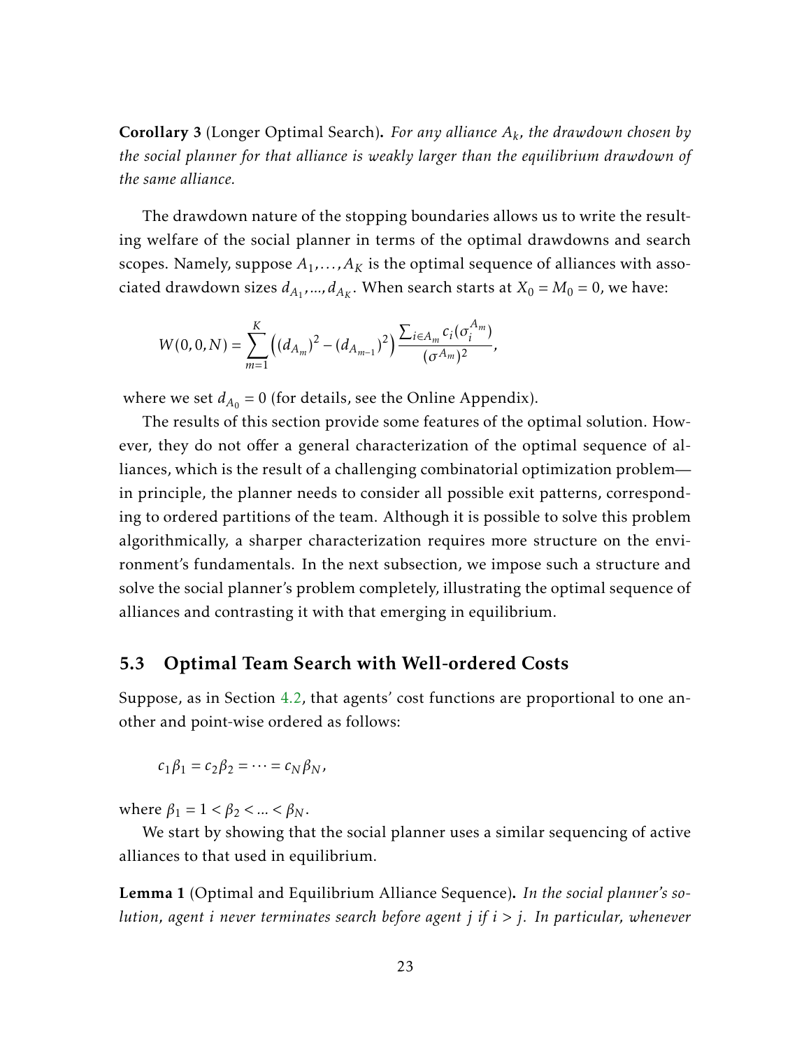**Corollary 3** (Longer Optimal Search)**.** *For any alliance $A_k$, the drawdown chosen by the social planner for that alliance is weakly larger than the equilibrium drawdown of the same alliance.*

The drawdown nature of the stopping boundaries allows us to write the resulting welfare of the social planner in terms of the optimal drawdowns and search scopes. Namely, suppose $A_1, \dots, A_K$ is the optimal sequence of alliances with associated drawdown sizes $d_{A_1}, \dots, d_{A_K}$. When search starts at $X_0 = M_0 = 0$, we have:

$$W(0,0,N) = \sum_{m=1}^{K} \left( (d_{A_m})^2 - (d_{A_{m-1}})^2 \right) \frac{\sum_{i \in A_m} c_i(\sigma_i^{A_m})}{(\sigma^{A_m})^2},$$

where we set $d_{A_0} = 0$ (for details, see the Online Appendix).

The results of this section provide some features of the optimal solution. However, they do not offer a general characterization of the optimal sequence of alliances, which is the result of a challenging combinatorial optimization problem—in principle, the planner needs to consider all possible exit patterns, corresponding to ordered partitions of the team. Although it is possible to solve this problem algorithmically, a sharper characterization requires more structure on the environment's fundamentals. In the next subsection, we impose such a structure and solve the social planner's problem completely, illustrating the optimal sequence of alliances and contrasting it with that emerging in equilibrium.

## 5.3 Optimal Team Search with Well-ordered Costs

Suppose, as in Section 4.2, that agents' cost functions are proportional to one another and point-wise ordered as follows:

$$c_1 \beta_1 = c_2 \beta_2 = \cdots = c_N \beta_N,$$

where $\beta_1 = 1 < \beta_2 < \dots < \beta_N$.

We start by showing that the social planner uses a similar sequencing of active alliances to that used in equilibrium.

**Lemma 1** (Optimal and Equilibrium Alliance Sequence)**.** *In the social planner's solution, agent $i$ never terminates search before agent $j$ if $i > j$. In particular, whenever*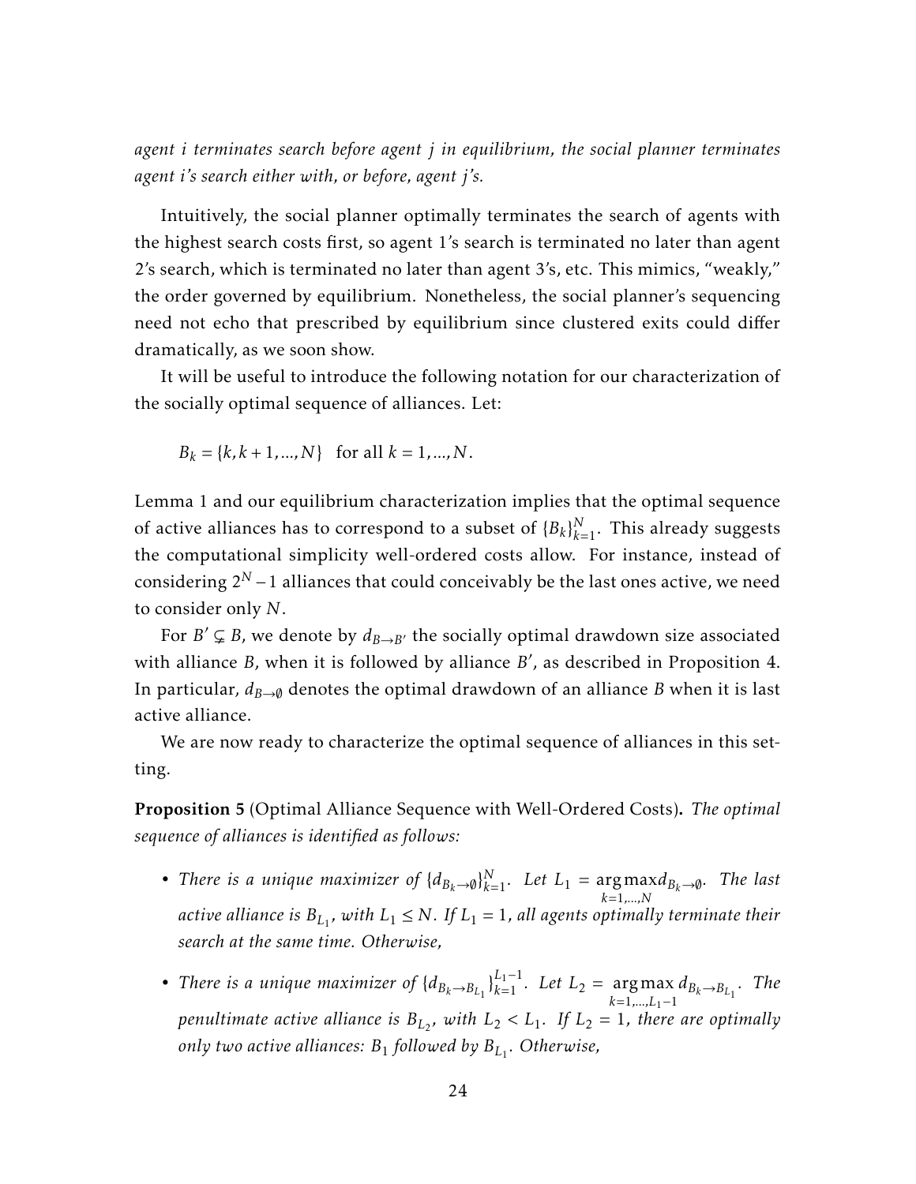*agent i terminates search before agent j in equilibrium, the social planner terminates agent i's search either with, or before, agent j's.*

Intuitively, the social planner optimally terminates the search of agents with the highest search costs first, so agent 1's search is terminated no later than agent 2's search, which is terminated no later than agent 3's, etc. This mimics, "weakly," the order governed by equilibrium. Nonetheless, the social planner's sequencing need not echo that prescribed by equilibrium since clustered exits could differ dramatically, as we soon show.

It will be useful to introduce the following notation for our characterization of the socially optimal sequence of alliances. Let:

$$B_k = \{k, k+1, ..., N\} \quad \text{for all } k = 1, ..., N.$$

Lemma 1 and our equilibrium characterization implies that the optimal sequence of active alliances has to correspond to a subset of $\{B_k\}_{k=1}^N$. This already suggests the computational simplicity well-ordered costs allow. For instance, instead of considering $2^N - 1$ alliances that could conceivably be the last ones active, we need to consider only $N$.

For $B' \subsetneq B$, we denote by $d_{B \to B'}$ the socially optimal drawdown size associated with alliance $B$, when it is followed by alliance $B'$, as described in Proposition 4. In particular, $d_{B \to \emptyset}$ denotes the optimal drawdown of an alliance $B$ when it is last active alliance.

We are now ready to characterize the optimal sequence of alliances in this setting.

**Proposition 5** (Optimal Alliance Sequence with Well-Ordered Costs)**.** *The optimal sequence of alliances is identified as follows:*

- *There is a unique maximizer of $\{d_{B_k \to \emptyset}\}_{k=1}^N$. Let $L_1 = \underset{k=1,...,N}{\arg\max} d_{B_k \to \emptyset}$. The last active alliance is $B_{L_1}$, with $L_1 \leq N$. If $L_1 = 1$, all agents optimally terminate their search at the same time. Otherwise,*
- *There is a unique maximizer of $\{d_{B_k \to B_{L_1}}\}_{k=1}^{L_1 - 1}$. Let $L_2 = \underset{k=1,...,L_1-1}{\arg\max} d_{B_k \to B_{L_1}}$. The penultimate active alliance is $B_{L_2}$, with $L_2 < L_1$. If $L_2 = 1$, there are optimally only two active alliances: $B_1$ followed by $B_{L_1}$. Otherwise,*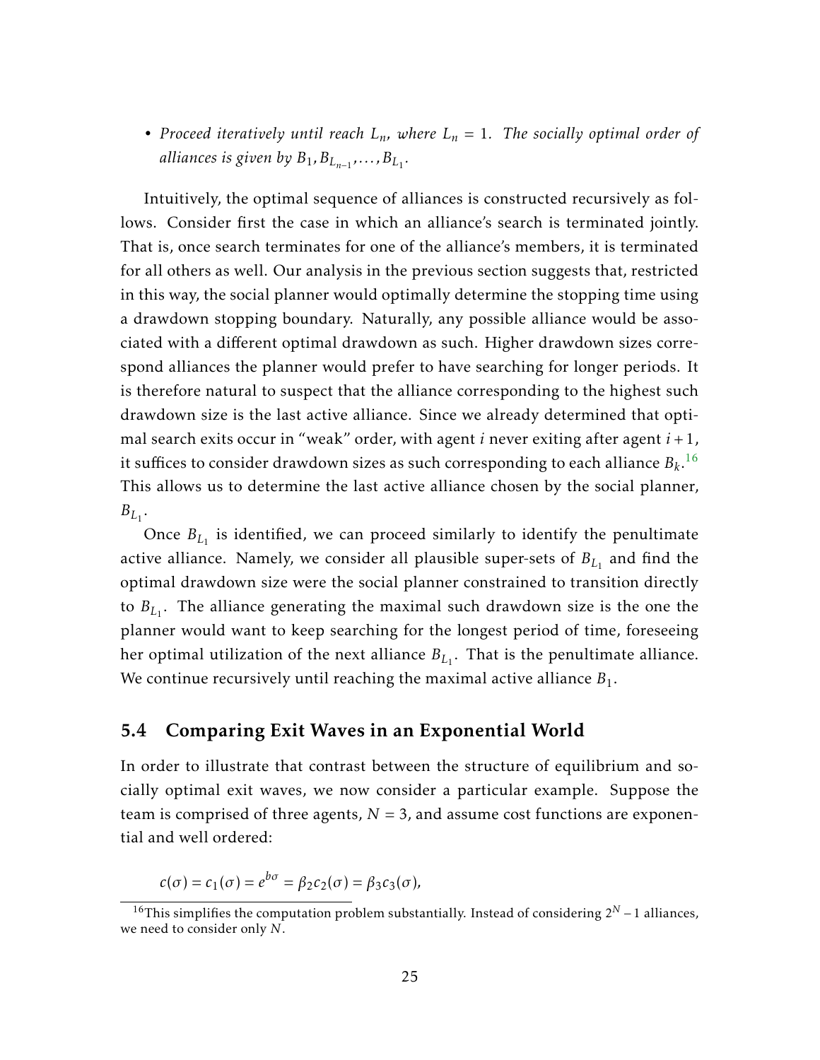- *Proceed iteratively until reach $L_n$, where $L_n = 1$. The socially optimal order of alliances is given by $B_1, B_{L_{n-1}}, \ldots, B_{L_1}$.*

Intuitively, the optimal sequence of alliances is constructed recursively as follows. Consider first the case in which an alliance's search is terminated jointly. That is, once search terminates for one of the alliance's members, it is terminated for all others as well. Our analysis in the previous section suggests that, restricted in this way, the social planner would optimally determine the stopping time using a drawdown stopping boundary. Naturally, any possible alliance would be associated with a different optimal drawdown as such. Higher drawdown sizes correspond alliances the planner would prefer to have searching for longer periods. It is therefore natural to suspect that the alliance corresponding to the highest such drawdown size is the last active alliance. Since we already determined that optimal search exits occur in "weak" order, with agent $i$ never exiting after agent $i+1$, it suffices to consider drawdown sizes as such corresponding to each alliance $B_k$.[16] This allows us to determine the last active alliance chosen by the social planner, $B_{L_1}$.

Once $B_{L_1}$ is identified, we can proceed similarly to identify the penultimate active alliance. Namely, we consider all plausible super-sets of $B_{L_1}$ and find the optimal drawdown size were the social planner constrained to transition directly to $B_{L_1}$. The alliance generating the maximal such drawdown size is the one the planner would want to keep searching for the longest period of time, foreseeing her optimal utilization of the next alliance $B_{L_1}$. That is the penultimate alliance. We continue recursively until reaching the maximal active alliance $B_1$.

## 5.4 Comparing Exit Waves in an Exponential World

In order to illustrate that contrast between the structure of equilibrium and socially optimal exit waves, we now consider a particular example. Suppose the team is comprised of three agents, $N = 3$, and assume cost functions are exponential and well ordered:

$$c(\sigma) = c_1(\sigma) = e^{b\sigma} = \beta_2 c_2(\sigma) = \beta_3 c_3(\sigma),$$

[16] This simplifies the computation problem substantially. Instead of considering $2^N - 1$ alliances, we need to consider only $N$.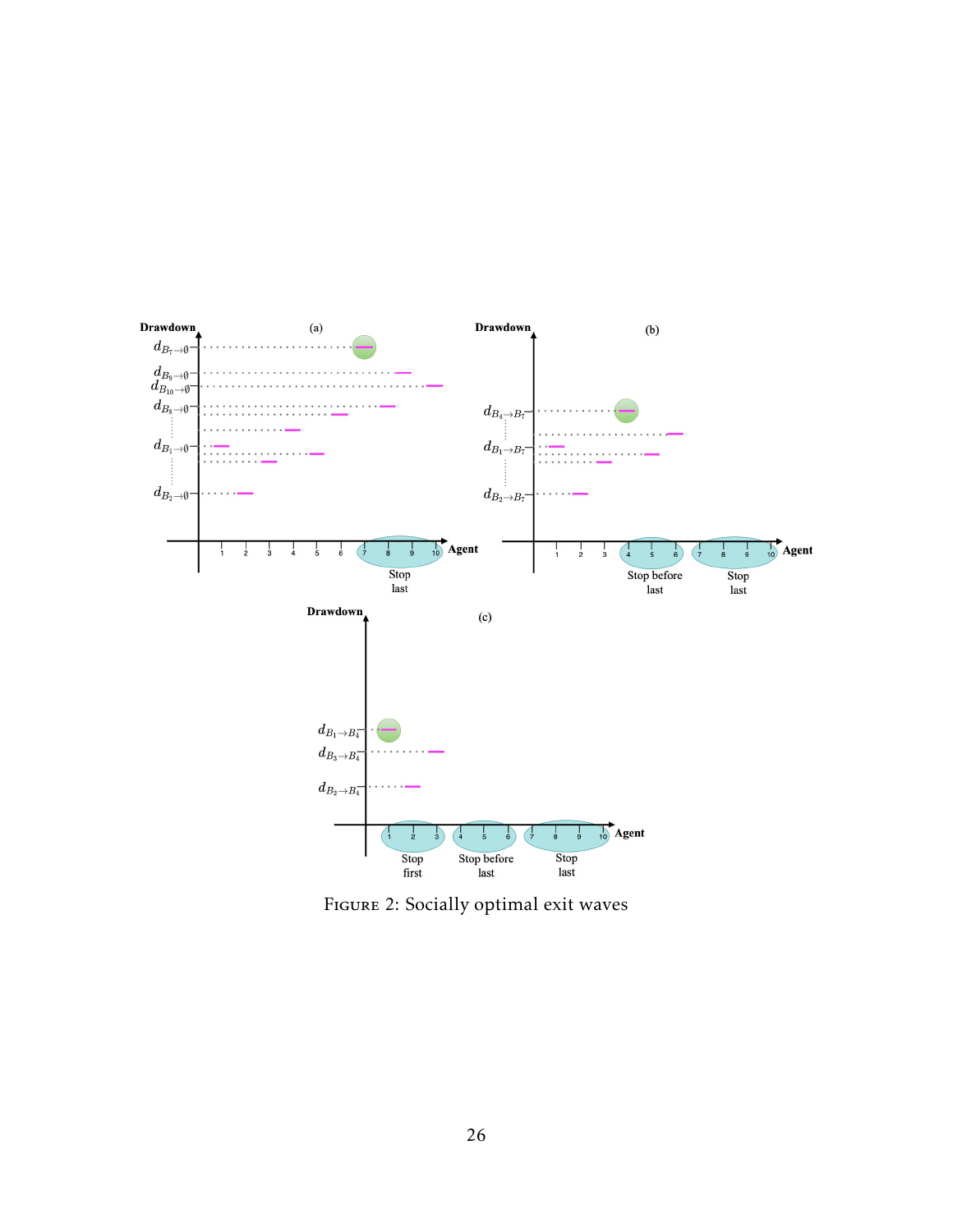Figure 2: Socially optimal exit waves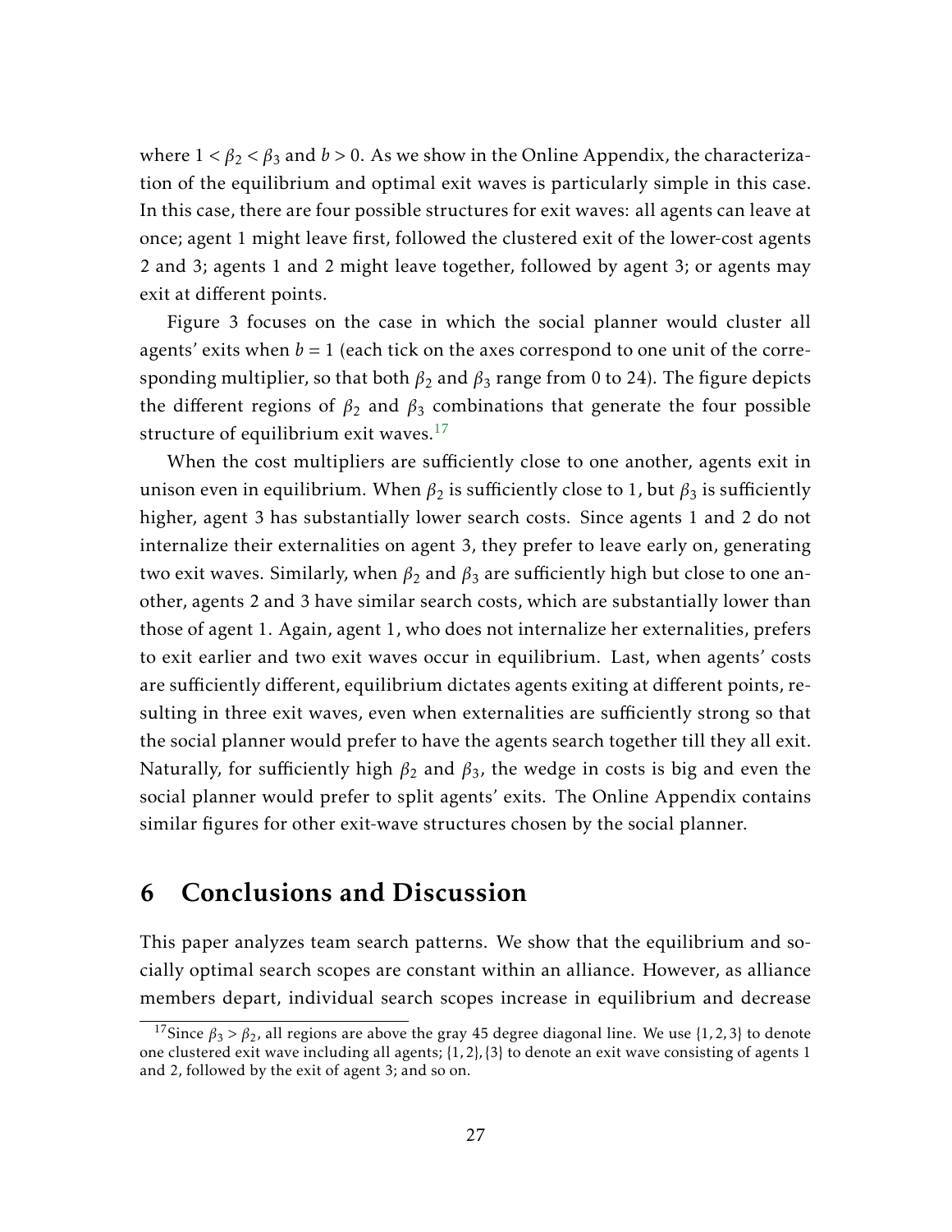where $1 < \beta_2 < \beta_3$ and $b > 0$. As we show in the Online Appendix, the characterization of the equilibrium and optimal exit waves is particularly simple in this case. In this case, there are four possible structures for exit waves: all agents can leave at once; agent 1 might leave first, followed the clustered exit of the lower-cost agents 2 and 3; agents 1 and 2 might leave together, followed by agent 3; or agents may exit at different points.

Figure 3 focuses on the case in which the social planner would cluster all agents' exits when $b = 1$ (each tick on the axes correspond to one unit of the corresponding multiplier, so that both $\beta_2$ and $\beta_3$ range from 0 to 24). The figure depicts the different regions of $\beta_2$ and $\beta_3$ combinations that generate the four possible structure of equilibrium exit waves.[17]

When the cost multipliers are sufficiently close to one another, agents exit in unison even in equilibrium. When $\beta_2$ is sufficiently close to 1, but $\beta_3$ is sufficiently higher, agent 3 has substantially lower search costs. Since agents 1 and 2 do not internalize their externalities on agent 3, they prefer to leave early on, generating two exit waves. Similarly, when $\beta_2$ and $\beta_3$ are sufficiently high but close to one another, agents 2 and 3 have similar search costs, which are substantially lower than those of agent 1. Again, agent 1, who does not internalize her externalities, prefers to exit earlier and two exit waves occur in equilibrium. Last, when agents' costs are sufficiently different, equilibrium dictates agents exiting at different points, resulting in three exit waves, even when externalities are sufficiently strong so that the social planner would prefer to have the agents search together till they all exit. Naturally, for sufficiently high $\beta_2$ and $\beta_3$, the wedge in costs is big and even the social planner would prefer to split agents' exits. The Online Appendix contains similar figures for other exit-wave structures chosen by the social planner.

# 6 Conclusions and Discussion

This paper analyzes team search patterns. We show that the equilibrium and socially optimal search scopes are constant within an alliance. However, as alliance members depart, individual search scopes increase in equilibrium and decrease

[17] Since $\beta_3 > \beta_2$, all regions are above the gray 45 degree diagonal line. We use $\{1, 2, 3\}$ to denote one clustered exit wave including all agents; $\{1, 2\}, \{3\}$ to denote an exit wave consisting of agents 1 and 2, followed by the exit of agent 3; and so on.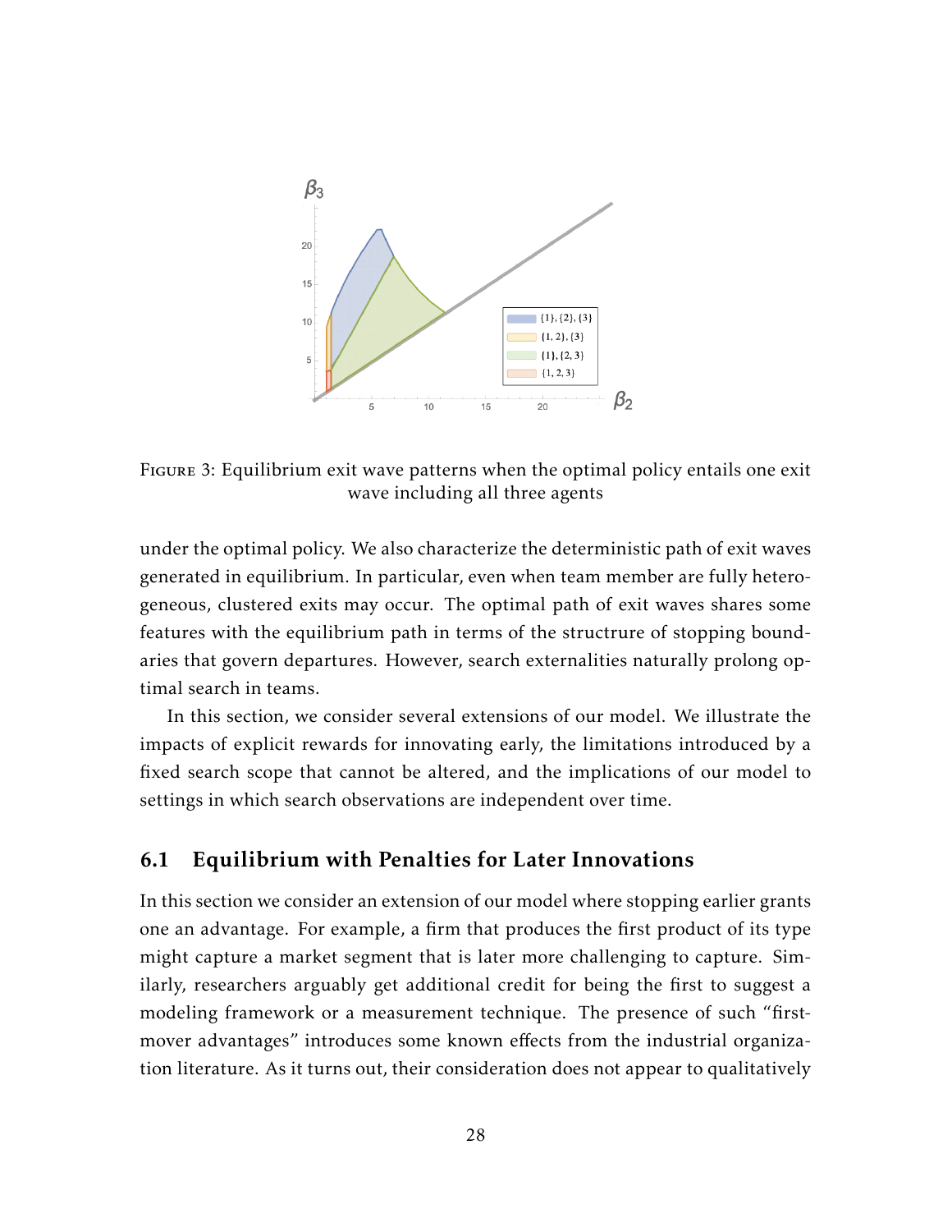FIGURE 3: Equilibrium exit wave patterns when the optimal policy entails one exit wave including all three agents

under the optimal policy. We also characterize the deterministic path of exit waves generated in equilibrium. In particular, even when team member are fully heterogeneous, clustered exits may occur. The optimal path of exit waves shares some features with the equilibrium path in terms of the structure of stopping boundaries that govern departures. However, search externalities naturally prolong optimal search in teams.

In this section, we consider several extensions of our model. We illustrate the impacts of explicit rewards for innovating early, the limitations introduced by a fixed search scope that cannot be altered, and the implications of our model to settings in which search observations are independent over time.

## 6.1 Equilibrium with Penalties for Later Innovations

In this section we consider an extension of our model where stopping earlier grants one an advantage. For example, a firm that produces the first product of its type might capture a market segment that is later more challenging to capture. Similarly, researchers arguably get additional credit for being the first to suggest a modeling framework or a measurement technique. The presence of such "first-mover advantages" introduces some known effects from the industrial organization literature. As it turns out, their consideration does not appear to qualitatively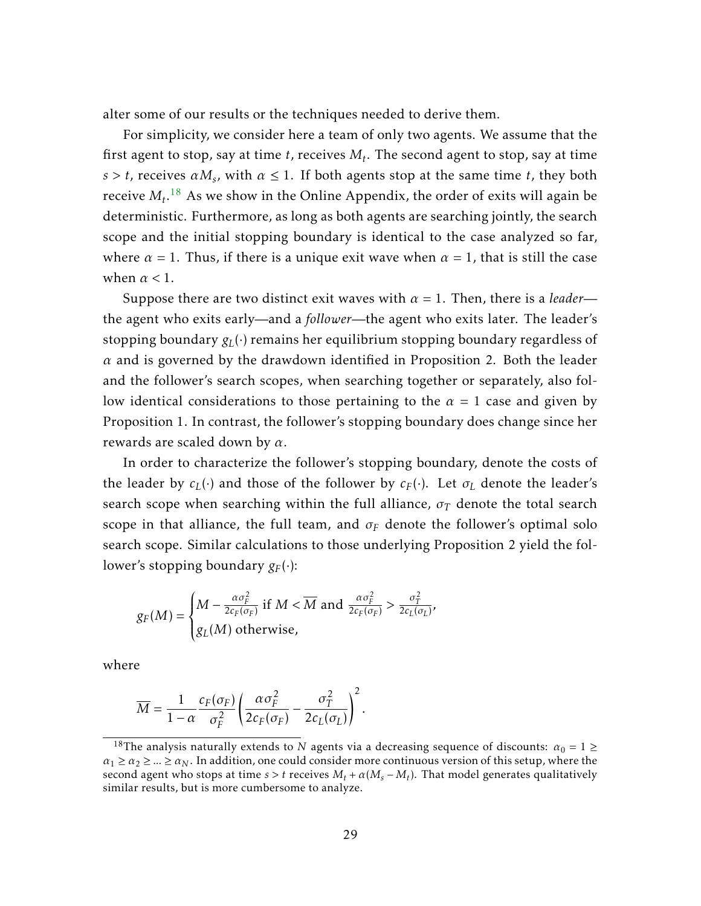alter some of our results or the techniques needed to derive them.

For simplicity, we consider here a team of only two agents. We assume that the first agent to stop, say at time $t$, receives $M_t$. The second agent to stop, say at time $s > t$, receives $\alpha M_s$, with $\alpha \leq 1$. If both agents stop at the same time $t$, they both receive $M_t$.[18] As we show in the Online Appendix, the order of exits will again be deterministic. Furthermore, as long as both agents are searching jointly, the search scope and the initial stopping boundary is identical to the case analyzed so far, where $\alpha = 1$. Thus, if there is a unique exit wave when $\alpha = 1$, that is still the case when $\alpha < 1$.

Suppose there are two distinct exit waves with $\alpha = 1$. Then, there is a *leader*—the agent who exits early—and a *follower*—the agent who exits later. The leader's stopping boundary $g_L(\cdot)$ remains her equilibrium stopping boundary regardless of $\alpha$ and is governed by the drawdown identified in Proposition 2. Both the leader and the follower's search scopes, when searching together or separately, also follow identical considerations to those pertaining to the $\alpha = 1$ case and given by Proposition 1. In contrast, the follower's stopping boundary does change since her rewards are scaled down by $\alpha$.

In order to characterize the follower's stopping boundary, denote the costs of the leader by $c_L(\cdot)$ and those of the follower by $c_F(\cdot)$. Let $\sigma_L$ denote the leader's search scope when searching within the full alliance, $\sigma_T$ denote the total search scope in that alliance, the full team, and $\sigma_F$ denote the follower's optimal solo search scope. Similar calculations to those underlying Proposition 2 yield the follower's stopping boundary $g_F(\cdot)$:

$$g_F(M) = \begin{cases} M - \frac{\alpha \sigma_F^2}{2c_F(\sigma_F)} \text{ if } M < \overline{M} \text{ and } \frac{\alpha \sigma_F^2}{2c_F(\sigma_F)} > \frac{\sigma_T^2}{2c_L(\sigma_L)}, \\ g_L(M) \text{ otherwise,} \end{cases}$$

where

$$\overline{M} = \frac{1}{1-\alpha} \frac{c_F(\sigma_F)}{\sigma_F^2} \left( \frac{\alpha \sigma_F^2}{2c_F(\sigma_F)} - \frac{\sigma_T^2}{2c_L(\sigma_L)} \right)^2.$$

[18] The analysis naturally extends to $N$ agents via a decreasing sequence of discounts: $\alpha_0 = 1 \geq \alpha_1 \geq \alpha_2 \geq ... \geq \alpha_N$. In addition, one could consider more continuous version of this setup, where the second agent who stops at time $s > t$ receives $M_t + \alpha(M_s - M_t)$. That model generates qualitatively similar results, but is more cumbersome to analyze.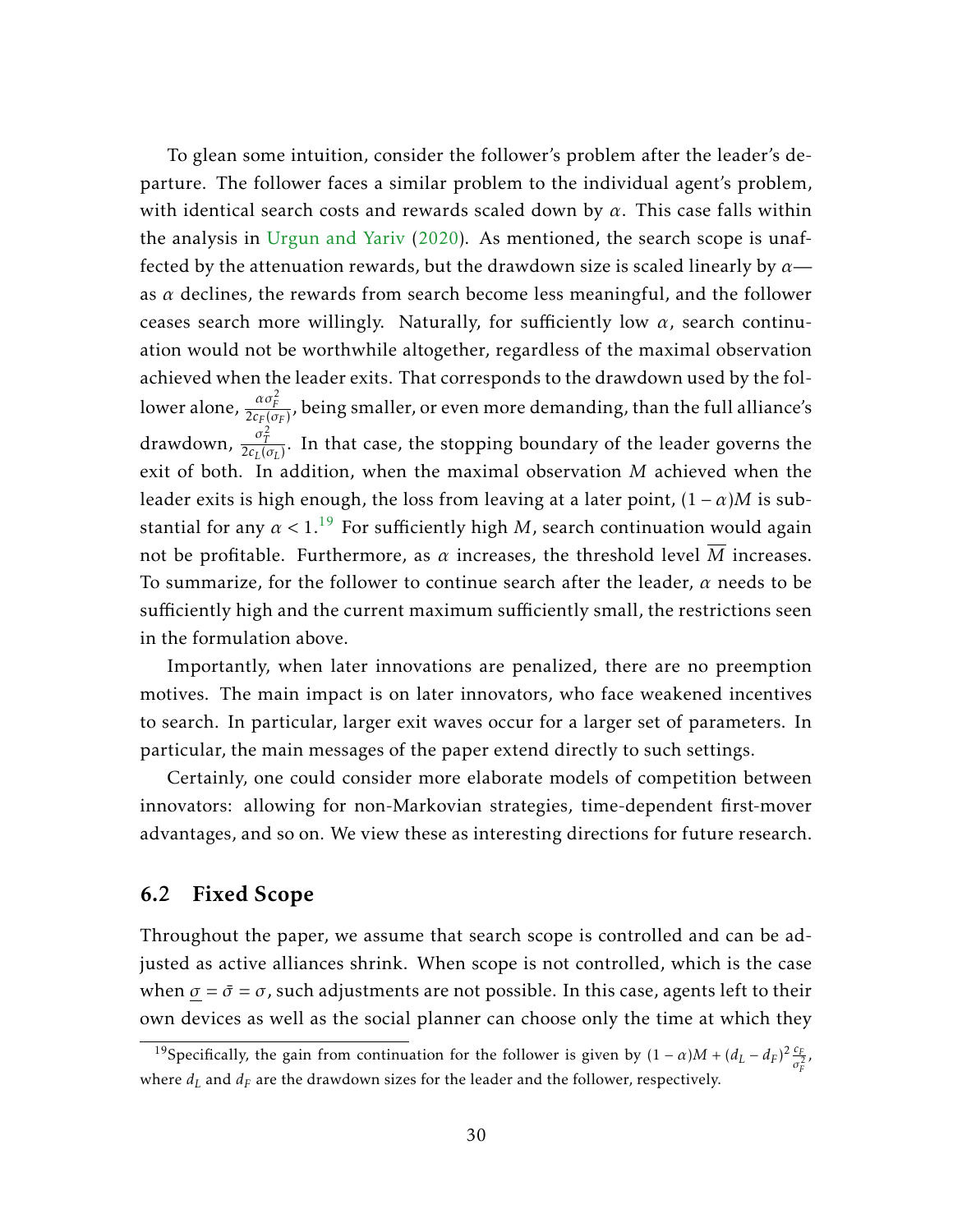To glean some intuition, consider the follower's problem after the leader's departure. The follower faces a similar problem to the individual agent's problem, with identical search costs and rewards scaled down by $\alpha$. This case falls within the analysis in Urgun and Yariv (2020). As mentioned, the search scope is unaffected by the attenuation rewards, but the drawdown size is scaled linearly by $\alpha$—as $\alpha$ declines, the rewards from search become less meaningful, and the follower ceases search more willingly. Naturally, for sufficiently low $\alpha$, search continuation would not be worthwhile altogether, regardless of the maximal observation achieved when the leader exits. That corresponds to the drawdown used by the follower alone, $\frac{\alpha \sigma_F^2}{2c_F(\sigma_F)}$, being smaller, or even more demanding, than the full alliance's drawdown, $\frac{\sigma_T^2}{2c_L(\sigma_L)}$. In that case, the stopping boundary of the leader governs the exit of both. In addition, when the maximal observation $M$ achieved when the leader exits is high enough, the loss from leaving at a later point, $(1-\alpha)M$ is substantial for any $\alpha < 1$.[19] For sufficiently high $M$, search continuation would again not be profitable. Furthermore, as $\alpha$ increases, the threshold level $\overline{M}$ increases. To summarize, for the follower to continue search after the leader, $\alpha$ needs to be sufficiently high and the current maximum sufficiently small, the restrictions seen in the formulation above.

Importantly, when later innovations are penalized, there are no preemption motives. The main impact is on later innovators, who face weakened incentives to search. In particular, larger exit waves occur for a larger set of parameters. In particular, the main messages of the paper extend directly to such settings.

Certainly, one could consider more elaborate models of competition between innovators: allowing for non-Markovian strategies, time-dependent first-mover advantages, and so on. We view these as interesting directions for future research.

## 6.2 Fixed Scope

Throughout the paper, we assume that search scope is controlled and can be adjusted as active alliances shrink. When scope is not controlled, which is the case when $\underline{\sigma} = \bar{\sigma} = \sigma$, such adjustments are not possible. In this case, agents left to their own devices as well as the social planner can choose only the time at which they

[19] Specifically, the gain from continuation for the follower is given by $(1-\alpha)M + (d_L - d_F)^2 \frac{c_F}{\sigma_F^2}$, where $d_L$ and $d_F$ are the drawdown sizes for the leader and the follower, respectively.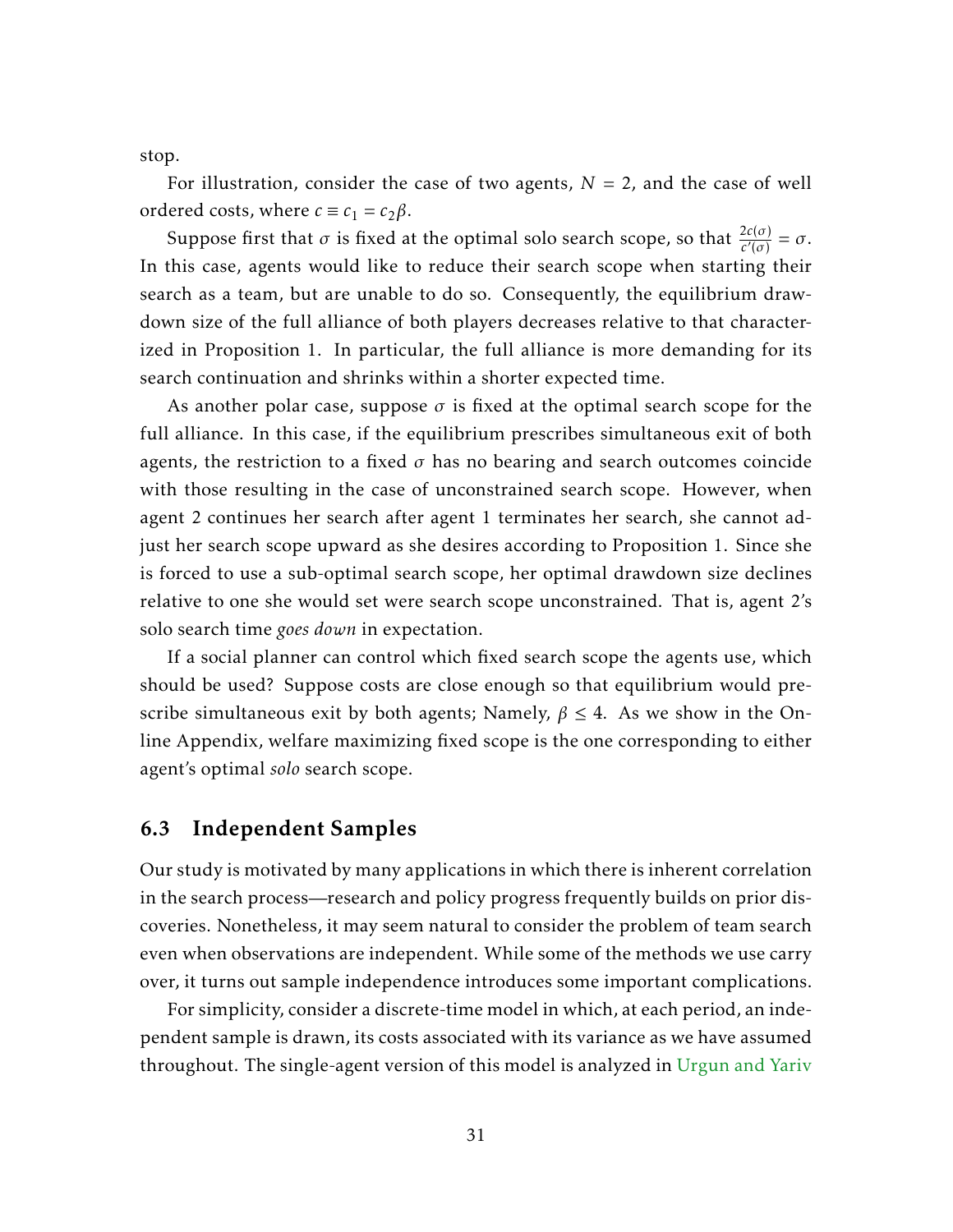stop.

For illustration, consider the case of two agents, $N = 2$, and the case of well ordered costs, where $c \equiv c_1 = c_2 \beta$.

Suppose first that $\sigma$ is fixed at the optimal solo search scope, so that $\frac{2c(\sigma)}{c'(\sigma)} = \sigma$. In this case, agents would like to reduce their search scope when starting their search as a team, but are unable to do so. Consequently, the equilibrium drawdown size of the full alliance of both players decreases relative to that characterized in Proposition 1. In particular, the full alliance is more demanding for its search continuation and shrinks within a shorter expected time.

As another polar case, suppose $\sigma$ is fixed at the optimal search scope for the full alliance. In this case, if the equilibrium prescribes simultaneous exit of both agents, the restriction to a fixed $\sigma$ has no bearing and search outcomes coincide with those resulting in the case of unconstrained search scope. However, when agent 2 continues her search after agent 1 terminates her search, she cannot adjust her search scope upward as she desires according to Proposition 1. Since she is forced to use a sub-optimal search scope, her optimal drawdown size declines relative to one she would set were search scope unconstrained. That is, agent 2's solo search time *goes down* in expectation.

If a social planner can control which fixed search scope the agents use, which should be used? Suppose costs are close enough so that equilibrium would prescribe simultaneous exit by both agents; Namely, $\beta \leq 4$. As we show in the Online Appendix, welfare maximizing fixed scope is the one corresponding to either agent's optimal *solo* search scope.

## 6.3 Independent Samples

Our study is motivated by many applications in which there is inherent correlation in the search process—research and policy progress frequently builds on prior discoveries. Nonetheless, it may seem natural to consider the problem of team search even when observations are independent. While some of the methods we use carry over, it turns out sample independence introduces some important complications.

For simplicity, consider a discrete-time model in which, at each period, an independent sample is drawn, its costs associated with its variance as we have assumed throughout. The single-agent version of this model is analyzed in Urgun and Yariv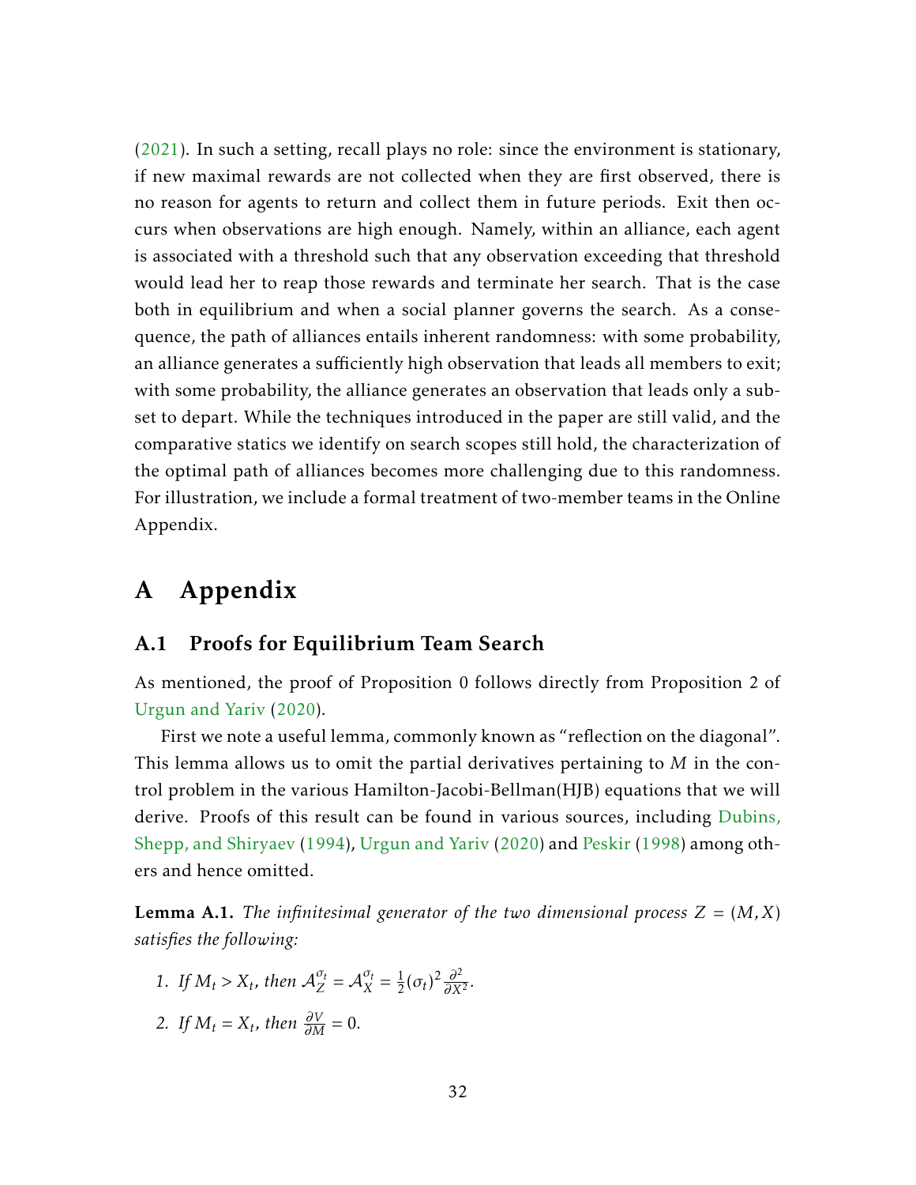(2021). In such a setting, recall plays no role: since the environment is stationary, if new maximal rewards are not collected when they are first observed, there is no reason for agents to return and collect them in future periods. Exit then occurs when observations are high enough. Namely, within an alliance, each agent is associated with a threshold such that any observation exceeding that threshold would lead her to reap those rewards and terminate her search. That is the case both in equilibrium and when a social planner governs the search. As a consequence, the path of alliances entails inherent randomness: with some probability, an alliance generates a sufficiently high observation that leads all members to exit; with some probability, the alliance generates an observation that leads only a subset to depart. While the techniques introduced in the paper are still valid, and the comparative statics we identify on search scopes still hold, the characterization of the optimal path of alliances becomes more challenging due to this randomness. For illustration, we include a formal treatment of two-member teams in the Online Appendix.

# A Appendix

## A.1 Proofs for Equilibrium Team Search

As mentioned, the proof of Proposition 0 follows directly from Proposition 2 of Urgun and Yariv (2020).

First we note a useful lemma, commonly known as "reflection on the diagonal". This lemma allows us to omit the partial derivatives pertaining to $M$ in the control problem in the various Hamilton-Jacobi-Bellman(HJB) equations that we will derive. Proofs of this result can be found in various sources, including Dubins, Shepp, and Shiryaev (1994), Urgun and Yariv (2020) and Peskir (1998) among others and hence omitted.

**Lemma A.1.** *The infinitesimal generator of the two dimensional process $Z = (M, X)$ satisfies the following:*

1. *If $M_t > X_t$, then $\mathcal{A}_Z^{\sigma_t} = \mathcal{A}_X^{\sigma_t} = \frac{1}{2}(\sigma_t)^2 \frac{\partial^2}{\partial X^2}$.*
2. *If $M_t = X_t$, then $\frac{\partial V}{\partial M} = 0$.*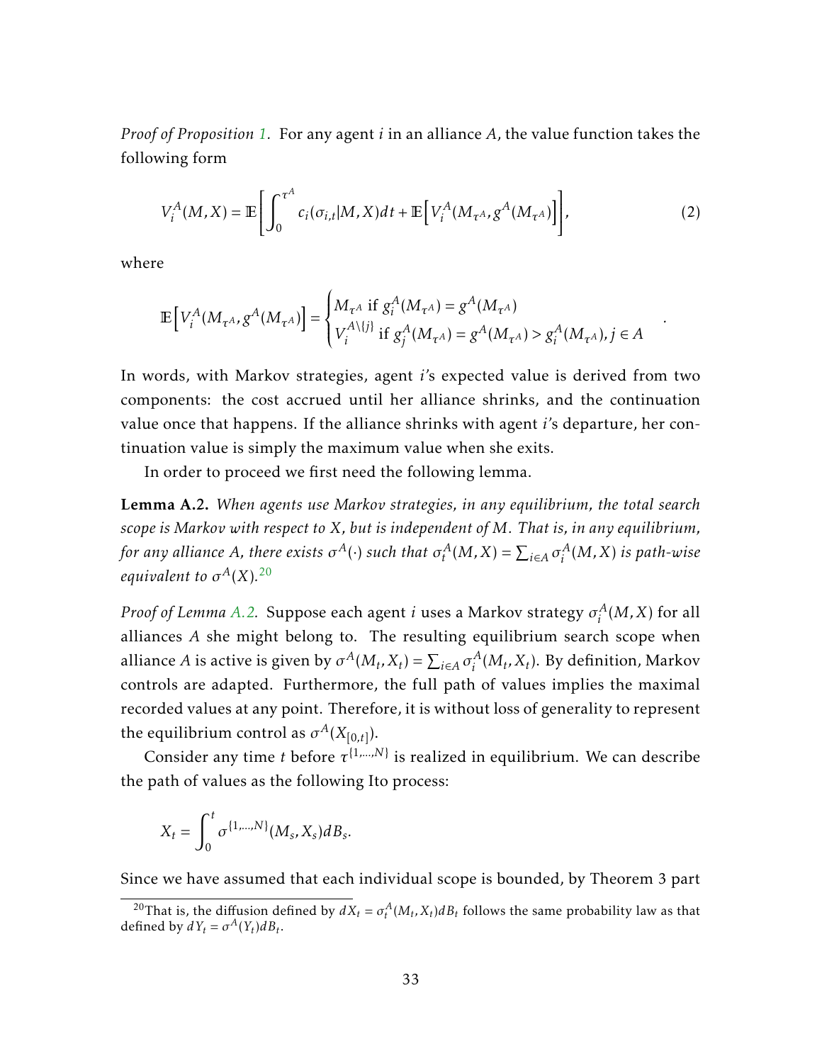*Proof of Proposition 1.* For any agent $i$ in an alliance $A$, the value function takes the following form

$$V_i^A(M,X) = \mathbb{E}\left[\int_0^{\tau^A} c_i(\sigma_{i,t}|M,X)dt + \mathbb{E}\left[V_i^A(M_{\tau^A}, g^A(M_{\tau^A}))\right]\right], \tag{2}$$

where

$$\mathbb{E}\left[V_i^A(M_{\tau^A}, g^A(M_{\tau^A}))\right] = \begin{cases} M_{\tau^A} \text{ if } g_i^A(M_{\tau^A}) = g^A(M_{\tau^A}) \\ V_i^{A\setminus\{j\}} \text{ if } g_j^A(M_{\tau^A}) = g^A(M_{\tau^A}) > g_i^A(M_{\tau^A}), j \in A \end{cases}.$$

In words, with Markov strategies, agent $i$'s expected value is derived from two components: the cost accrued until her alliance shrinks, and the continuation value once that happens. If the alliance shrinks with agent $i$'s departure, her continuation value is simply the maximum value when she exits.

In order to proceed we first need the following lemma.

**Lemma A.2.** *When agents use Markov strategies, in any equilibrium, the total search scope is Markov with respect to $X$, but is independent of $M$. That is, in any equilibrium, for any alliance $A$, there exists $\sigma^A(\cdot)$ such that $\sigma_t^A(M,X) = \sum_{i\in A}\sigma_i^A(M,X)$ is path-wise equivalent to $\sigma^A(X)$.*[20]

*Proof of Lemma A.2.* Suppose each agent $i$ uses a Markov strategy $\sigma_i^A(M,X)$ for all alliances $A$ she might belong to. The resulting equilibrium search scope when alliance $A$ is active is given by $\sigma^A(M_t, X_t) = \sum_{i\in A}\sigma_i^A(M_t, X_t)$. By definition, Markov controls are adapted. Furthermore, the full path of values implies the maximal recorded values at any point. Therefore, it is without loss of generality to represent the equilibrium control as $\sigma^A(X_{[0,t]})$.

Consider any time $t$ before $\tau^{\{1,\ldots,N\}}$ is realized in equilibrium. We can describe the path of values as the following Ito process:

$$X_t = \int_0^t \sigma^{\{1,\ldots,N\}}(M_s, X_s)dB_s.$$

Since we have assumed that each individual scope is bounded, by Theorem 3 part

[20] That is, the diffusion defined by $dX_t = \sigma_t^A(M_t, X_t)dB_t$ follows the same probability law as that defined by $dY_t = \sigma^A(Y_t)dB_t$.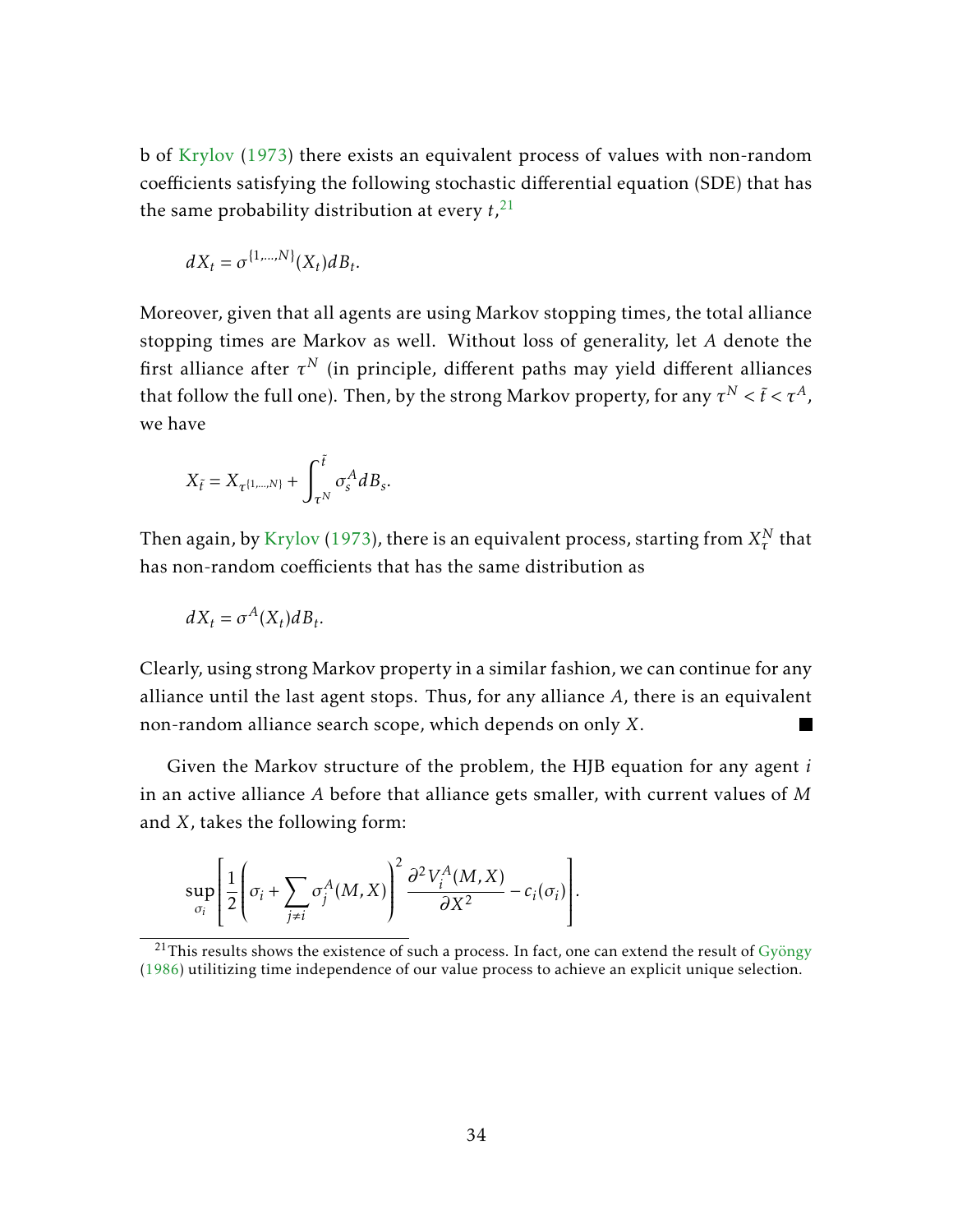b of Krylov (1973) there exists an equivalent process of values with non-random coefficients satisfying the following stochastic differential equation (SDE) that has the same probability distribution at every $t$,[21]

$$dX_t = \sigma^{\{1,\ldots,N\}}(X_t)dB_t.$$

Moreover, given that all agents are using Markov stopping times, the total alliance stopping times are Markov as well. Without loss of generality, let $A$ denote the first alliance after $\tau^N$ (in principle, different paths may yield different alliances that follow the full one). Then, by the strong Markov property, for any $\tau^N < \tilde{t} < \tau^A$, we have

$$X_{\tilde{t}} = X_{\tau^{\{1,\ldots,N\}}} + \int_{\tau^N}^{\tilde{t}} \sigma_s^A dB_s.$$

Then again, by Krylov (1973), there is an equivalent process, starting from $X_\tau^N$ that has non-random coefficients that has the same distribution as

$$dX_t = \sigma^A(X_t)dB_t.$$

Clearly, using strong Markov property in a similar fashion, we can continue for any alliance until the last agent stops. Thus, for any alliance $A$, there is an equivalent non-random alliance search scope, which depends on only $X$. ■

Given the Markov structure of the problem, the HJB equation for any agent $i$ in an active alliance $A$ before that alliance gets smaller, with current values of $M$ and $X$, takes the following form:

$$\sup_{\sigma_i}\left[\frac{1}{2}\left(\sigma_i + \sum_{j\neq i}\sigma_j^A(M,X)\right)^2 \frac{\partial^2 V_i^A(M,X)}{\partial X^2} - c_i(\sigma_i)\right].$$

[21] This results shows the existence of such a process. In fact, one can extend the result of Gyöngy (1986) utilitizing time independence of our value process to achieve an explicit unique selection.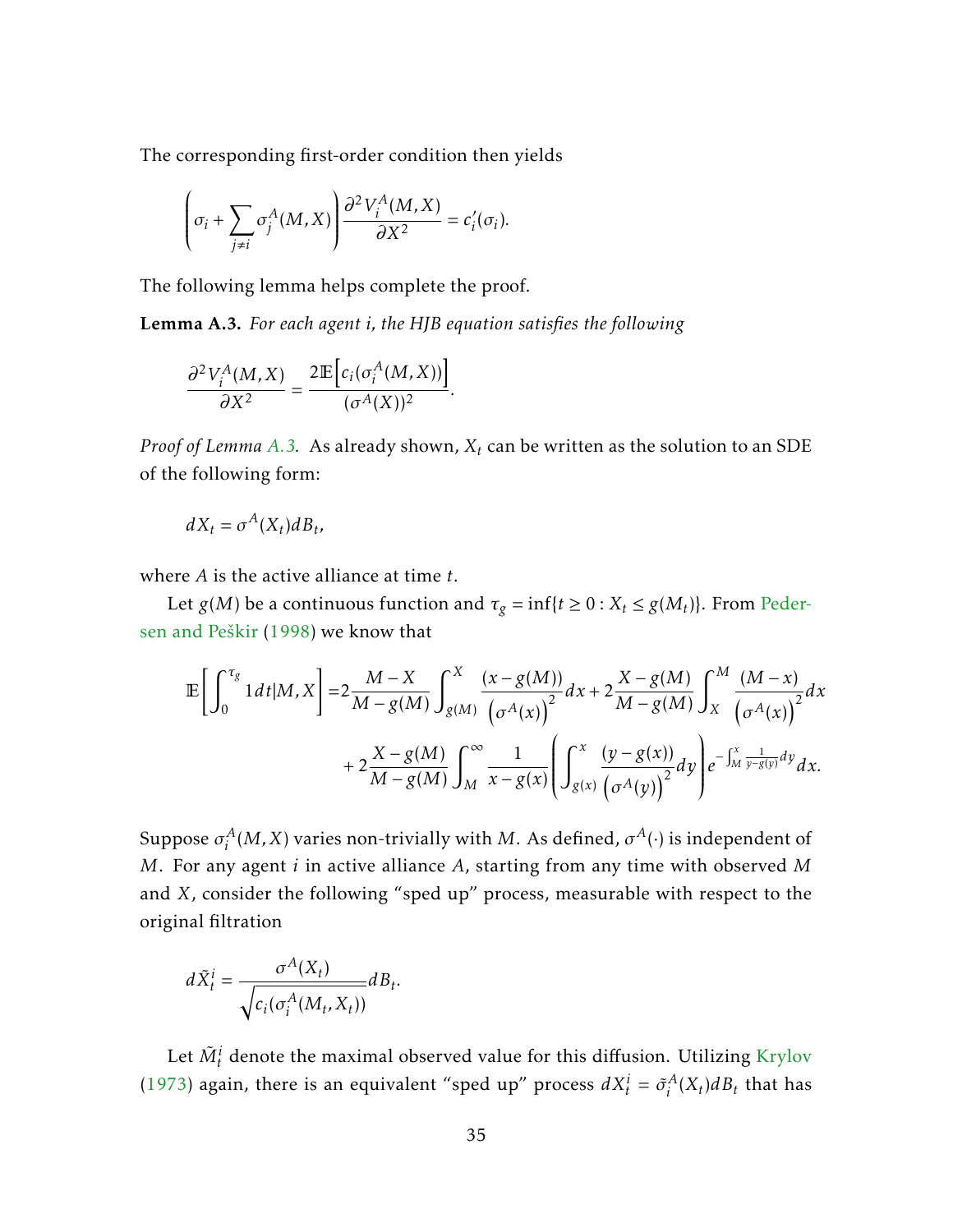The corresponding first-order condition then yields

$$\left(\sigma_i + \sum_{j \neq i} \sigma_j^A(M, X)\right) \frac{\partial^2 V_i^A(M, X)}{\partial X^2} = c_i'(\sigma_i).$$

The following lemma helps complete the proof.

**Lemma A.3.** *For each agent $i$, the HJB equation satisfies the following*

$$\frac{\partial^2 V_i^A(M, X)}{\partial X^2} = \frac{2\mathbb{E}\left[c_i(\sigma_i^A(M, X))\right]}{(\sigma^A(X))^2}.$$

*Proof of Lemma A.3.* As already shown, $X_t$ can be written as the solution to an SDE of the following form:

$$dX_t = \sigma^A(X_t) dB_t,$$

where $A$ is the active alliance at time $t$.

Let $g(M)$ be a continuous function and $\tau_g = \inf\{t \geq 0 : X_t \leq g(M_t)\}$. From Pedersen and Peškir (1998) we know that

$$\begin{aligned}
\mathbb{E}\left[\int_0^{\tau_g} 1 dt | M, X\right] =& 2\frac{M - X}{M - g(M)} \int_{g(M)}^{X} \frac{(x - g(M))}{\left(\sigma^A(x)\right)^2} dx + 2\frac{X - g(M)}{M - g(M)} \int_X^M \frac{(M - x)}{\left(\sigma^A(x)\right)^2} dx \\
&+ 2\frac{X - g(M)}{M - g(M)} \int_M^{\infty} \frac{1}{x - g(x)} \left(\int_{g(x)}^{x} \frac{(y - g(x))}{\left(\sigma^A(y)\right)^2} dy\right) e^{-\int_M^x \frac{1}{y - g(y)} dy} dx.
\end{aligned}$$

Suppose $\sigma_i^A(M, X)$ varies non-trivially with $M$. As defined, $\sigma^A(\cdot)$ is independent of $M$. For any agent $i$ in active alliance $A$, starting from any time with observed $M$ and $X$, consider the following "sped up" process, measurable with respect to the original filtration

$$d\tilde{X}_t^i = \frac{\sigma^A(X_t)}{\sqrt{c_i(\sigma_i^A(M_t, X_t))}} dB_t.$$

Let $\tilde{M}_t^i$ denote the maximal observed value for this diffusion. Utilizing Krylov (1973) again, there is an equivalent "sped up" process $dX_t^i = \tilde{\sigma}_i^A(X_t) dB_t$ that has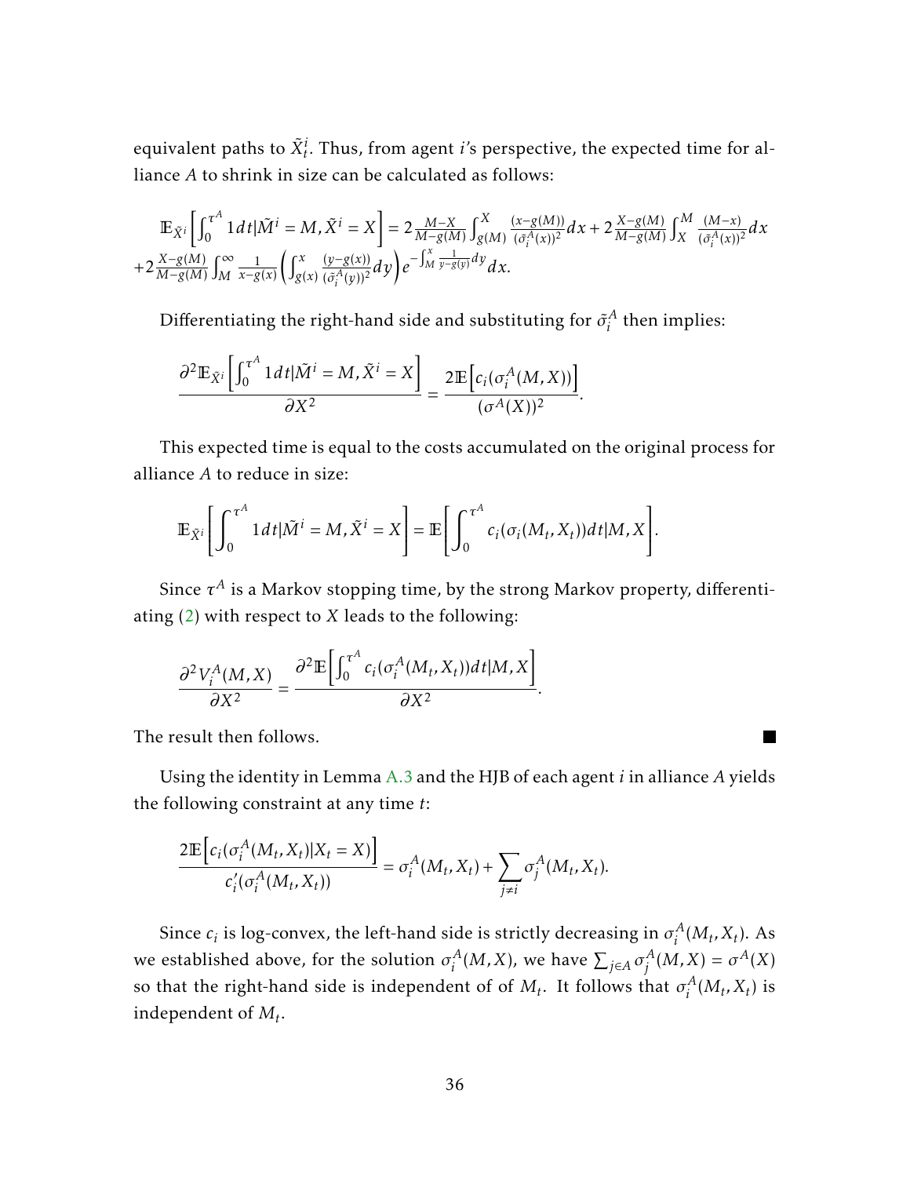equivalent paths to $\tilde{X}_t^i$. Thus, from agent $i$'s perspective, the expected time for alliance $A$ to shrink in size can be calculated as follows:

$$\mathbb{E}_{\tilde{X}^i}\left[\int_0^{\tau^A} 1dt|\tilde{M}^i = M, \tilde{X}^i = X\right] = 2\frac{M-X}{M-g(M)}\int_{g(M)}^{X}\frac{(x-g(M))}{(\tilde{\sigma}_i^A(x))^2}dx + 2\frac{X-g(M)}{M-g(M)}\int_X^M\frac{(M-x)}{(\tilde{\sigma}_i^A(x))^2}dx$$
$$+2\frac{X-g(M)}{M-g(M)}\int_M^{\infty}\frac{1}{x-g(x)}\left(\int_{g(x)}^{x}\frac{(y-g(x))}{(\tilde{\sigma}_i^A(y))^2}dy\right)e^{-\int_M^x\frac{1}{y-g(y)}dy}dx.$$

Differentiating the right-hand side and substituting for $\tilde{\sigma}_i^A$ then implies:

$$\frac{\partial^2\mathbb{E}_{\tilde{X}^i}\left[\int_0^{\tau^A} 1dt|\tilde{M}^i = M, \tilde{X}^i = X\right]}{\partial X^2} = \frac{2\mathbb{E}\left[c_i(\sigma_i^A(M,X))\right]}{(\sigma^A(X))^2}.$$

This expected time is equal to the costs accumulated on the original process for alliance $A$ to reduce in size:

$$\mathbb{E}_{\tilde{X}^i}\left[\int_0^{\tau^A} 1dt|\tilde{M}^i = M, \tilde{X}^i = X\right] = \mathbb{E}\left[\int_0^{\tau^A} c_i(\sigma_i(M_t,X_t))dt|M,X\right].$$

Since $\tau^A$ is a Markov stopping time, by the strong Markov property, differentiating (2) with respect to $X$ leads to the following:

$$\frac{\partial^2 V_i^A(M,X)}{\partial X^2} = \frac{\partial^2\mathbb{E}\left[\int_0^{\tau^A} c_i(\sigma_i^A(M_t,X_t))dt|M,X\right]}{\partial X^2}.$$

The result then follows. ■

Using the identity in Lemma A.3 and the HJB of each agent $i$ in alliance $A$ yields the following constraint at any time $t$:

$$\frac{2\mathbb{E}\left[c_i(\sigma_i^A(M_t,X_t)|X_t = X)\right]}{c_i'(\sigma_i^A(M_t,X_t))} = \sigma_i^A(M_t,X_t) + \sum_{j\neq i}\sigma_j^A(M_t,X_t).$$

Since $c_i$ is log-convex, the left-hand side is strictly decreasing in $\sigma_i^A(M_t,X_t)$. As we established above, for the solution $\sigma_i^A(M,X)$, we have $\sum_{j\in A}\sigma_j^A(M,X) = \sigma^A(X)$ so that the right-hand side is independent of of $M_t$. It follows that $\sigma_i^A(M_t,X_t)$ is independent of $M_t$.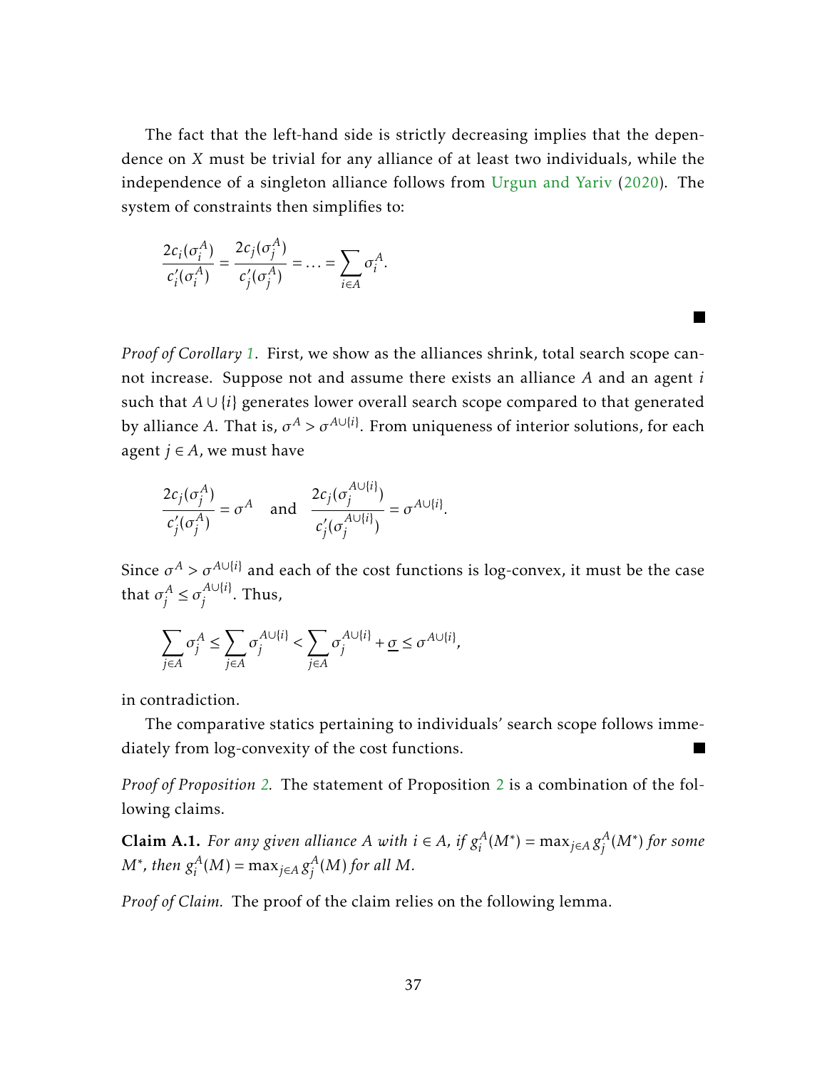The fact that the left-hand side is strictly decreasing implies that the dependence on $X$ must be trivial for any alliance of at least two individuals, while the independence of a singleton alliance follows from Urgun and Yariv (2020). The system of constraints then simplifies to:

$$\frac{2c_i(\sigma_i^A)}{c_i'(\sigma_i^A)} = \frac{2c_j(\sigma_j^A)}{c_j'(\sigma_j^A)} = \ldots = \sum_{i \in A} \sigma_i^A.$$

■

*Proof of Corollary 1.* First, we show as the alliances shrink, total search scope cannot increase. Suppose not and assume there exists an alliance $A$ and an agent $i$ such that $A \cup \{i\}$ generates lower overall search scope compared to that generated by alliance $A$. That is, $\sigma^A > \sigma^{A\cup\{i\}}$. From uniqueness of interior solutions, for each agent $j \in A$, we must have

$$\frac{2c_j(\sigma_j^A)}{c_j'(\sigma_j^A)} = \sigma^A \quad \text{and} \quad \frac{2c_j(\sigma_j^{A\cup\{i\}})}{c_j'(\sigma_j^{A\cup\{i\}})} = \sigma^{A\cup\{i\}}.$$

Since $\sigma^A > \sigma^{A\cup\{i\}}$ and each of the cost functions is log-convex, it must be the case that $\sigma_j^A \leq \sigma_j^{A\cup\{i\}}$. Thus,

$$\sum_{j\in A} \sigma_j^A \leq \sum_{j\in A} \sigma_j^{A\cup\{i\}} < \sum_{j\in A} \sigma_j^{A\cup\{i\}} + \underline{\sigma} \leq \sigma^{A\cup\{i\}},$$

in contradiction.

The comparative statics pertaining to individuals' search scope follows immediately from log-convexity of the cost functions. ■

*Proof of Proposition 2.* The statement of Proposition 2 is a combination of the following claims.

**Claim A.1.** *For any given alliance $A$ with $i \in A$, if $g_i^A(M^*) = \max_{j\in A} g_j^A(M^*)$ for some $M^*$, then $g_i^A(M) = \max_{j\in A} g_j^A(M)$ for all $M$.*

*Proof of Claim.* The proof of the claim relies on the following lemma.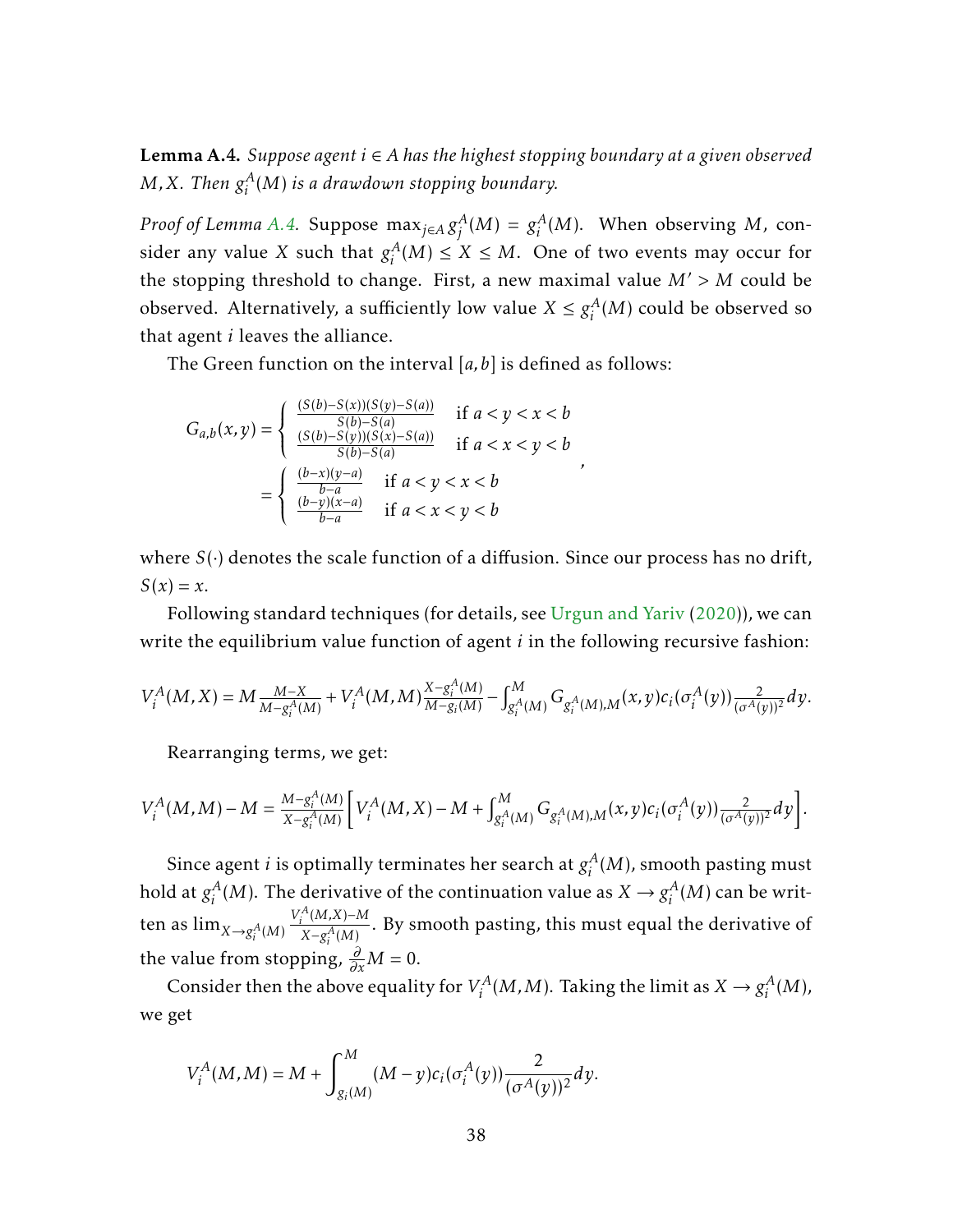**Lemma A.4.** *Suppose agent $i \in A$ has the highest stopping boundary at a given observed $M, X$. Then $g_i^A(M)$ is a drawdown stopping boundary.*

*Proof of Lemma A.4.* Suppose $\max_{j \in A} g_j^A(M) = g_i^A(M)$. When observing $M$, consider any value $X$ such that $g_i^A(M) \leq X \leq M$. One of two events may occur for the stopping threshold to change. First, a new maximal value $M' > M$ could be observed. Alternatively, a sufficiently low value $X \leq g_i^A(M)$ could be observed so that agent $i$ leaves the alliance.

The Green function on the interval $[a, b]$ is defined as follows:

$$G_{a,b}(x, y) = \begin{cases} \frac{(S(b)-S(x))(S(y)-S(a))}{S(b)-S(a)} & \text{if } a < y < x < b \\ \frac{(S(b)-S(y))(S(x)-S(a))}{S(b)-S(a)} & \text{if } a < x < y < b \end{cases}$$
$$= \begin{cases} \frac{(b-x)(y-a)}{b-a} & \text{if } a < y < x < b \\ \frac{(b-y)(x-a)}{b-a} & \text{if } a < x < y < b \end{cases},$$

where $S(\cdot)$ denotes the scale function of a diffusion. Since our process has no drift, $S(x) = x$.

Following standard techniques (for details, see Urgun and Yariv (2020)), we can write the equilibrium value function of agent $i$ in the following recursive fashion:

$$V_i^A(M, X) = M \tfrac{M-X}{M-g_i^A(M)} + V_i^A(M, M) \tfrac{X-g_i^A(M)}{M-g_i(M)} - \int_{g_i^A(M)}^{M} G_{g_i^A(M),M}(x, y) c_i(\sigma_i^A(y)) \tfrac{2}{(\sigma^A(y))^2} dy.$$

Rearranging terms, we get:

$$V_i^A(M, M) - M = \tfrac{M-g_i^A(M)}{X-g_i^A(M)} \left[ V_i^A(M, X) - M + \int_{g_i^A(M)}^{M} G_{g_i^A(M),M}(x, y) c_i(\sigma_i^A(y)) \tfrac{2}{(\sigma^A(y))^2} dy \right].$$

Since agent $i$ is optimally terminates her search at $g_i^A(M)$, smooth pasting must hold at $g_i^A(M)$. The derivative of the continuation value as $X \to g_i^A(M)$ can be written as $\lim_{X \to g_i^A(M)} \frac{V_i^A(M,X)-M}{X-g_i^A(M)}$. By smooth pasting, this must equal the derivative of the value from stopping, $\frac{\partial}{\partial x} M = 0$.

Consider then the above equality for $V_i^A(M, M)$. Taking the limit as $X \to g_i^A(M)$, we get

$$V_i^A(M, M) = M + \int_{g_i(M)}^{M} (M - y) c_i(\sigma_i^A(y)) \frac{2}{(\sigma^A(y))^2} dy.$$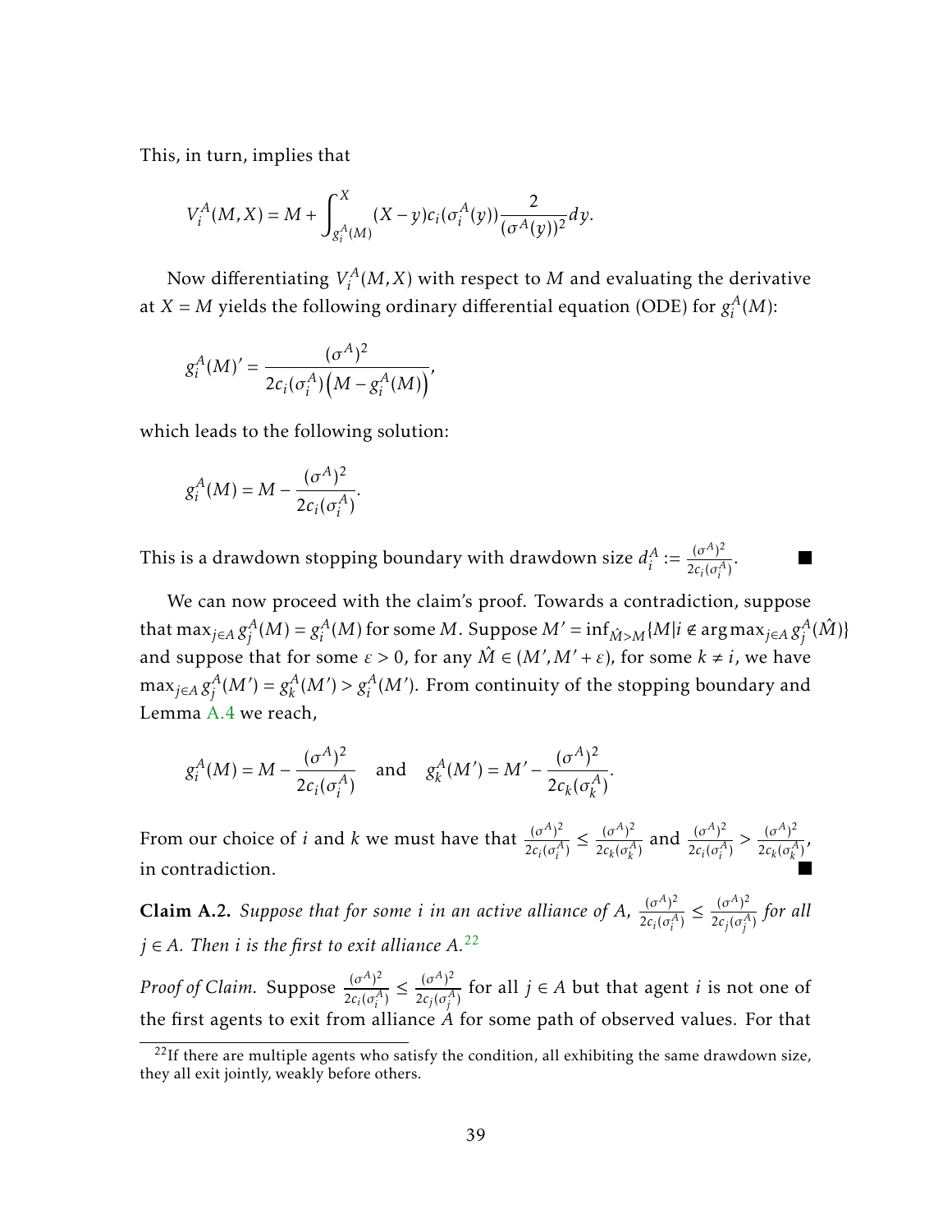This, in turn, implies that

$$V_i^A(M,X) = M + \int_{g_i^A(M)}^{X} (X-y)c_i(\sigma_i^A(y))\frac{2}{(\sigma^A(y))^2}dy.$$

Now differentiating $V_i^A(M,X)$ with respect to $M$ and evaluating the derivative at $X = M$ yields the following ordinary differential equation (ODE) for $g_i^A(M)$:

$$g_i^A(M)' = \frac{(\sigma^A)^2}{2c_i(\sigma_i^A)\big(M - g_i^A(M)\big)},$$

which leads to the following solution:

$$g_i^A(M) = M - \frac{(\sigma^A)^2}{2c_i(\sigma_i^A)}.$$

This is a drawdown stopping boundary with drawdown size $d_i^A := \frac{(\sigma^A)^2}{2c_i(\sigma_i^A)}$. ■

We can now proceed with the claim's proof. Towards a contradiction, suppose that $\max_{j\in A} g_j^A(M) = g_i^A(M)$ for some $M$. Suppose $M' = \inf_{\hat{M}>M}\{M | i \notin \arg\max_{j\in A} g_j^A(\hat{M})\}$ and suppose that for some $\varepsilon > 0$, for any $\hat{M} \in (M', M'+\varepsilon)$, for some $k \neq i$, we have $\max_{j\in A} g_j^A(M') = g_k^A(M') > g_i^A(M')$. From continuity of the stopping boundary and Lemma A.4 we reach,

$$g_i^A(M) = M - \frac{(\sigma^A)^2}{2c_i(\sigma_i^A)} \quad \text{and} \quad g_k^A(M') = M' - \frac{(\sigma^A)^2}{2c_k(\sigma_k^A)}.$$

From our choice of $i$ and $k$ we must have that $\frac{(\sigma^A)^2}{2c_i(\sigma_i^A)} \leq \frac{(\sigma^A)^2}{2c_k(\sigma_k^A)}$ and $\frac{(\sigma^A)^2}{2c_i(\sigma_i^A)} > \frac{(\sigma^A)^2}{2c_k(\sigma_k^A)}$, in contradiction. ■

**Claim A.2.** *Suppose that for some $i$ in an active alliance of $A$, $\frac{(\sigma^A)^2}{2c_i(\sigma_i^A)} \leq \frac{(\sigma^A)^2}{2c_j(\sigma_j^A)}$ for all $j \in A$. Then $i$ is the first to exit alliance $A$.*[22]

*Proof of Claim.* Suppose $\frac{(\sigma^A)^2}{2c_i(\sigma_i^A)} \leq \frac{(\sigma^A)^2}{2c_j(\sigma_j^A)}$ for all $j \in A$ but that agent $i$ is not one of the first agents to exit from alliance $A$ for some path of observed values. For that

[22] If there are multiple agents who satisfy the condition, all exhibiting the same drawdown size, they all exit jointly, weakly before others.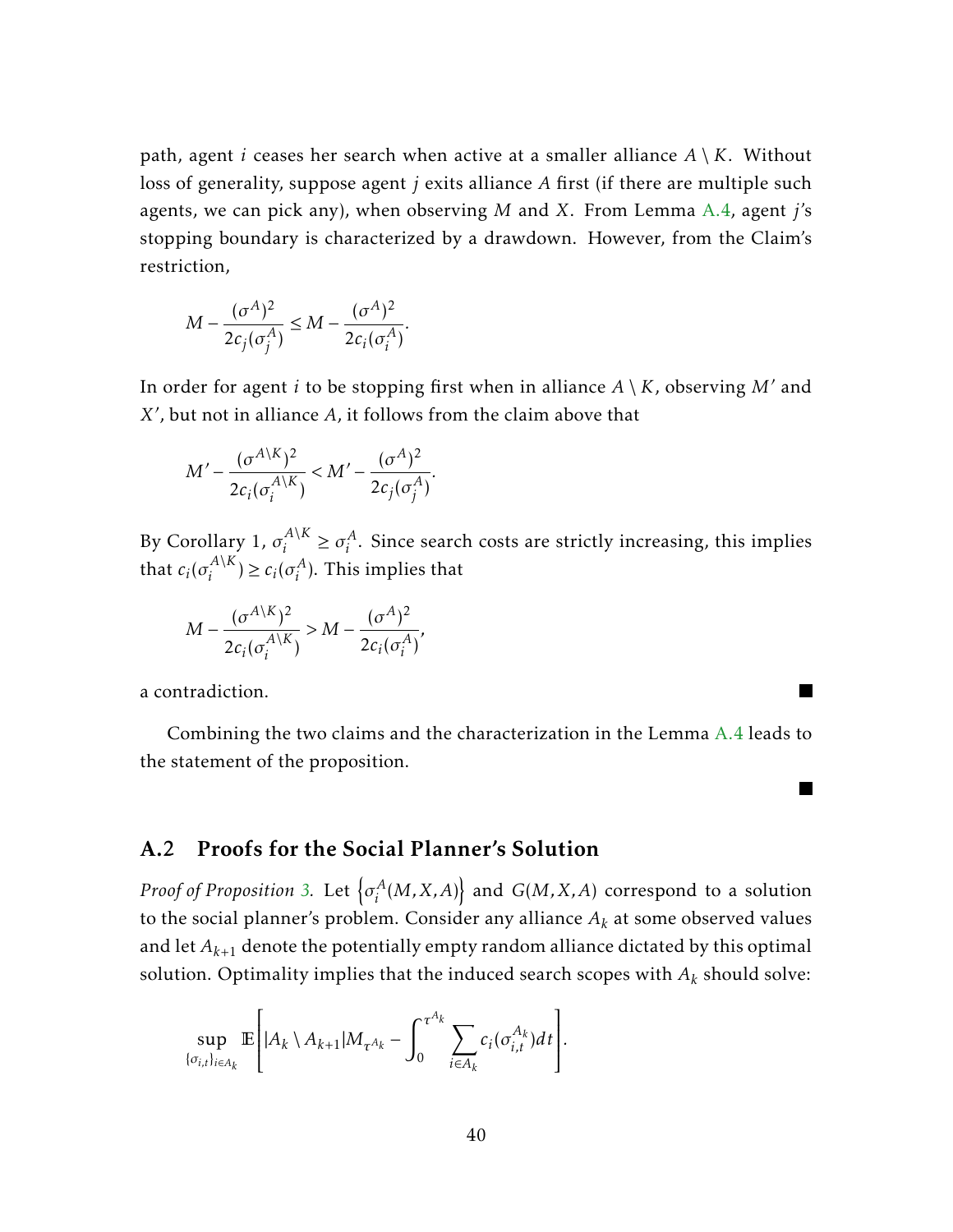path, agent $i$ ceases her search when active at a smaller alliance $A \setminus K$. Without loss of generality, suppose agent $j$ exits alliance $A$ first (if there are multiple such agents, we can pick any), when observing $M$ and $X$. From Lemma A.4, agent $j$'s stopping boundary is characterized by a drawdown. However, from the Claim's restriction,

$$M - \frac{(\sigma^A)^2}{2c_j(\sigma_j^A)} \leq M - \frac{(\sigma^A)^2}{2c_i(\sigma_i^A)}.$$

In order for agent $i$ to be stopping first when in alliance $A \setminus K$, observing $M'$ and $X'$, but not in alliance $A$, it follows from the claim above that

$$M' - \frac{(\sigma^{A\setminus K})^2}{2c_i(\sigma_i^{A\setminus K})} < M' - \frac{(\sigma^A)^2}{2c_j(\sigma_j^A)}.$$

By Corollary 1, $\sigma_i^{A\setminus K} \geq \sigma_i^A$. Since search costs are strictly increasing, this implies that $c_i(\sigma_i^{A\setminus K}) \geq c_i(\sigma_i^A)$. This implies that

$$M - \frac{(\sigma^{A\setminus K})^2}{2c_i(\sigma_i^{A\setminus K})} > M - \frac{(\sigma^A)^2}{2c_i(\sigma_i^A)},$$

a contradiction. ■

Combining the two claims and the characterization in the Lemma A.4 leads to the statement of the proposition.

■

## A.2 Proofs for the Social Planner's Solution

*Proof of Proposition 3.* Let $\left\{\sigma_i^A(M,X,A)\right\}$ and $G(M,X,A)$ correspond to a solution to the social planner's problem. Consider any alliance $A_k$ at some observed values and let $A_{k+1}$ denote the potentially empty random alliance dictated by this optimal solution. Optimality implies that the induced search scopes with $A_k$ should solve:

$$\sup_{\{\sigma_{i,t}\}_{i\in A_k}} \mathbb{E}\left[|A_k \setminus A_{k+1}| M_{\tau^{A_k}} - \int_0^{\tau^{A_k}} \sum_{i\in A_k} c_i(\sigma_{i,t}^{A_k}) dt\right].$$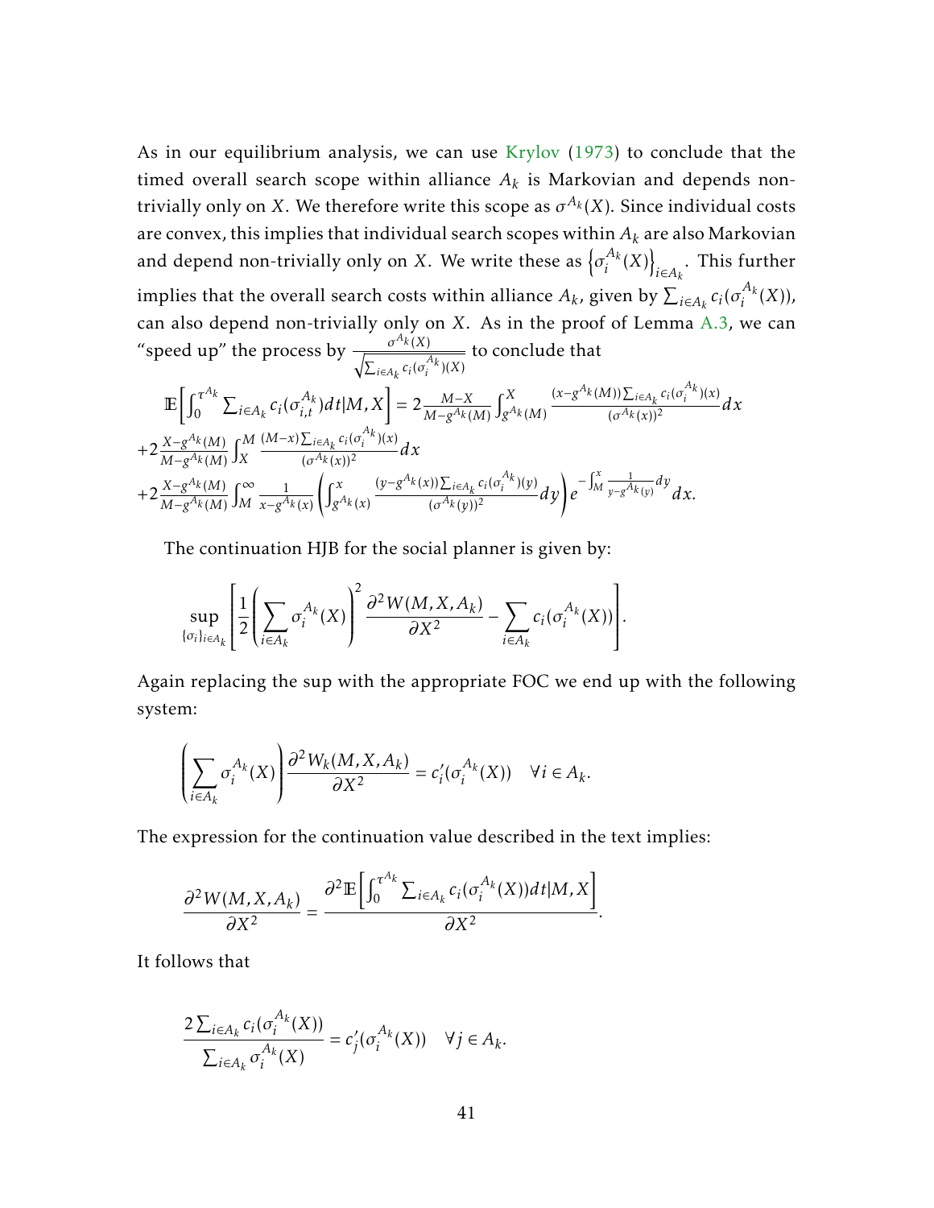As in our equilibrium analysis, we can use Krylov (1973) to conclude that the timed overall search scope within alliance $A_k$ is Markovian and depends non-trivially only on $X$. We therefore write this scope as $\sigma^{A_k}(X)$. Since individual costs are convex, this implies that individual search scopes within $A_k$ are also Markovian and depend non-trivially only on $X$. We write these as $\left\{\sigma_i^{A_k}(X)\right\}_{i\in A_k}$. This further implies that the overall search costs within alliance $A_k$, given by $\sum_{i\in A_k} c_i(\sigma_i^{A_k}(X))$, can also depend non-trivially only on $X$. As in the proof of Lemma A.3, we can "speed up" the process by $\frac{\sigma^{A_k}(X)}{\sqrt{\sum_{i\in A_k} c_i(\sigma_i^{A_k})(X)}}$ to conclude that

$$
\begin{aligned}
&\mathbb{E}\left[\int_0^{\tau^{A_k}} \sum_{i\in A_k} c_i(\sigma_{i,t}^{A_k}) dt | M, X\right] = 2\frac{M-X}{M-g^{A_k}(M)} \int_{g^{A_k}(M)}^{X} \frac{(x-g^{A_k}(M))\sum_{i\in A_k} c_i(\sigma_i^{A_k})(x)}{(\sigma^{A_k}(x))^2} dx \\
&+2\frac{X-g^{A_k}(M)}{M-g^{A_k}(M)} \int_X^M \frac{(M-x)\sum_{i\in A_k} c_i(\sigma_i^{A_k})(x)}{(\sigma^{A_k}(x))^2} dx \\
&+2\frac{X-g^{A_k}(M)}{M-g^{A_k}(M)} \int_M^\infty \frac{1}{x-g^{A_k}(x)} \left(\int_{g^{A_k}(x)}^{x} \frac{(y-g^{A_k}(x))\sum_{i\in A_k} c_i(\sigma_i^{A_k})(y)}{(\sigma^{A_k}(y))^2} dy\right) e^{-\int_M^x \frac{1}{y-g^{A_k}(y)} dy} dx.
\end{aligned}
$$

The continuation HJB for the social planner is given by:

$$
\sup_{\{\sigma_i\}_{i\in A_k}} \left[\frac{1}{2}\left(\sum_{i\in A_k} \sigma_i^{A_k}(X)\right)^2 \frac{\partial^2 W(M,X,A_k)}{\partial X^2} - \sum_{i\in A_k} c_i(\sigma_i^{A_k}(X))\right].
$$

Again replacing the sup with the appropriate FOC we end up with the following system:

$$
\left(\sum_{i\in A_k} \sigma_i^{A_k}(X)\right) \frac{\partial^2 W_k(M,X,A_k)}{\partial X^2} = c_i'(\sigma_i^{A_k}(X)) \quad \forall i \in A_k.
$$

The expression for the continuation value described in the text implies:

$$
\frac{\partial^2 W(M,X,A_k)}{\partial X^2} = \frac{\partial^2 \mathbb{E}\left[\int_0^{\tau^{A_k}} \sum_{i\in A_k} c_i(\sigma_i^{A_k}(X)) dt | M, X\right]}{\partial X^2}.
$$

It follows that

$$
\frac{2\sum_{i\in A_k} c_i(\sigma_i^{A_k}(X))}{\sum_{i\in A_k} \sigma_i^{A_k}(X)} = c_j'(\sigma_i^{A_k}(X)) \quad \forall j \in A_k.
$$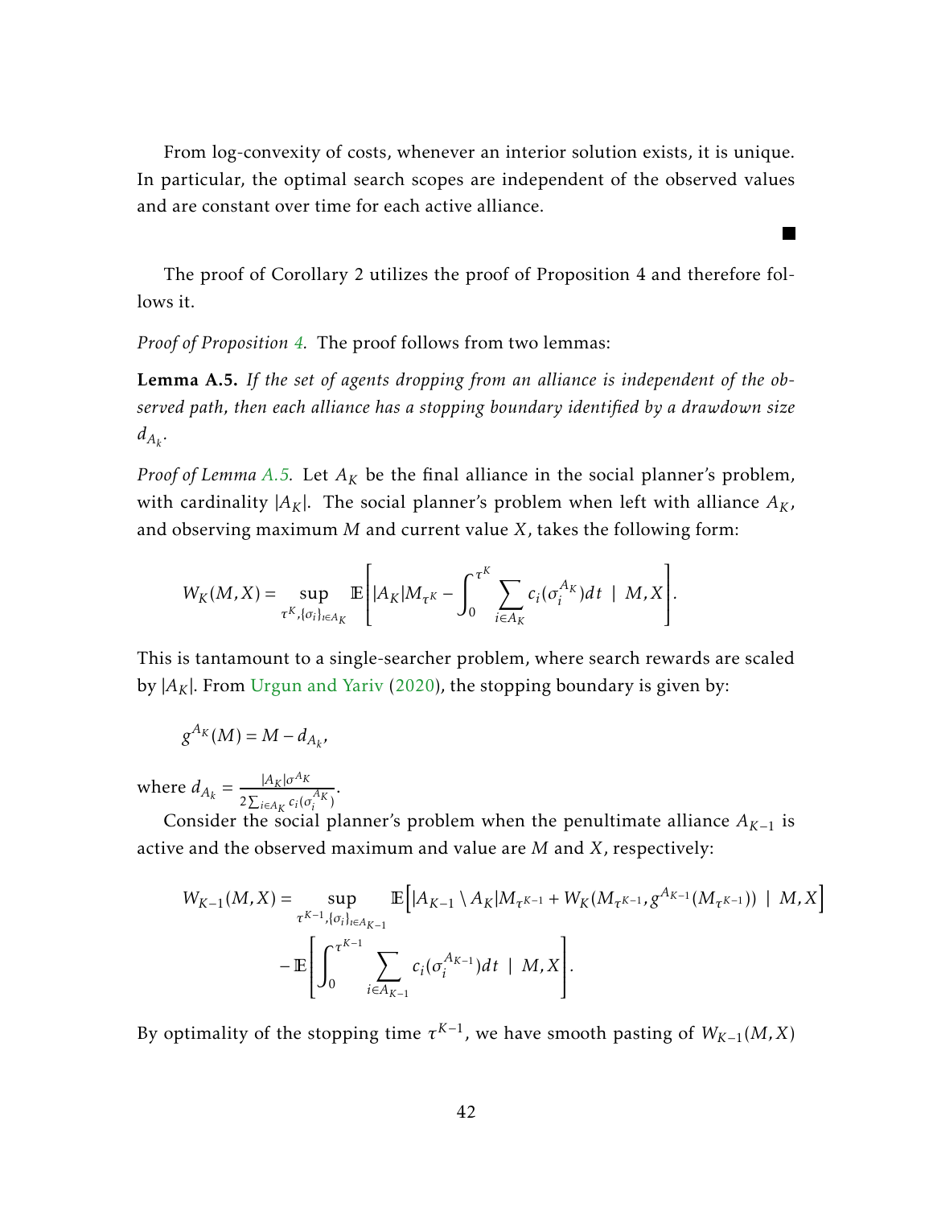From log-convexity of costs, whenever an interior solution exists, it is unique. In particular, the optimal search scopes are independent of the observed values and are constant over time for each active alliance.

■

The proof of Corollary 2 utilizes the proof of Proposition 4 and therefore follows it.

*Proof of Proposition 4.* The proof follows from two lemmas:

**Lemma A.5.** *If the set of agents dropping from an alliance is independent of the observed path, then each alliance has a stopping boundary identified by a drawdown size $d_{A_k}$.*

*Proof of Lemma A.5.* Let $A_K$ be the final alliance in the social planner's problem, with cardinality $|A_K|$. The social planner's problem when left with alliance $A_K$, and observing maximum $M$ and current value $X$, takes the following form:

$$W_K(M,X) = \sup_{\tau^K, \{\sigma_i\}_{i \in A_K}} \mathbb{E}\left[ |A_K| M_{\tau^K} - \int_0^{\tau^K} \sum_{i \in A_K} c_i(\sigma_i^{A_K}) dt \;\middle|\; M, X \right].$$

This is tantamount to a single-searcher problem, where search rewards are scaled by $|A_K|$. From Urgun and Yariv (2020), the stopping boundary is given by:

$$g^{A_K}(M) = M - d_{A_k},$$

where $d_{A_k} = \frac{|A_K| \sigma^{A_K}}{2 \sum_{i \in A_K} c_i(\sigma_i^{A_K})}$.

Consider the social planner's problem when the penultimate alliance $A_{K-1}$ is active and the observed maximum and value are $M$ and $X$, respectively:

$$W_{K-1}(M,X) = \sup_{\tau^{K-1}, \{\sigma_i\}_{i \in A_{K-1}}} \mathbb{E}\Big[ |A_{K-1} \setminus A_K| M_{\tau^{K-1}} + W_K(M_{\tau^{K-1}}, g^{A_{K-1}}(M_{\tau^{K-1}})) \;\Big|\; M, X \Big]$$
$$- \mathbb{E}\left[ \int_0^{\tau^{K-1}} \sum_{i \in A_{K-1}} c_i(\sigma_i^{A_{K-1}}) dt \;\middle|\; M, X \right].$$

By optimality of the stopping time $\tau^{K-1}$, we have smooth pasting of $W_{K-1}(M,X)$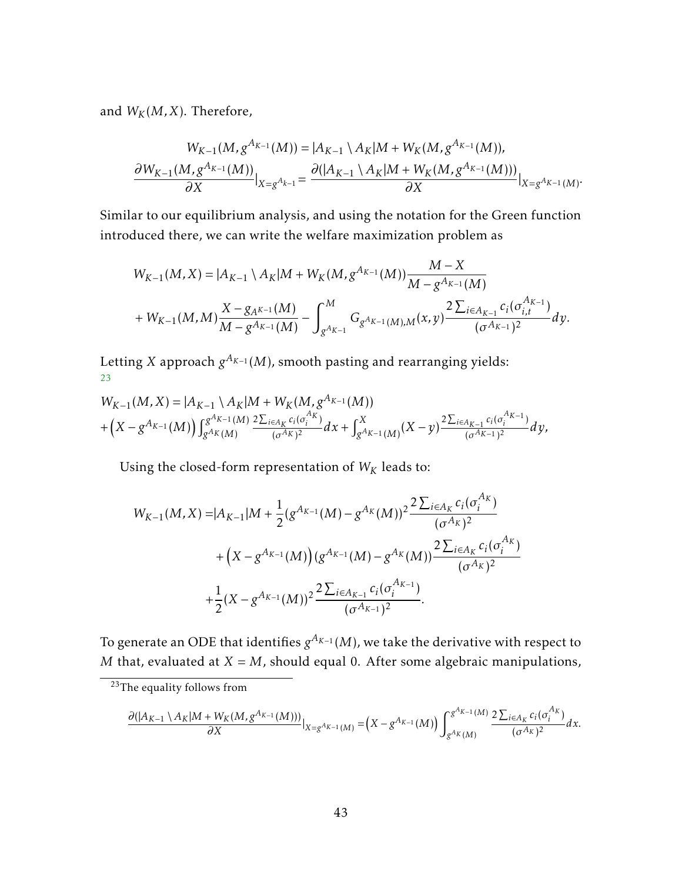and $W_K(M,X)$. Therefore,

$$
W_{K-1}(M, g^{A_{K-1}}(M)) = |A_{K-1} \setminus A_K| M + W_K(M, g^{A_{K-1}}(M)),
$$
$$
\frac{\partial W_{K-1}(M, g^{A_{K-1}}(M))}{\partial X}|_{X=g^{A_{k-1}}} = \frac{\partial(|A_{K-1} \setminus A_K| M + W_K(M, g^{A_{K-1}}(M)))}{\partial X}|_{X=g^{A_{K-1}}(M)}.
$$

Similar to our equilibrium analysis, and using the notation for the Green function introduced there, we can write the welfare maximization problem as

$$
\begin{aligned}
W_{K-1}(M,X) &= |A_{K-1} \setminus A_K| M + W_K(M, g^{A_{K-1}}(M)) \frac{M - X}{M - g^{A_{K-1}}(M)} \\
&+ W_{K-1}(M,M) \frac{X - g_{A^{K-1}}(M)}{M - g^{A_{K-1}}(M)} - \int_{g^{A_{K-1}}}^{M} G_{g^{A_{K-1}}(M),M}(x,y) \frac{2\sum_{i \in A_{K-1}} c_i(\sigma_{i,t}^{A_{K-1}})}{(\sigma^{A_{K-1}})^2} dy.
\end{aligned}
$$

Letting $X$ approach $g^{A_{K-1}}(M)$, smooth pasting and rearranging yields: [23]

$$
\begin{aligned}
&W_{K-1}(M,X) = |A_{K-1} \setminus A_K| M + W_K(M, g^{A_{K-1}}(M)) \\
&+ \left(X - g^{A_{K-1}}(M)\right) \int_{g^{A_K}(M)}^{g^{A_{K-1}}(M)} \frac{2\sum_{i \in A_K} c_i(\sigma_i^{A_K})}{(\sigma^{A_K})^2} dx + \int_{g^{A_{K-1}}(M)}^{X} (X - y) \frac{2\sum_{i \in A_{K-1}} c_i(\sigma_i^{A_{K-1}})}{(\sigma^{A_{K-1}})^2} dy,
\end{aligned}
$$

Using the closed-form representation of $W_K$ leads to:

$$
\begin{aligned}
W_{K-1}(M,X) = &|A_{K-1}| M + \frac{1}{2}(g^{A_{K-1}}(M) - g^{A_K}(M))^2 \frac{2\sum_{i \in A_K} c_i(\sigma_i^{A_K})}{(\sigma^{A_K})^2} \\
&+ \left(X - g^{A_{K-1}}(M)\right)(g^{A_{K-1}}(M) - g^{A_K}(M)) \frac{2\sum_{i \in A_K} c_i(\sigma_i^{A_K})}{(\sigma^{A_K})^2} \\
&+ \frac{1}{2}(X - g^{A_{K-1}}(M))^2 \frac{2\sum_{i \in A_{K-1}} c_i(\sigma_i^{A_{K-1}})}{(\sigma^{A_{K-1}})^2}.
\end{aligned}
$$

To generate an ODE that identifies $g^{A_{K-1}}(M)$, we take the derivative with respect to $M$ that, evaluated at $X = M$, should equal 0. After some algebraic manipulations,

---

[23] The equality follows from

$$
\frac{\partial(|A_{K-1} \setminus A_K| M + W_K(M, g^{A_{K-1}}(M)))}{\partial X}|_{X=g^{A_{K-1}}(M)} = \left(X - g^{A_{K-1}}(M)\right) \int_{g^{A_K}(M)}^{g^{A_{K-1}}(M)} \frac{2\sum_{i \in A_K} c_i(\sigma_i^{A_K})}{(\sigma^{A_K})^2} dx.
$$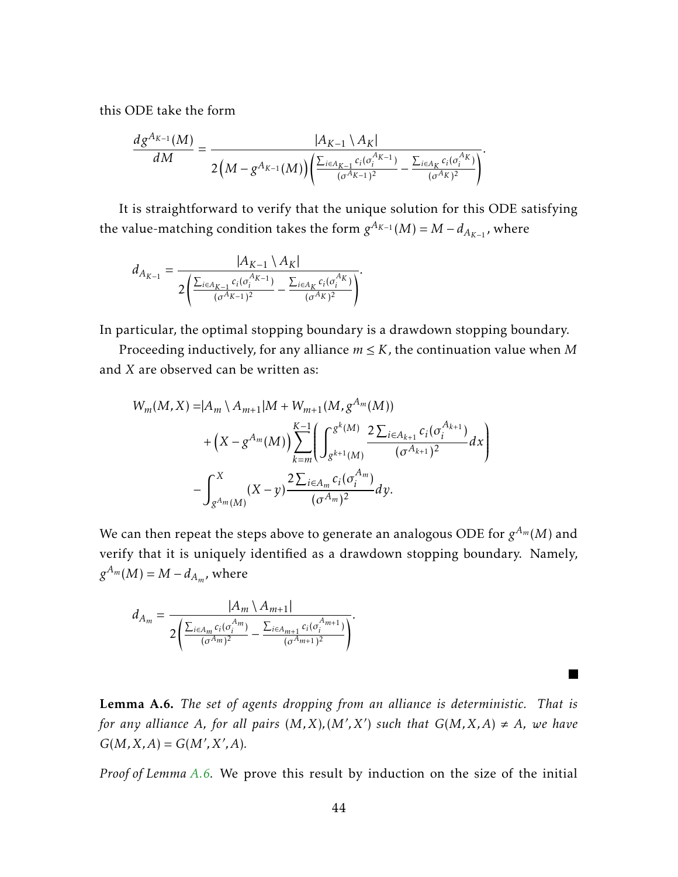this ODE take the form

$$\frac{dg^{A_{K-1}}(M)}{dM} = \frac{|A_{K-1} \setminus A_K|}{2\Big(M - g^{A_{K-1}}(M)\Big)\left(\frac{\sum_{i \in A_{K-1}} c_i(\sigma_i^{A_{K-1}})}{(\sigma^{A_{K-1}})^2} - \frac{\sum_{i \in A_K} c_i(\sigma_i^{A_K})}{(\sigma^{A_K})^2}\right)}.$$

It is straightforward to verify that the unique solution for this ODE satisfying the value-matching condition takes the form $g^{A_{K-1}}(M) = M - d_{A_{K-1}}$, where

$$d_{A_{K-1}} = \frac{|A_{K-1} \setminus A_K|}{2\left(\frac{\sum_{i \in A_{K-1}} c_i(\sigma_i^{A_{K-1}})}{(\sigma^{A_{K-1}})^2} - \frac{\sum_{i \in A_K} c_i(\sigma_i^{A_K})}{(\sigma^{A_K})^2}\right)}.$$

In particular, the optimal stopping boundary is a drawdown stopping boundary.

Proceeding inductively, for any alliance $m \leq K$, the continuation value when $M$ and $X$ are observed can be written as:

$$\begin{aligned}
W_m(M, X) =& |A_m \setminus A_{m+1}| M + W_{m+1}(M, g^{A_m}(M)) \\
&+ \Big(X - g^{A_m}(M)\Big) \sum_{k=m}^{K-1} \left( \int_{g^{k+1}(M)}^{g^k(M)} \frac{2\sum_{i \in A_{k+1}} c_i(\sigma_i^{A_{k+1}})}{(\sigma^{A_{k+1}})^2} dx \right) \\
&- \int_{g^{A_m}(M)}^{X} (X - y) \frac{2\sum_{i \in A_m} c_i(\sigma_i^{A_m})}{(\sigma^{A_m})^2} dy.
\end{aligned}$$

We can then repeat the steps above to generate an analogous ODE for $g^{A_m}(M)$ and verify that it is uniquely identified as a drawdown stopping boundary. Namely, $g^{A_m}(M) = M - d_{A_m}$, where

$$d_{A_m} = \frac{|A_m \setminus A_{m+1}|}{2\left(\frac{\sum_{i \in A_m} c_i(\sigma_i^{A_m})}{(\sigma^{A_m})^2} - \frac{\sum_{i \in A_{m+1}} c_i(\sigma_i^{A_{m+1}})}{(\sigma^{A_{m+1}})^2}\right)}.$$

■

**Lemma A.6.** *The set of agents dropping from an alliance is deterministic. That is for any alliance $A$, for all pairs $(M, X), (M', X')$ such that $G(M, X, A) \neq A$, we have $G(M, X, A) = G(M', X', A)$.*

*Proof of Lemma A.6.* We prove this result by induction on the size of the initial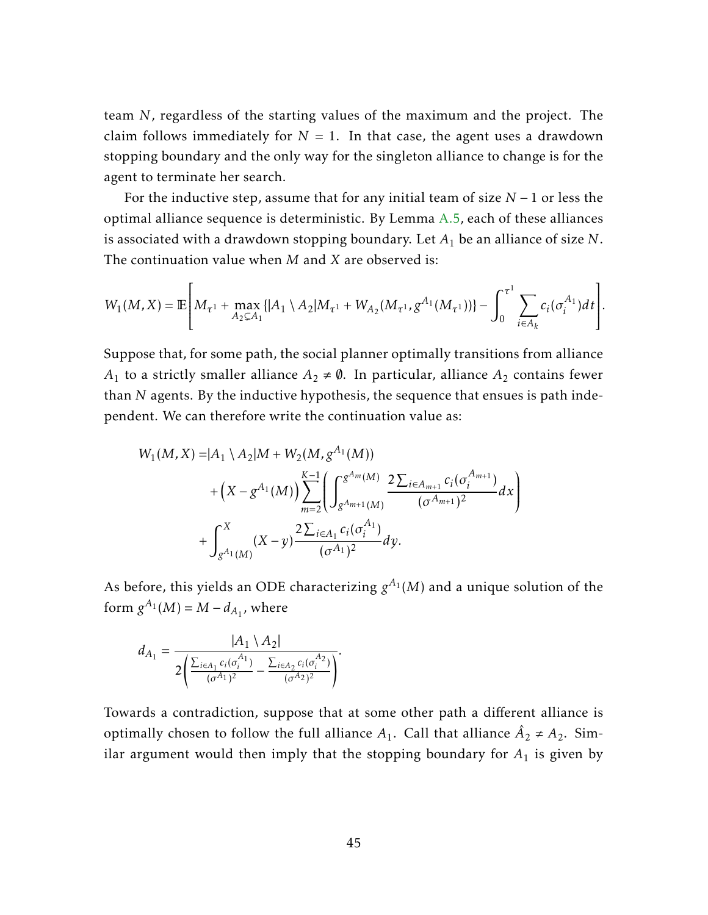team $N$, regardless of the starting values of the maximum and the project. The claim follows immediately for $N = 1$. In that case, the agent uses a drawdown stopping boundary and the only way for the singleton alliance to change is for the agent to terminate her search.

For the inductive step, assume that for any initial team of size $N-1$ or less the optimal alliance sequence is deterministic. By Lemma A.5, each of these alliances is associated with a drawdown stopping boundary. Let $A_1$ be an alliance of size $N$. The continuation value when $M$ and $X$ are observed is:

$$W_1(M,X) = \mathbb{E}\left[ M_{\tau^1} + \max_{A_2 \subsetneq A_1} \{|A_1 \setminus A_2| M_{\tau^1} + W_{A_2}(M_{\tau^1}, g^{A_1}(M_{\tau^1}))\} - \int_0^{\tau^1} \sum_{i \in A_k} c_i(\sigma_i^{A_1}) dt \right].$$

Suppose that, for some path, the social planner optimally transitions from alliance $A_1$ to a strictly smaller alliance $A_2 \neq \emptyset$. In particular, alliance $A_2$ contains fewer than $N$ agents. By the inductive hypothesis, the sequence that ensues is path independent. We can therefore write the continuation value as:

$$\begin{aligned}
W_1(M,X) =& |A_1 \setminus A_2| M + W_2(M, g^{A_1}(M)) \\
&+ \left(X - g^{A_1}(M)\right) \sum_{m=2}^{K-1} \left( \int_{g^{A_{m+1}}(M)}^{g^{A_m}(M)} \frac{2\sum_{i \in A_{m+1}} c_i(\sigma_i^{A_{m+1}})}{(\sigma^{A_{m+1}})^2} dx \right) \\
&+ \int_{g^{A_1}(M)}^{X} (X - y) \frac{2\sum_{i \in A_1} c_i(\sigma_i^{A_1})}{(\sigma^{A_1})^2} dy.
\end{aligned}$$

As before, this yields an ODE characterizing $g^{A_1}(M)$ and a unique solution of the form $g^{A_1}(M) = M - d_{A_1}$, where

$$d_{A_1} = \frac{|A_1 \setminus A_2|}{2\left( \frac{\sum_{i \in A_1} c_i(\sigma_i^{A_1})}{(\sigma^{A_1})^2} - \frac{\sum_{i \in A_2} c_i(\sigma_i^{A_2})}{(\sigma^{A_2})^2} \right)}.$$

Towards a contradiction, suppose that at some other path a different alliance is optimally chosen to follow the full alliance $A_1$. Call that alliance $\hat{A}_2 \neq A_2$. Similar argument would then imply that the stopping boundary for $A_1$ is given by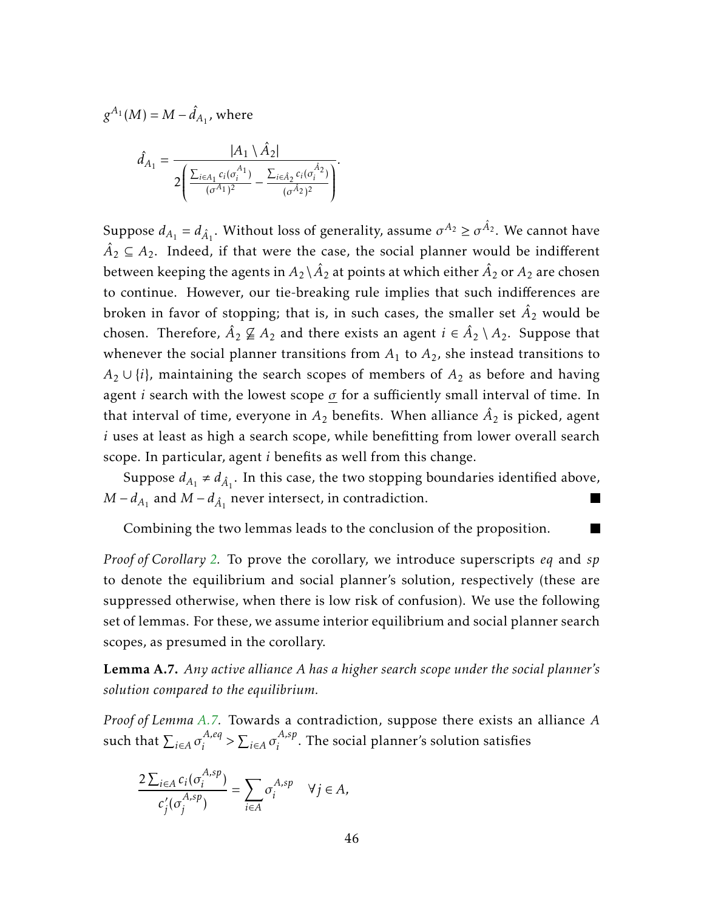$g^{A_1}(M) = M - \hat{d}_{A_1}$, where

$$\hat{d}_{A_1} = \frac{|A_1 \setminus \hat{A}_2|}{2\left(\frac{\sum_{i \in A_1} c_i(\sigma_i^{A_1})}{(\sigma^{A_1})^2} - \frac{\sum_{i \in \hat{A}_2} c_i(\sigma_i^{\hat{A}_2})}{(\sigma^{\hat{A}_2})^2}\right)}.$$

Suppose $d_{A_1} = d_{\hat{A}_1}$. Without loss of generality, assume $\sigma^{A_2} \geq \sigma^{\hat{A}_2}$. We cannot have $\hat{A}_2 \subseteq A_2$. Indeed, if that were the case, the social planner would be indifferent between keeping the agents in $A_2 \setminus \hat{A}_2$ at points at which either $\hat{A}_2$ or $A_2$ are chosen to continue. However, our tie-breaking rule implies that such indifferences are broken in favor of stopping; that is, in such cases, the smaller set $\hat{A}_2$ would be chosen. Therefore, $\hat{A}_2 \nsubseteq A_2$ and there exists an agent $i \in \hat{A}_2 \setminus A_2$. Suppose that whenever the social planner transitions from $A_1$ to $A_2$, she instead transitions to $A_2 \cup \{i\}$, maintaining the search scopes of members of $A_2$ as before and having agent $i$ search with the lowest scope $\underline{\sigma}$ for a sufficiently small interval of time. In that interval of time, everyone in $A_2$ benefits. When alliance $\hat{A}_2$ is picked, agent $i$ uses at least as high a search scope, while benefitting from lower overall search scope. In particular, agent $i$ benefits as well from this change.

Suppose $d_{A_1} \neq d_{\hat{A}_1}$. In this case, the two stopping boundaries identified above, $M - d_{A_1}$ and $M - d_{\hat{A}_1}$ never intersect, in contradiction. ■

Combining the two lemmas leads to the conclusion of the proposition. ■

*Proof of Corollary 2.* To prove the corollary, we introduce superscripts *eq* and *sp* to denote the equilibrium and social planner's solution, respectively (these are suppressed otherwise, when there is low risk of confusion). We use the following set of lemmas. For these, we assume interior equilibrium and social planner search scopes, as presumed in the corollary.

**Lemma A.7.** *Any active alliance A has a higher search scope under the social planner's solution compared to the equilibrium.*

*Proof of Lemma A.7.* Towards a contradiction, suppose there exists an alliance $A$ such that $\sum_{i \in A} \sigma_i^{A,eq} > \sum_{i \in A} \sigma_i^{A,sp}$. The social planner's solution satisfies

$$\frac{2\sum_{i \in A} c_i(\sigma_i^{A,sp})}{c_j'(\sigma_j^{A,sp})} = \sum_{i \in A} \sigma_i^{A,sp} \quad \forall j \in A,$$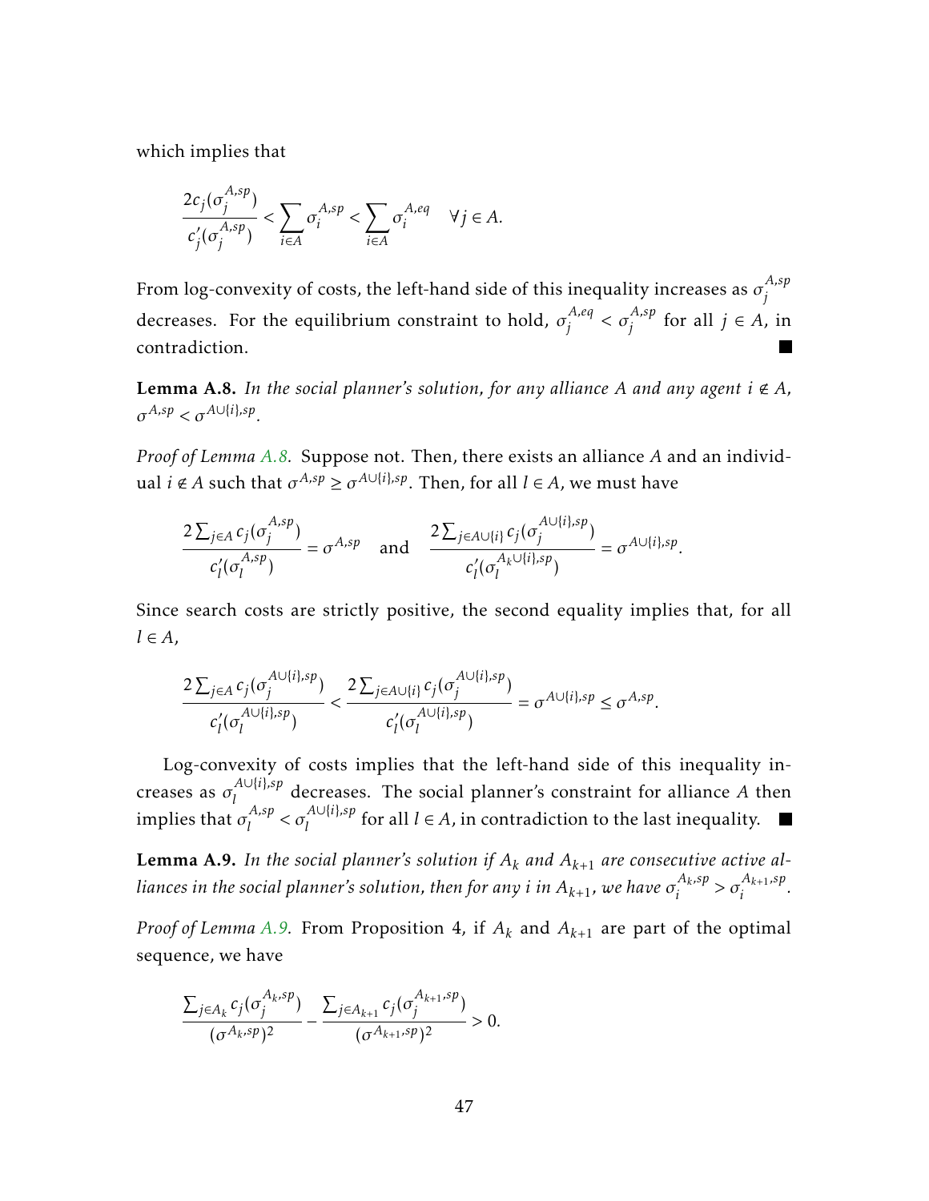which implies that

$$\frac{2c_j(\sigma_j^{A,sp})}{c_j'(\sigma_j^{A,sp})} < \sum_{i \in A} \sigma_i^{A,sp} < \sum_{i \in A} \sigma_i^{A,eq} \quad \forall j \in A.$$

From log-convexity of costs, the left-hand side of this inequality increases as $\sigma_j^{A,sp}$ decreases. For the equilibrium constraint to hold, $\sigma_j^{A,eq} < \sigma_j^{A,sp}$ for all $j \in A$, in contradiction. ■

**Lemma A.8.** *In the social planner's solution, for any alliance $A$ and any agent $i \notin A$, $\sigma^{A,sp} < \sigma^{A \cup \{i\},sp}$.*

*Proof of Lemma A.8.* Suppose not. Then, there exists an alliance $A$ and an individual $i \notin A$ such that $\sigma^{A,sp} \geq \sigma^{A \cup \{i\},sp}$. Then, for all $l \in A$, we must have

$$\frac{2\sum_{j \in A} c_j(\sigma_j^{A,sp})}{c_l'(\sigma_l^{A,sp})} = \sigma^{A,sp} \quad \text{and} \quad \frac{2\sum_{j \in A \cup \{i\}} c_j(\sigma_j^{A \cup \{i\},sp})}{c_l'(\sigma_l^{A_k \cup \{i\},sp})} = \sigma^{A \cup \{i\},sp}.$$

Since search costs are strictly positive, the second equality implies that, for all $l \in A$,

$$\frac{2\sum_{j \in A} c_j(\sigma_j^{A \cup \{i\},sp})}{c_l'(\sigma_l^{A \cup \{i\},sp})} < \frac{2\sum_{j \in A \cup \{i\}} c_j(\sigma_j^{A \cup \{i\},sp})}{c_l'(\sigma_l^{A \cup \{i\},sp})} = \sigma^{A \cup \{i\},sp} \leq \sigma^{A,sp}.$$

Log-convexity of costs implies that the left-hand side of this inequality increases as $\sigma_l^{A \cup \{i\},sp}$ decreases. The social planner's constraint for alliance $A$ then implies that $\sigma_l^{A,sp} < \sigma_l^{A \cup \{i\},sp}$ for all $l \in A$, in contradiction to the last inequality. ■

**Lemma A.9.** *In the social planner's solution if $A_k$ and $A_{k+1}$ are consecutive active alliances in the social planner's solution, then for any $i$ in $A_{k+1}$, we have $\sigma_i^{A_k,sp} > \sigma_i^{A_{k+1},sp}$.*

*Proof of Lemma A.9.* From Proposition 4, if $A_k$ and $A_{k+1}$ are part of the optimal sequence, we have

$$\frac{\sum_{j \in A_k} c_j(\sigma_j^{A_k,sp})}{(\sigma^{A_k,sp})^2} - \frac{\sum_{j \in A_{k+1}} c_j(\sigma_j^{A_{k+1},sp})}{(\sigma^{A_{k+1},sp})^2} > 0.$$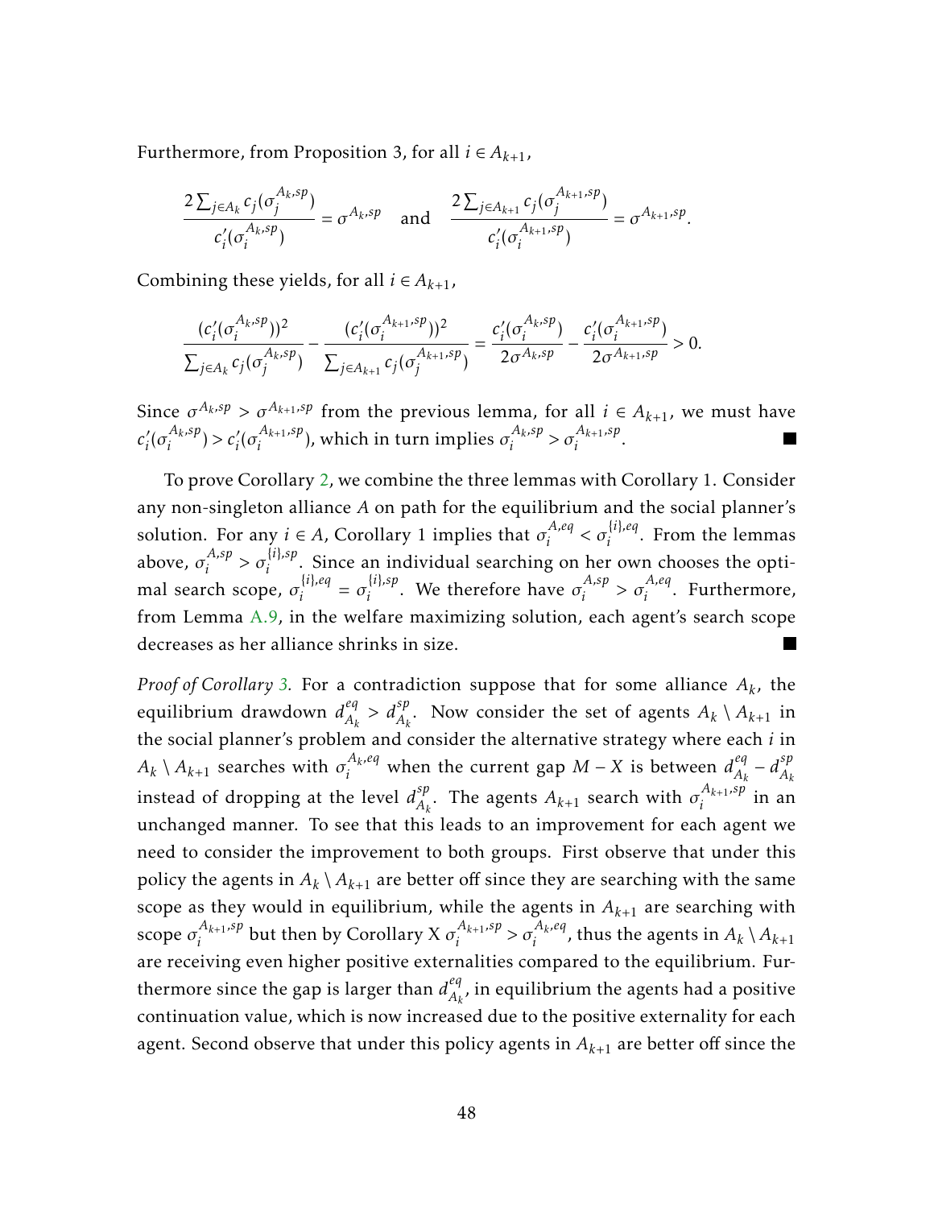Furthermore, from Proposition 3, for all $i \in A_{k+1}$,

$$\frac{2\sum_{j\in A_k} c_j(\sigma_j^{A_k,sp})}{c_i'(\sigma_i^{A_k,sp})} = \sigma^{A_k,sp} \quad \text{and} \quad \frac{2\sum_{j\in A_{k+1}} c_j(\sigma_j^{A_{k+1},sp})}{c_i'(\sigma_i^{A_{k+1},sp})} = \sigma^{A_{k+1},sp}.$$

Combining these yields, for all $i \in A_{k+1}$,

$$\frac{(c_i'(\sigma_i^{A_k,sp}))^2}{\sum_{j\in A_k} c_j(\sigma_j^{A_k,sp})} - \frac{(c_i'(\sigma_i^{A_{k+1},sp}))^2}{\sum_{j\in A_{k+1}} c_j(\sigma_j^{A_{k+1},sp})} = \frac{c_i'(\sigma_i^{A_k,sp})}{2\sigma^{A_k,sp}} - \frac{c_i'(\sigma_i^{A_{k+1},sp})}{2\sigma^{A_{k+1},sp}} > 0.$$

Since $\sigma^{A_k,sp} > \sigma^{A_{k+1},sp}$ from the previous lemma, for all $i \in A_{k+1}$, we must have $c_i'(\sigma_i^{A_k,sp}) > c_i'(\sigma_i^{A_{k+1},sp})$, which in turn implies $\sigma_i^{A_k,sp} > \sigma_i^{A_{k+1},sp}$. ■

To prove Corollary 2, we combine the three lemmas with Corollary 1. Consider any non-singleton alliance $A$ on path for the equilibrium and the social planner's solution. For any $i \in A$, Corollary 1 implies that $\sigma_i^{A,eq} < \sigma_i^{\{i\},eq}$. From the lemmas above, $\sigma_i^{A,sp} > \sigma_i^{\{i\},sp}$. Since an individual searching on her own chooses the optimal search scope, $\sigma_i^{\{i\},eq} = \sigma_i^{\{i\},sp}$. We therefore have $\sigma_i^{A,sp} > \sigma_i^{A,eq}$. Furthermore, from Lemma A.9, in the welfare maximizing solution, each agent's search scope decreases as her alliance shrinks in size. ■

*Proof of Corollary 3.* For a contradiction suppose that for some alliance $A_k$, the equilibrium drawdown $d_{A_k}^{eq} > d_{A_k}^{sp}$. Now consider the set of agents $A_k \setminus A_{k+1}$ in the social planner's problem and consider the alternative strategy where each $i$ in $A_k \setminus A_{k+1}$ searches with $\sigma_i^{A_k,eq}$ when the current gap $M - X$ is between $d_{A_k}^{eq} - d_{A_k}^{sp}$ instead of dropping at the level $d_{A_k}^{sp}$. The agents $A_{k+1}$ search with $\sigma_i^{A_{k+1},sp}$ in an unchanged manner. To see that this leads to an improvement for each agent we need to consider the improvement to both groups. First observe that under this policy the agents in $A_k \setminus A_{k+1}$ are better off since they are searching with the same scope as they would in equilibrium, while the agents in $A_{k+1}$ are searching with scope $\sigma_i^{A_{k+1},sp}$ but then by Corollary X $\sigma_i^{A_{k+1},sp} > \sigma_i^{A_k,eq}$, thus the agents in $A_k \setminus A_{k+1}$ are receiving even higher positive externalities compared to the equilibrium. Furthermore since the gap is larger than $d_{A_k}^{eq}$, in equilibrium the agents had a positive continuation value, which is now increased due to the positive externality for each agent. Second observe that under this policy agents in $A_{k+1}$ are better off since the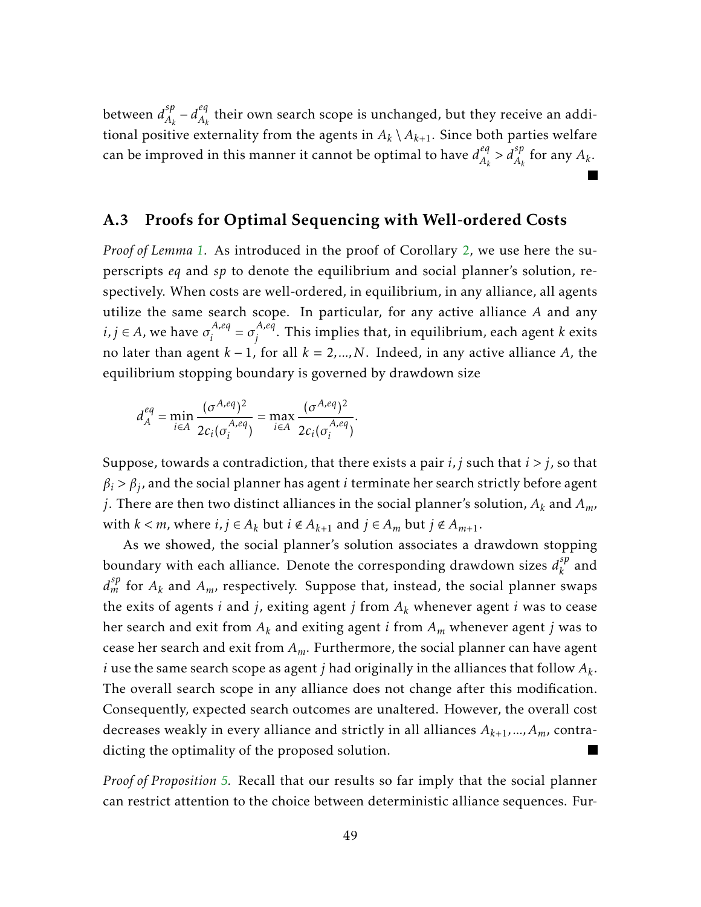between $d^{sp}_{A_k} - d^{eq}_{A_k}$ their own search scope is unchanged, but they receive an additional positive externality from the agents in $A_k \setminus A_{k+1}$. Since both parties welfare can be improved in this manner it cannot be optimal to have $d^{eq}_{A_k} > d^{sp}_{A_k}$ for any $A_k$. ■

### A.3 Proofs for Optimal Sequencing with Well-ordered Costs

*Proof of Lemma 1.* As introduced in the proof of Corollary 2, we use here the superscripts *eq* and *sp* to denote the equilibrium and social planner's solution, respectively. When costs are well-ordered, in equilibrium, in any alliance, all agents utilize the same search scope. In particular, for any active alliance $A$ and any $i, j \in A$, we have $\sigma_i^{A,eq} = \sigma_j^{A,eq}$. This implies that, in equilibrium, each agent $k$ exits no later than agent $k-1$, for all $k = 2, ..., N$. Indeed, in any active alliance $A$, the equilibrium stopping boundary is governed by drawdown size

$$d^{eq}_A = \min_{i \in A} \frac{(\sigma^{A,eq})^2}{2c_i(\sigma_i^{A,eq})} = \max_{i \in A} \frac{(\sigma^{A,eq})^2}{2c_i(\sigma_i^{A,eq})}.$$

Suppose, towards a contradiction, that there exists a pair $i, j$ such that $i > j$, so that $\beta_i > \beta_j$, and the social planner has agent $i$ terminate her search strictly before agent $j$. There are then two distinct alliances in the social planner's solution, $A_k$ and $A_m$, with $k < m$, where $i, j \in A_k$ but $i \notin A_{k+1}$ and $j \in A_m$ but $j \notin A_{m+1}$.

As we showed, the social planner's solution associates a drawdown stopping boundary with each alliance. Denote the corresponding drawdown sizes $d^{sp}_k$ and $d^{sp}_m$ for $A_k$ and $A_m$, respectively. Suppose that, instead, the social planner swaps the exits of agents $i$ and $j$, exiting agent $j$ from $A_k$ whenever agent $i$ was to cease her search and exit from $A_k$ and exiting agent $i$ from $A_m$ whenever agent $j$ was to cease her search and exit from $A_m$. Furthermore, the social planner can have agent $i$ use the same search scope as agent $j$ had originally in the alliances that follow $A_k$. The overall search scope in any alliance does not change after this modification. Consequently, expected search outcomes are unaltered. However, the overall cost decreases weakly in every alliance and strictly in all alliances $A_{k+1}, ..., A_m$, contradicting the optimality of the proposed solution. ■

*Proof of Proposition 5.* Recall that our results so far imply that the social planner can restrict attention to the choice between deterministic alliance sequences. Fur-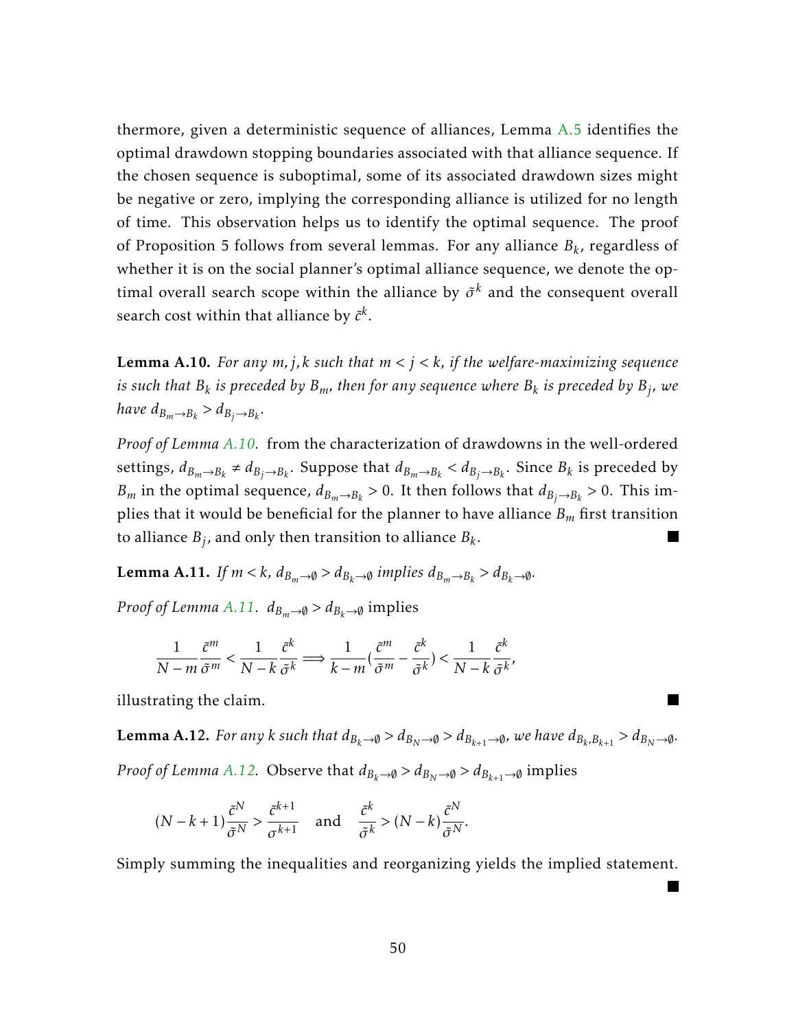thermore, given a deterministic sequence of alliances, Lemma A.5 identifies the optimal drawdown stopping boundaries associated with that alliance sequence. If the chosen sequence is suboptimal, some of its associated drawdown sizes might be negative or zero, implying the corresponding alliance is utilized for no length of time. This observation helps us to identify the optimal sequence. The proof of Proposition 5 follows from several lemmas. For any alliance $B_k$, regardless of whether it is on the social planner's optimal alliance sequence, we denote the optimal overall search scope within the alliance by $\tilde{\sigma}^k$ and the consequent overall search cost within that alliance by $\tilde{c}^k$.

**Lemma A.10.** *For any $m, j, k$ such that $m < j < k$, if the welfare-maximizing sequence is such that $B_k$ is preceded by $B_m$, then for any sequence where $B_k$ is preceded by $B_j$, we have $d_{B_m \to B_k} > d_{B_j \to B_k}$.*

*Proof of Lemma A.10.* from the characterization of drawdowns in the well-ordered settings, $d_{B_m \to B_k} \neq d_{B_j \to B_k}$. Suppose that $d_{B_m \to B_k} < d_{B_j \to B_k}$. Since $B_k$ is preceded by $B_m$ in the optimal sequence, $d_{B_m \to B_k} > 0$. It then follows that $d_{B_j \to B_k} > 0$. This implies that it would be beneficial for the planner to have alliance $B_m$ first transition to alliance $B_j$, and only then transition to alliance $B_k$. ■

**Lemma A.11.** *If $m < k$, $d_{B_m \to \emptyset} > d_{B_k \to \emptyset}$ implies $d_{B_m \to B_k} > d_{B_k \to \emptyset}$.*

*Proof of Lemma A.11.* $d_{B_m \to \emptyset} > d_{B_k \to \emptyset}$ implies

$$\frac{1}{N-m}\frac{\tilde{c}^m}{\tilde{\sigma}^m} < \frac{1}{N-k}\frac{\tilde{c}^k}{\tilde{\sigma}^k} \Longrightarrow \frac{1}{k-m}\left(\frac{\tilde{c}^m}{\tilde{\sigma}^m} - \frac{\tilde{c}^k}{\tilde{\sigma}^k}\right) < \frac{1}{N-k}\frac{\tilde{c}^k}{\tilde{\sigma}^k},$$

illustrating the claim. ■

**Lemma A.12.** *For any $k$ such that $d_{B_k \to \emptyset} > d_{B_N \to \emptyset} > d_{B_{k+1} \to \emptyset}$, we have $d_{B_k, B_{k+1}} > d_{B_N \to \emptyset}$.*

*Proof of Lemma A.12.* Observe that $d_{B_k \to \emptyset} > d_{B_N \to \emptyset} > d_{B_{k+1} \to \emptyset}$ implies

$$(N-k+1)\frac{\tilde{c}^N}{\tilde{\sigma}^N} > \frac{\tilde{c}^{k+1}}{\sigma^{k+1}} \quad \text{and} \quad \frac{\tilde{c}^k}{\tilde{\sigma}^k} > (N-k)\frac{\tilde{c}^N}{\tilde{\sigma}^N}.$$

Simply summing the inequalities and reorganizing yields the implied statement. ■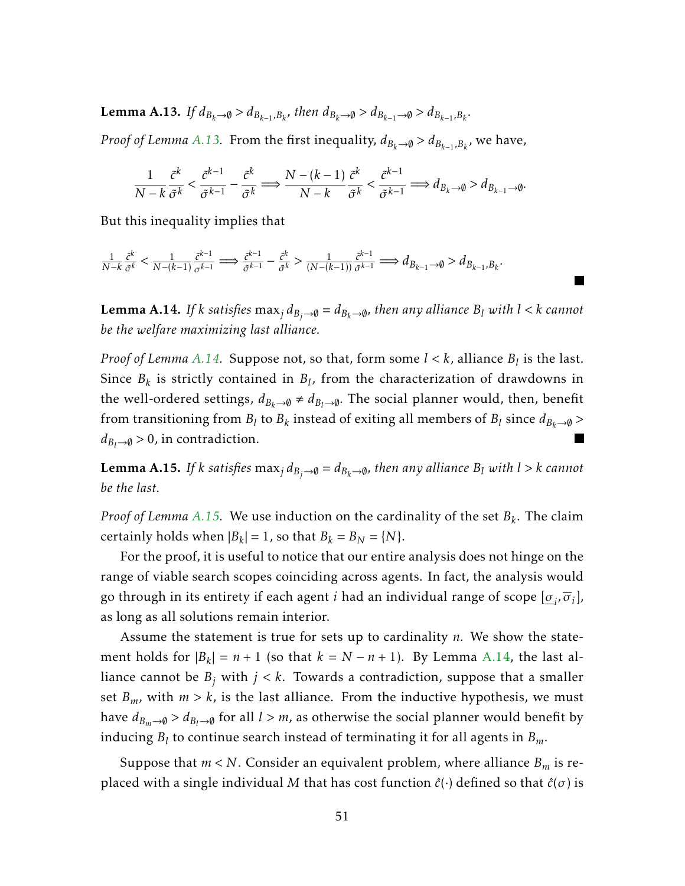**Lemma A.13.** *If $d_{B_k \to \emptyset} > d_{B_{k-1},B_k}$, then $d_{B_k \to \emptyset} > d_{B_{k-1} \to \emptyset} > d_{B_{k-1},B_k}$.*

*Proof of Lemma A.13.* From the first inequality, $d_{B_k \to \emptyset} > d_{B_{k-1},B_k}$, we have,

$$\frac{1}{N-k}\frac{\tilde{c}^k}{\tilde{\sigma}^k} < \frac{\tilde{c}^{k-1}}{\tilde{\sigma}^{k-1}} - \frac{\tilde{c}^k}{\tilde{\sigma}^k} \Longrightarrow \frac{N-(k-1)}{N-k}\frac{\tilde{c}^k}{\tilde{\sigma}^k} < \frac{\tilde{c}^{k-1}}{\tilde{\sigma}^{k-1}} \Longrightarrow d_{B_k \to \emptyset} > d_{B_{k-1} \to \emptyset}.$$

But this inequality implies that

$$\frac{1}{N-k}\frac{\tilde{c}^k}{\tilde{\sigma}^k} < \frac{1}{N-(k-1)}\frac{\tilde{c}^{k-1}}{\sigma^{k-1}} \Longrightarrow \frac{\tilde{c}^{k-1}}{\tilde{\sigma}^{k-1}} - \frac{\tilde{c}^k}{\tilde{\sigma}^k} > \frac{1}{(N-(k-1))}\frac{\tilde{c}^{k-1}}{\tilde{\sigma}^{k-1}} \Longrightarrow d_{B_{k-1} \to \emptyset} > d_{B_{k-1},B_k}.$$

■

**Lemma A.14.** *If $k$ satisfies $\max_j d_{B_j \to \emptyset} = d_{B_k \to \emptyset}$, then any alliance $B_l$ with $l < k$ cannot be the welfare maximizing last alliance.*

*Proof of Lemma A.14.* Suppose not, so that, form some $l < k$, alliance $B_l$ is the last. Since $B_k$ is strictly contained in $B_l$, from the characterization of drawdowns in the well-ordered settings, $d_{B_k \to \emptyset} \neq d_{B_l \to \emptyset}$. The social planner would, then, benefit from transitioning from $B_l$ to $B_k$ instead of exiting all members of $B_l$ since $d_{B_k \to \emptyset} > d_{B_l \to \emptyset} > 0$, in contradiction. ■

**Lemma A.15.** *If $k$ satisfies $\max_j d_{B_j \to \emptyset} = d_{B_k \to \emptyset}$, then any alliance $B_l$ with $l > k$ cannot be the last.*

*Proof of Lemma A.15.* We use induction on the cardinality of the set $B_k$. The claim certainly holds when $|B_k| = 1$, so that $B_k = B_N = \{N\}$.

For the proof, it is useful to notice that our entire analysis does not hinge on the range of viable search scopes coinciding across agents. In fact, the analysis would go through in its entirety if each agent $i$ had an individual range of scope $[\underline{\sigma}_i, \overline{\sigma}_i]$, as long as all solutions remain interior.

Assume the statement is true for sets up to cardinality $n$. We show the statement holds for $|B_k| = n+1$ (so that $k = N - n + 1$). By Lemma A.14, the last alliance cannot be $B_j$ with $j < k$. Towards a contradiction, suppose that a smaller set $B_m$, with $m > k$, is the last alliance. From the inductive hypothesis, we must have $d_{B_m \to \emptyset} > d_{B_l \to \emptyset}$ for all $l > m$, as otherwise the social planner would benefit by inducing $B_l$ to continue search instead of terminating it for all agents in $B_m$.

Suppose that $m < N$. Consider an equivalent problem, where alliance $B_m$ is replaced with a single individual $M$ that has cost function $\hat{c}(\cdot)$ defined so that $\hat{c}(\sigma)$ is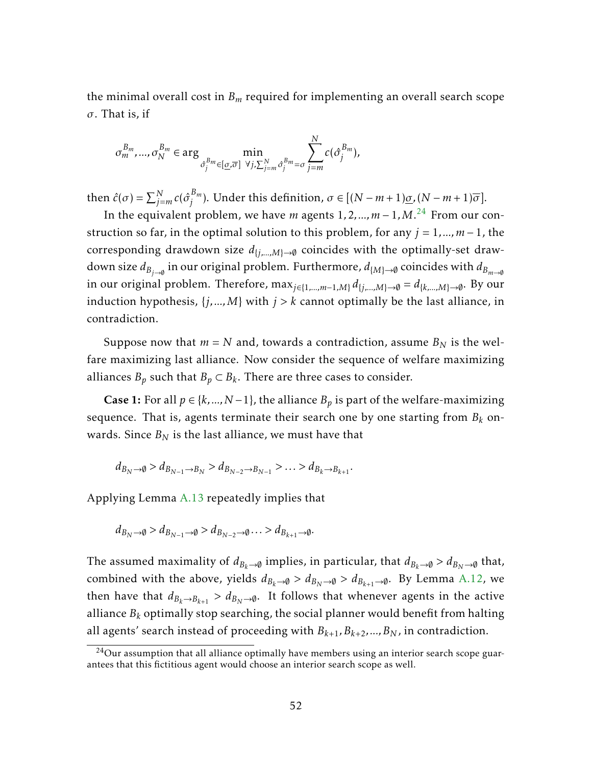the minimal overall cost in $B_m$ required for implementing an overall search scope $\sigma$. That is, if

$$\sigma_m^{B_m}, ..., \sigma_N^{B_m} \in \arg \min_{\hat{\sigma}_j^{B_m} \in [\underline{\sigma}, \overline{\sigma}] \ \forall j, \sum_{j=m}^{N} \hat{\sigma}_j^{B_m} = \sigma} \sum_{j=m}^{N} c(\hat{\sigma}_j^{B_m}),$$

then $\hat{c}(\sigma) = \sum_{j=m}^{N} c(\hat{\sigma}_j^{B_m})$. Under this definition, $\sigma \in [(N-m+1)\underline{\sigma}, (N-m+1)\overline{\sigma}]$.

In the equivalent problem, we have $m$ agents $1, 2, ..., m-1, M$.[24] From our construction so far, in the optimal solution to this problem, for any $j = 1, ..., m-1$, the corresponding drawdown size $d_{\{j,...,M\} \to \emptyset}$ coincides with the optimally-set drawdown size $d_{B_{j \to \emptyset}}$ in our original problem. Furthermore, $d_{\{M\} \to \emptyset}$ coincides with $d_{B_{m \to \emptyset}}$ in our original problem. Therefore, $\max_{j \in \{1,...,m-1,M\}} d_{\{j,...,M\} \to \emptyset} = d_{\{k,...,M\} \to \emptyset}$. By our induction hypothesis, $\{j, ..., M\}$ with $j > k$ cannot optimally be the last alliance, in contradiction.

Suppose now that $m = N$ and, towards a contradiction, assume $B_N$ is the welfare maximizing last alliance. Now consider the sequence of welfare maximizing alliances $B_p$ such that $B_p \subset B_k$. There are three cases to consider.

**Case 1:** For all $p \in \{k, ..., N-1\}$, the alliance $B_p$ is part of the welfare-maximizing sequence. That is, agents terminate their search one by one starting from $B_k$ onwards. Since $B_N$ is the last alliance, we must have that

$$d_{B_N \to \emptyset} > d_{B_{N-1} \to B_N} > d_{B_{N-2} \to B_{N-1}} > \ldots > d_{B_k \to B_{k+1}}.$$

Applying Lemma A.13 repeatedly implies that

$$d_{B_N \to \emptyset} > d_{B_{N-1} \to \emptyset} > d_{B_{N-2} \to \emptyset} \ldots > d_{B_{k+1} \to \emptyset}.$$

The assumed maximality of $d_{B_k \to \emptyset}$ implies, in particular, that $d_{B_k \to \emptyset} > d_{B_N \to \emptyset}$ that, combined with the above, yields $d_{B_k \to \emptyset} > d_{B_N \to \emptyset} > d_{B_{k+1} \to \emptyset}$. By Lemma A.12, we then have that $d_{B_k \to B_{k+1}} > d_{B_N \to \emptyset}$. It follows that whenever agents in the active alliance $B_k$ optimally stop searching, the social planner would benefit from halting all agents' search instead of proceeding with $B_{k+1}, B_{k+2}, ..., B_N$, in contradiction.

[24]Our assumption that all alliance optimally have members using an interior search scope guarantees that this fictitious agent would choose an interior search scope as well.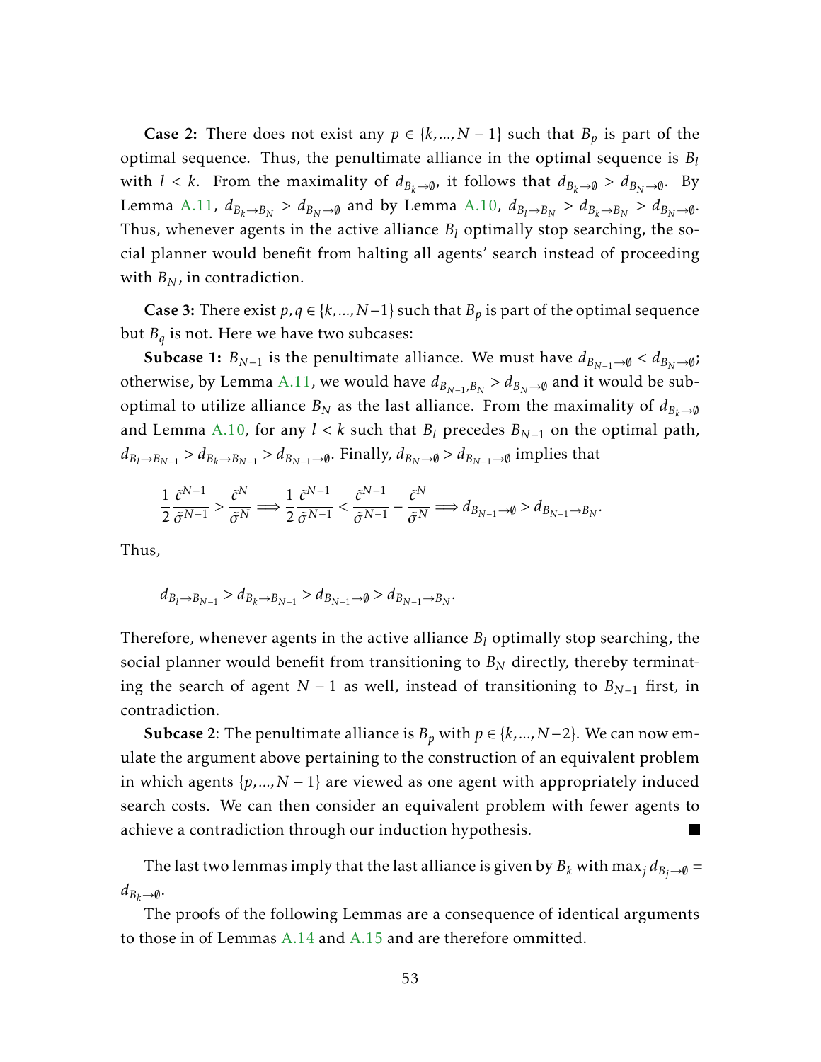**Case 2:** There does not exist any $p \in \{k, ..., N-1\}$ such that $B_p$ is part of the optimal sequence. Thus, the penultimate alliance in the optimal sequence is $B_l$ with $l < k$. From the maximality of $d_{B_k \to \emptyset}$, it follows that $d_{B_k \to \emptyset} > d_{B_N \to \emptyset}$. By Lemma A.11, $d_{B_k \to B_N} > d_{B_N \to \emptyset}$ and by Lemma A.10, $d_{B_l \to B_N} > d_{B_k \to B_N} > d_{B_N \to \emptyset}$. Thus, whenever agents in the active alliance $B_l$ optimally stop searching, the social planner would benefit from halting all agents' search instead of proceeding with $B_N$, in contradiction.

**Case 3:** There exist $p, q \in \{k, ..., N-1\}$ such that $B_p$ is part of the optimal sequence but $B_q$ is not. Here we have two subcases:

**Subcase 1:** $B_{N-1}$ is the penultimate alliance. We must have $d_{B_{N-1} \to \emptyset} < d_{B_N \to \emptyset}$; otherwise, by Lemma A.11, we would have $d_{B_{N-1}, B_N} > d_{B_N \to \emptyset}$ and it would be suboptimal to utilize alliance $B_N$ as the last alliance. From the maximality of $d_{B_k \to \emptyset}$ and Lemma A.10, for any $l < k$ such that $B_l$ precedes $B_{N-1}$ on the optimal path, $d_{B_l \to B_{N-1}} > d_{B_k \to B_{N-1}} > d_{B_{N-1} \to \emptyset}$. Finally, $d_{B_N \to \emptyset} > d_{B_{N-1} \to \emptyset}$ implies that

$$\frac{1}{2} \frac{\tilde{c}^{N-1}}{\tilde{\sigma}^{N-1}} > \frac{\tilde{c}^N}{\tilde{\sigma}^N} \Longrightarrow \frac{1}{2} \frac{\tilde{c}^{N-1}}{\tilde{\sigma}^{N-1}} < \frac{\tilde{c}^{N-1}}{\tilde{\sigma}^{N-1}} - \frac{\tilde{c}^N}{\tilde{\sigma}^N} \Longrightarrow d_{B_{N-1} \to \emptyset} > d_{B_{N-1} \to B_N}.$$

Thus,

$$d_{B_l \to B_{N-1}} > d_{B_k \to B_{N-1}} > d_{B_{N-1} \to \emptyset} > d_{B_{N-1} \to B_N}.$$

Therefore, whenever agents in the active alliance $B_l$ optimally stop searching, the social planner would benefit from transitioning to $B_N$ directly, thereby terminating the search of agent $N-1$ as well, instead of transitioning to $B_{N-1}$ first, in contradiction.

**Subcase 2**: The penultimate alliance is $B_p$ with $p \in \{k, ..., N-2\}$. We can now emulate the argument above pertaining to the construction of an equivalent problem in which agents $\{p, ..., N-1\}$ are viewed as one agent with appropriately induced search costs. We can then consider an equivalent problem with fewer agents to achieve a contradiction through our induction hypothesis. ■

The last two lemmas imply that the last alliance is given by $B_k$ with $\max_j d_{B_j \to \emptyset} = d_{B_k \to \emptyset}$.

The proofs of the following Lemmas are a consequence of identical arguments to those in of Lemmas A.14 and A.15 and are therefore ommitted.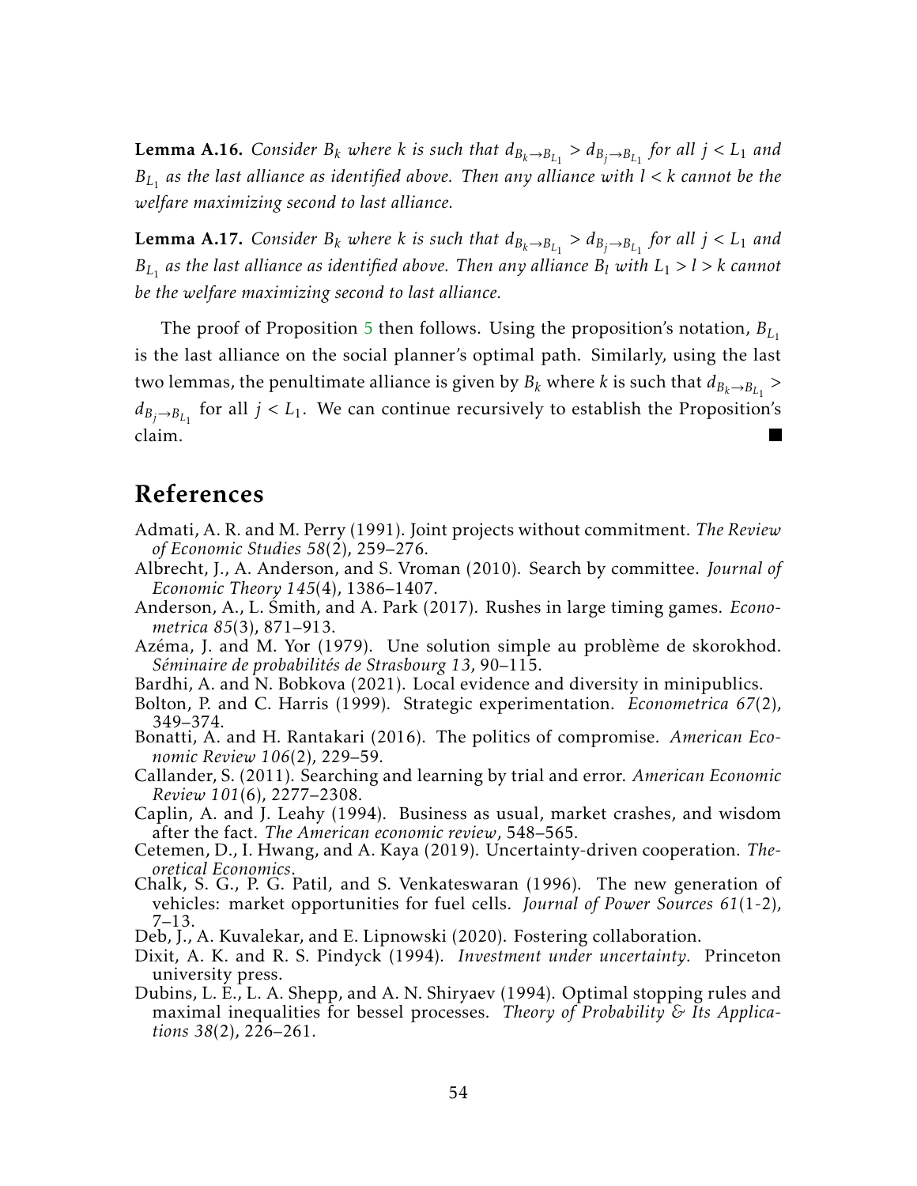**Lemma A.16.** *Consider $B_k$ where $k$ is such that $d_{B_k \to B_{L_1}} > d_{B_j \to B_{L_1}}$ for all $j < L_1$ and $B_{L_1}$ as the last alliance as identified above. Then any alliance with $l < k$ cannot be the welfare maximizing second to last alliance.*

**Lemma A.17.** *Consider $B_k$ where $k$ is such that $d_{B_k \to B_{L_1}} > d_{B_j \to B_{L_1}}$ for all $j < L_1$ and $B_{L_1}$ as the last alliance as identified above. Then any alliance $B_l$ with $L_1 > l > k$ cannot be the welfare maximizing second to last alliance.*

The proof of Proposition 5 then follows. Using the proposition's notation, $B_{L_1}$ is the last alliance on the social planner's optimal path. Similarly, using the last two lemmas, the penultimate alliance is given by $B_k$ where $k$ is such that $d_{B_k \to B_{L_1}} > d_{B_j \to B_{L_1}}$ for all $j < L_1$. We can continue recursively to establish the Proposition's claim. ■

## References

Admati, A. R. and M. Perry (1991). Joint projects without commitment. *The Review of Economic Studies 58*(2), 259–276.

Albrecht, J., A. Anderson, and S. Vroman (2010). Search by committee. *Journal of Economic Theory 145*(4), 1386–1407.

Anderson, A., L. Smith, and A. Park (2017). Rushes in large timing games. *Econometrica 85*(3), 871–913.

Azéma, J. and M. Yor (1979). Une solution simple au problème de skorokhod. *Séminaire de probabilités de Strasbourg 13*, 90–115.

Bardhi, A. and N. Bobkova (2021). Local evidence and diversity in minipublics.

Bolton, P. and C. Harris (1999). Strategic experimentation. *Econometrica 67*(2), 349–374.

Bonatti, A. and H. Rantakari (2016). The politics of compromise. *American Economic Review 106*(2), 229–59.

Callander, S. (2011). Searching and learning by trial and error. *American Economic Review 101*(6), 2277–2308.

Caplin, A. and J. Leahy (1994). Business as usual, market crashes, and wisdom after the fact. *The American economic review*, 548–565.

Cetemen, D., I. Hwang, and A. Kaya (2019). Uncertainty-driven cooperation. *Theoretical Economics*.

Chalk, S. G., P. G. Patil, and S. Venkateswaran (1996). The new generation of vehicles: market opportunities for fuel cells. *Journal of Power Sources 61*(1-2), 7–13.

Deb, J., A. Kuvalekar, and E. Lipnowski (2020). Fostering collaboration.

Dixit, A. K. and R. S. Pindyck (1994). *Investment under uncertainty*. Princeton university press.

Dubins, L. E., L. A. Shepp, and A. N. Shiryaev (1994). Optimal stopping rules and maximal inequalities for bessel processes. *Theory of Probability & Its Applications 38*(2), 226–261.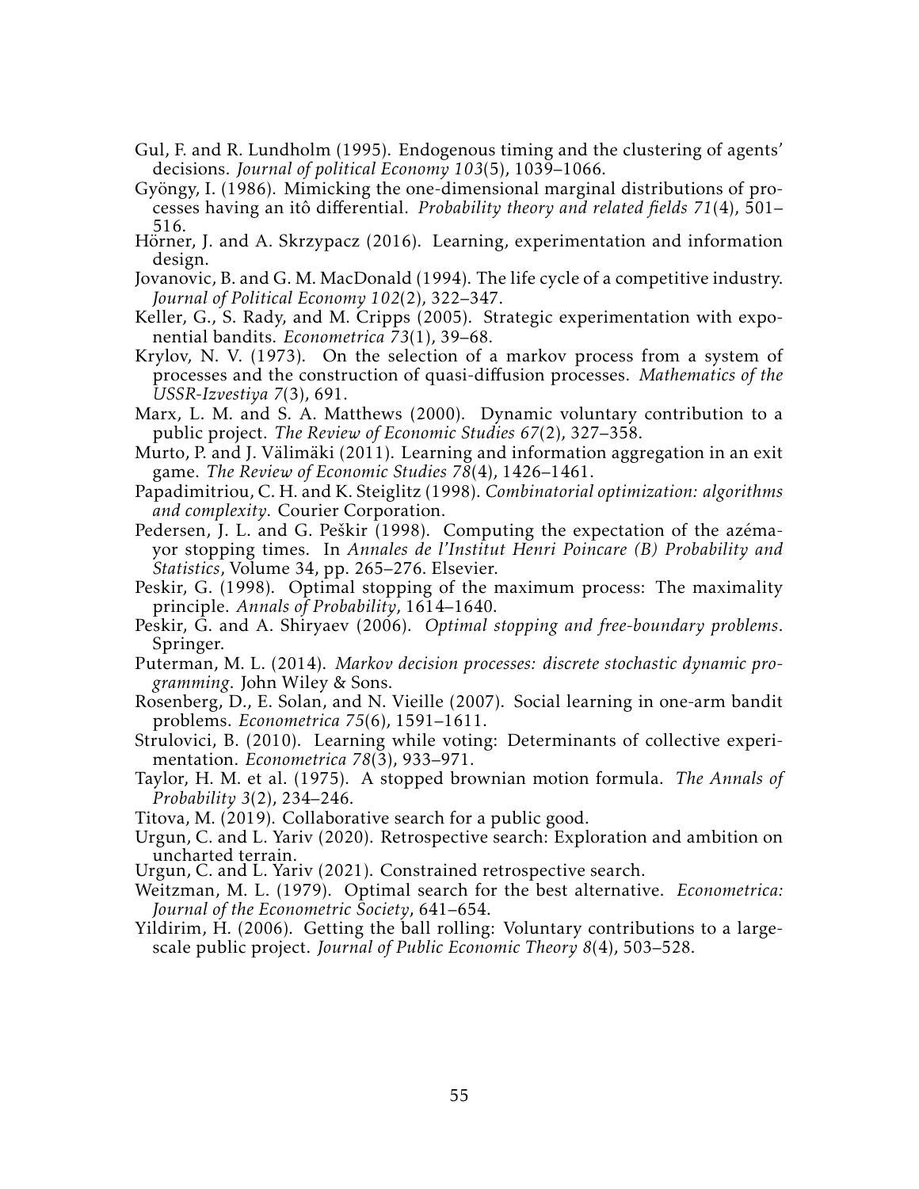Gul, F. and R. Lundholm (1995). Endogenous timing and the clustering of agents' decisions. *Journal of political Economy 103*(5), 1039–1066.

Gyöngy, I. (1986). Mimicking the one-dimensional marginal distributions of processes having an itô differential. *Probability theory and related fields 71*(4), 501–516.

Hörner, J. and A. Skrzypacz (2016). Learning, experimentation and information design.

Jovanovic, B. and G. M. MacDonald (1994). The life cycle of a competitive industry. *Journal of Political Economy 102*(2), 322–347.

Keller, G., S. Rady, and M. Cripps (2005). Strategic experimentation with exponential bandits. *Econometrica 73*(1), 39–68.

Krylov, N. V. (1973). On the selection of a markov process from a system of processes and the construction of quasi-diffusion processes. *Mathematics of the USSR-Izvestiya 7*(3), 691.

Marx, L. M. and S. A. Matthews (2000). Dynamic voluntary contribution to a public project. *The Review of Economic Studies 67*(2), 327–358.

Murto, P. and J. Välimäki (2011). Learning and information aggregation in an exit game. *The Review of Economic Studies 78*(4), 1426–1461.

Papadimitriou, C. H. and K. Steiglitz (1998). *Combinatorial optimization: algorithms and complexity*. Courier Corporation.

Pedersen, J. L. and G. Peškir (1998). Computing the expectation of the azémayor stopping times. In *Annales de l'Institut Henri Poincare (B) Probability and Statistics*, Volume 34, pp. 265–276. Elsevier.

Peskir, G. (1998). Optimal stopping of the maximum process: The maximality principle. *Annals of Probability*, 1614–1640.

Peskir, G. and A. Shiryaev (2006). *Optimal stopping and free-boundary problems*. Springer.

Puterman, M. L. (2014). *Markov decision processes: discrete stochastic dynamic programming*. John Wiley & Sons.

Rosenberg, D., E. Solan, and N. Vieille (2007). Social learning in one-arm bandit problems. *Econometrica 75*(6), 1591–1611.

Strulovici, B. (2010). Learning while voting: Determinants of collective experimentation. *Econometrica 78*(3), 933–971.

Taylor, H. M. et al. (1975). A stopped brownian motion formula. *The Annals of Probability 3*(2), 234–246.

Titova, M. (2019). Collaborative search for a public good.

Urgun, C. and L. Yariv (2020). Retrospective search: Exploration and ambition on uncharted terrain.

Urgun, C. and L. Yariv (2021). Constrained retrospective search.

Weitzman, M. L. (1979). Optimal search for the best alternative. *Econometrica: Journal of the Econometric Society*, 641–654.

Yildirim, H. (2006). Getting the ball rolling: Voluntary contributions to a large-scale public project. *Journal of Public Economic Theory 8*(4), 503–528.